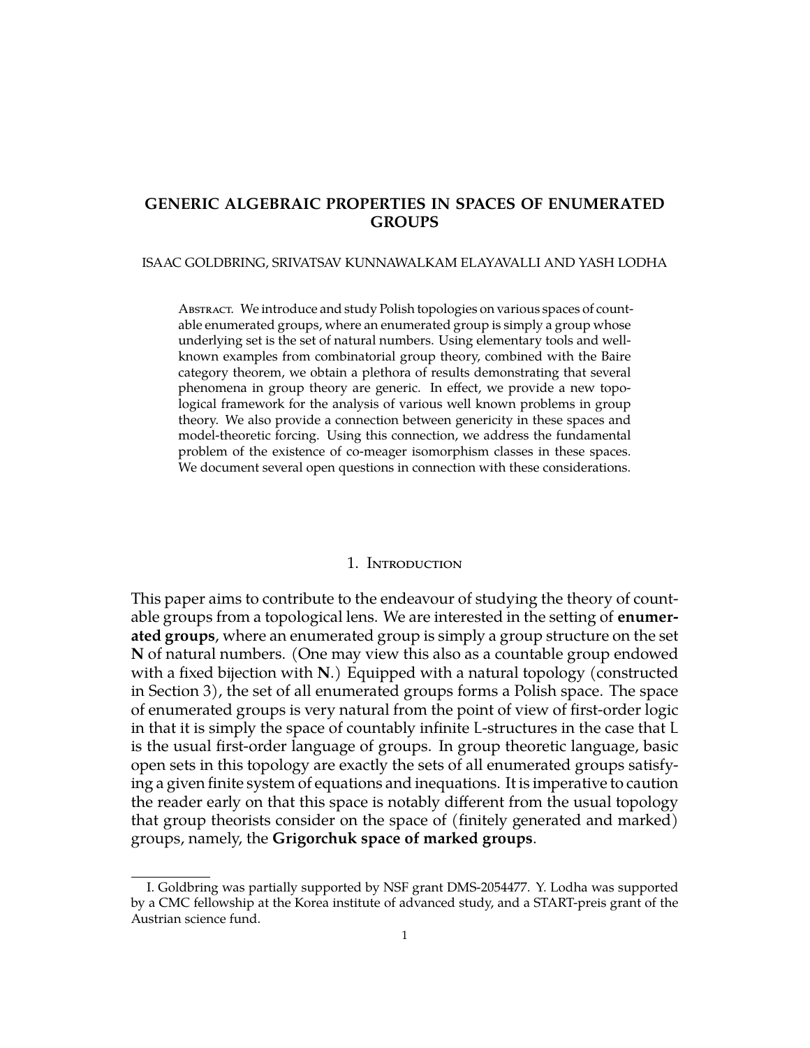# GENERIC ALGEBRAIC PROPERTIES IN SPACES OF ENUMERATED GROUPS

ISAAC GOLDBRING, SRIVATSAV KUNNAWALKAM ELAYAVALLI AND YASH LODHA

Abstract. We introduce and study Polish topologies on various spaces of countable enumerated groups, where an enumerated group is simply a group whose underlying set is the set of natural numbers. Using elementary tools and well-known examples from combinatorial group theory, combined with the Baire category theorem, we obtain a plethora of results demonstrating that several phenomena in group theory are generic. In effect, we provide a new topological framework for the analysis of various well known problems in group theory. We also provide a connection between genericity in these spaces and model-theoretic forcing. Using this connection, we address the fundamental problem of the existence of co-meager isomorphism classes in these spaces. We document several open questions in connection with these considerations.

## 1. Introduction

This paper aims to contribute to the endeavour of studying the theory of countable groups from a topological lens. We are interested in the setting of **enumerated groups**, where an enumerated group is simply a group structure on the set **N** of natural numbers. (One may view this also as a countable group endowed with a fixed bijection with **N**.) Equipped with a natural topology (constructed in Section 3), the set of all enumerated groups forms a Polish space. The space of enumerated groups is very natural from the point of view of first-order logic in that it is simply the space of countably infinite L-structures in the case that L is the usual first-order language of groups. In group theoretic language, basic open sets in this topology are exactly the sets of all enumerated groups satisfying a given finite system of equations and inequations. It is imperative to caution the reader early on that this space is notably different from the usual topology that group theorists consider on the space of (finitely generated and marked) groups, namely, the **Grigorchuk space of marked groups**.

---

I. Goldbring was partially supported by NSF grant DMS-2054477. Y. Lodha was supported by a CMC fellowship at the Korea institute of advanced study, and a START-preis grant of the Austrian science fund.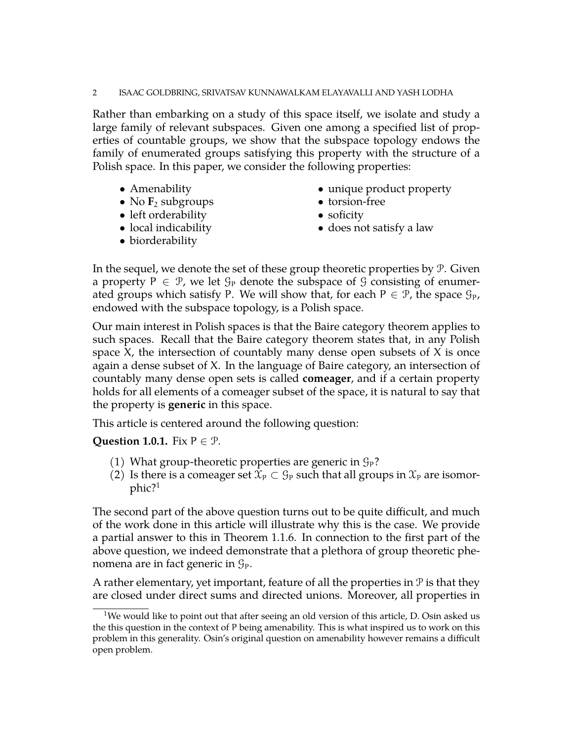Rather than embarking on a study of this space itself, we isolate and study a large family of relevant subspaces. Given one among a specified list of properties of countable groups, we show that the subspace topology endows the family of enumerated groups satisfying this property with the structure of a Polish space. In this paper, we consider the following properties:

- Amenability
- No $\mathbf{F}_2$ subgroups
- left orderability
- local indicability
- biorderability
- unique product property
- torsion-free
- soficity
- does not satisfy a law

In the sequel, we denote the set of these group theoretic properties by $\mathcal{P}$. Given a property $\mathsf{P} \in \mathcal{P}$, we let $\mathcal{G}_\mathsf{P}$ denote the subspace of $\mathcal{G}$ consisting of enumerated groups which satisfy $\mathsf{P}$. We will show that, for each $\mathsf{P} \in \mathcal{P}$, the space $\mathcal{G}_\mathsf{P}$, endowed with the subspace topology, is a Polish space.

Our main interest in Polish spaces is that the Baire category theorem applies to such spaces. Recall that the Baire category theorem states that, in any Polish space $X$, the intersection of countably many dense open subsets of $X$ is once again a dense subset of $X$. In the language of Baire category, an intersection of countably many dense open sets is called **comeager**, and if a certain property holds for all elements of a comeager subset of the space, it is natural to say that the property is **generic** in this space.

This article is centered around the following question:

**Question 1.0.1.** Fix $\mathsf{P} \in \mathcal{P}$.

(1) What group-theoretic properties are generic in $\mathcal{G}_\mathsf{P}$?
(2) Is there is a comeager set $\mathcal{X}_\mathsf{P} \subset \mathcal{G}_\mathsf{P}$ such that all groups in $\mathcal{X}_\mathsf{P}$ are isomorphic?[1]

The second part of the above question turns out to be quite difficult, and much of the work done in this article will illustrate why this is the case. We provide a partial answer to this in Theorem 1.1.6. In connection to the first part of the above question, we indeed demonstrate that a plethora of group theoretic phenomena are in fact generic in $\mathcal{G}_\mathsf{P}$.

A rather elementary, yet important, feature of all the properties in $\mathcal{P}$ is that they are closed under direct sums and directed unions. Moreover, all properties in

[1]We would like to point out that after seeing an old version of this article, D. Osin asked us the this question in the context of $\mathsf{P}$ being amenability. This is what inspired us to work on this problem in this generality. Osin's original question on amenability however remains a difficult open problem.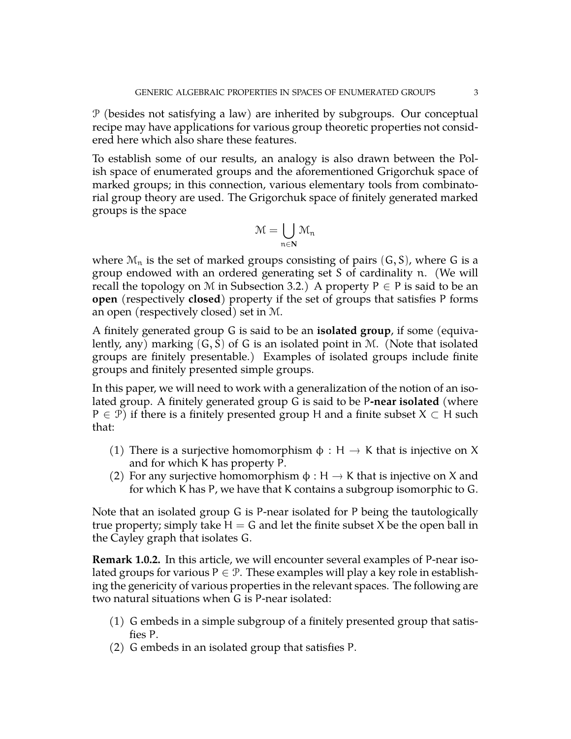$\mathcal{P}$ (besides not satisfying a law) are inherited by subgroups. Our conceptual recipe may have applications for various group theoretic properties not considered here which also share these features.

To establish some of our results, an analogy is also drawn between the Polish space of enumerated groups and the aforementioned Grigorchuk space of marked groups; in this connection, various elementary tools from combinatorial group theory are used. The Grigorchuk space of finitely generated marked groups is the space

$$\mathcal{M} = \bigcup_{n \in \mathbf{N}} \mathcal{M}_n$$

where $\mathcal{M}_n$ is the set of marked groups consisting of pairs $(G, S)$, where $G$ is a group endowed with an ordered generating set $S$ of cardinality $n$. (We will recall the topology on $\mathcal{M}$ in Subsection 3.2.) A property $P \in P$ is said to be an **open** (respectively **closed**) property if the set of groups that satisfies $P$ forms an open (respectively closed) set in $\mathcal{M}$.

A finitely generated group $G$ is said to be an **isolated group**, if some (equivalently, any) marking $(G, S)$ of $G$ is an isolated point in $\mathcal{M}$. (Note that isolated groups are finitely presentable.) Examples of isolated groups include finite groups and finitely presented simple groups.

In this paper, we will need to work with a generalization of the notion of an isolated group. A finitely generated group $G$ is said to be $P$**-near isolated** (where $P \in \mathcal{P}$) if there is a finitely presented group $H$ and a finite subset $X \subset H$ such that:

(1) There is a surjective homomorphism $\phi : H \to K$ that is injective on $X$ and for which $K$ has property $P$.
(2) For any surjective homomorphism $\phi : H \to K$ that is injective on $X$ and for which $K$ has $P$, we have that $K$ contains a subgroup isomorphic to $G$.

Note that an isolated group $G$ is $P$-near isolated for $P$ being the tautologically true property; simply take $H = G$ and let the finite subset $X$ be the open ball in the Cayley graph that isolates $G$.

**Remark 1.0.2.** In this article, we will encounter several examples of $P$-near isolated groups for various $P \in \mathcal{P}$. These examples will play a key role in establishing the genericity of various properties in the relevant spaces. The following are two natural situations when $G$ is $P$-near isolated:

(1) $G$ embeds in a simple subgroup of a finitely presented group that satisfies $P$.
(2) $G$ embeds in an isolated group that satisfies $P$.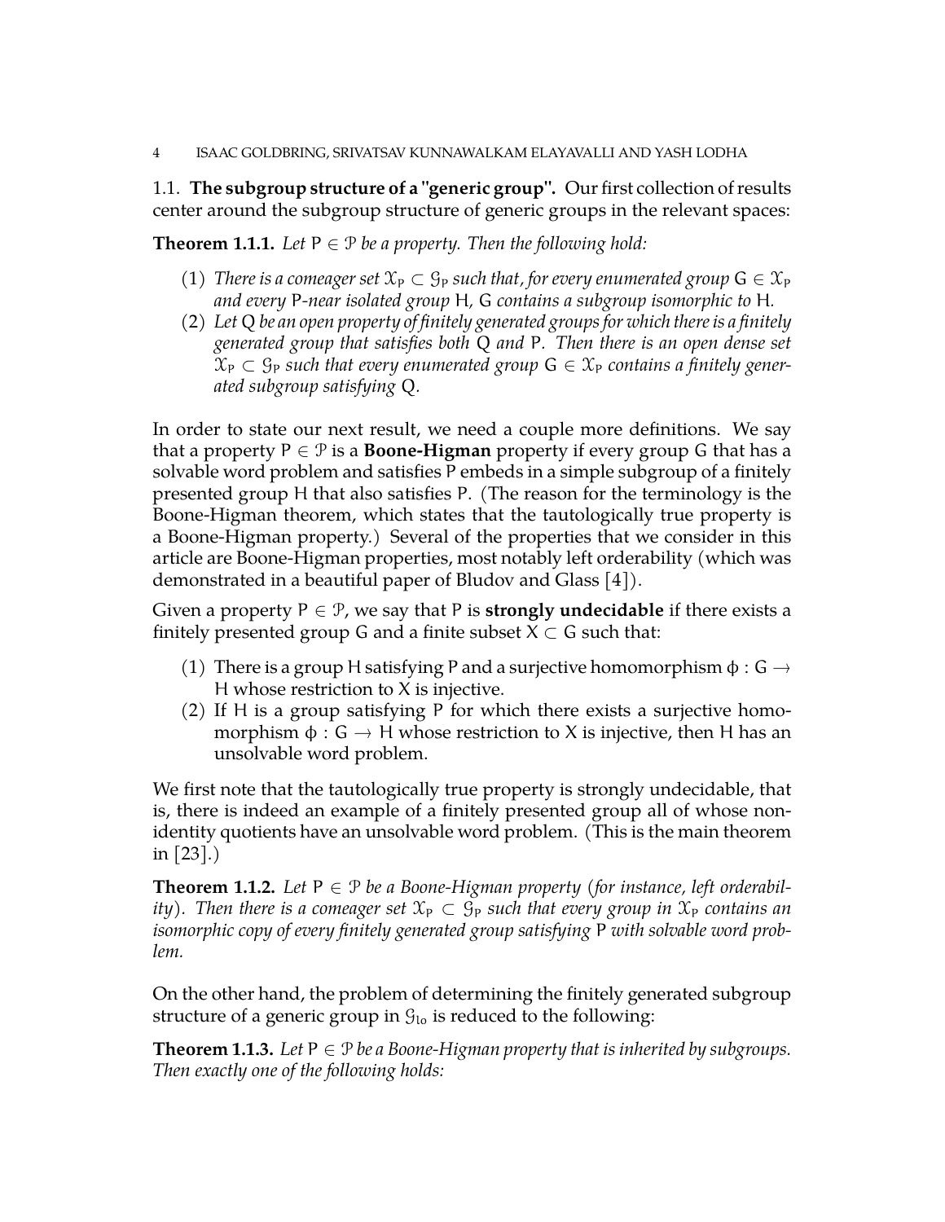### 1.1. **The subgroup structure of a "generic group".**

Our first collection of results center around the subgroup structure of generic groups in the relevant spaces:

**Theorem 1.1.1.** *Let $\mathsf{P} \in \mathcal{P}$ be a property. Then the following hold:*

1. *There is a comeager set $\mathcal{X}_\mathsf{P} \subset \mathcal{G}_\mathsf{P}$ such that, for every enumerated group $\mathsf{G} \in \mathcal{X}_\mathsf{P}$ and every $\mathsf{P}$-near isolated group $\mathsf{H}$, $\mathsf{G}$ contains a subgroup isomorphic to $\mathsf{H}$.*
2. *Let $\mathsf{Q}$ be an open property of finitely generated groups for which there is a finitely generated group that satisfies both $\mathsf{Q}$ and $\mathsf{P}$. Then there is an open dense set $\mathcal{X}_\mathsf{P} \subset \mathcal{G}_\mathsf{P}$ such that every enumerated group $\mathsf{G} \in \mathcal{X}_\mathsf{P}$ contains a finitely generated subgroup satisfying $\mathsf{Q}$.*

In order to state our next result, we need a couple more definitions. We say that a property $\mathsf{P} \in \mathcal{P}$ is a **Boone-Higman** property if every group $\mathsf{G}$ that has a solvable word problem and satisfies $\mathsf{P}$ embeds in a simple subgroup of a finitely presented group $\mathsf{H}$ that also satisfies $\mathsf{P}$. (The reason for the terminology is the Boone-Higman theorem, which states that the tautologically true property is a Boone-Higman property.) Several of the properties that we consider in this article are Boone-Higman properties, most notably left orderability (which was demonstrated in a beautiful paper of Bludov and Glass [4]).

Given a property $\mathsf{P} \in \mathcal{P}$, we say that $\mathsf{P}$ is **strongly undecidable** if there exists a finitely presented group $\mathsf{G}$ and a finite subset $\mathsf{X} \subset \mathsf{G}$ such that:

1. There is a group $\mathsf{H}$ satisfying $\mathsf{P}$ and a surjective homomorphism $\phi : \mathsf{G} \to \mathsf{H}$ whose restriction to $\mathsf{X}$ is injective.
2. If $\mathsf{H}$ is a group satisfying $\mathsf{P}$ for which there exists a surjective homomorphism $\phi : \mathsf{G} \to \mathsf{H}$ whose restriction to $\mathsf{X}$ is injective, then $\mathsf{H}$ has an unsolvable word problem.

We first note that the tautologically true property is strongly undecidable, that is, there is indeed an example of a finitely presented group all of whose non-identity quotients have an unsolvable word problem. (This is the main theorem in [23].)

**Theorem 1.1.2.** *Let $\mathsf{P} \in \mathcal{P}$ be a Boone-Higman property (for instance, left orderability). Then there is a comeager set $\mathcal{X}_\mathsf{P} \subset \mathcal{G}_\mathsf{P}$ such that every group in $\mathcal{X}_\mathsf{P}$ contains an isomorphic copy of every finitely generated group satisfying $\mathsf{P}$ with solvable word problem.*

On the other hand, the problem of determining the finitely generated subgroup structure of a generic group in $\mathcal{G}_{lo}$ is reduced to the following:

**Theorem 1.1.3.** *Let $\mathsf{P} \in \mathcal{P}$ be a Boone-Higman property that is inherited by subgroups. Then exactly one of the following holds:*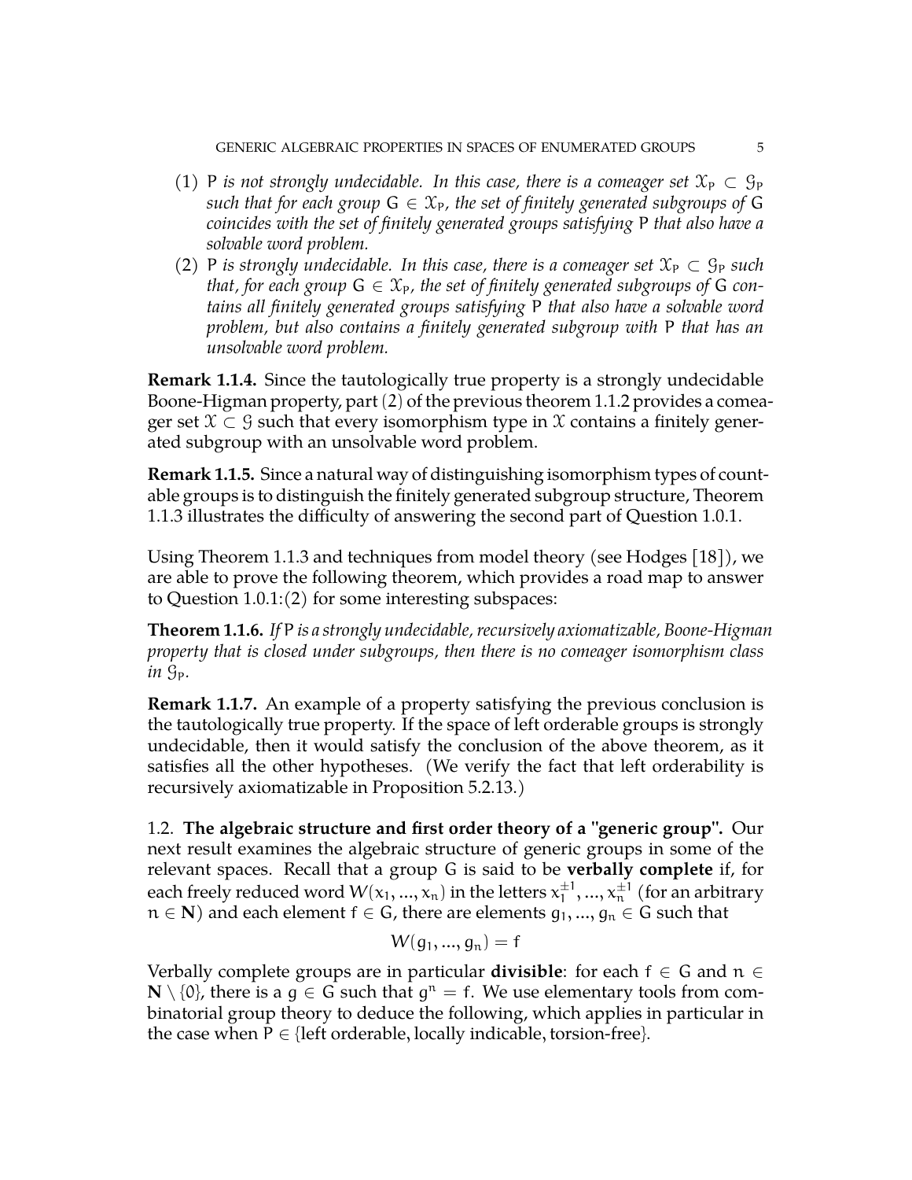(1) $P$ *is not strongly undecidable. In this case, there is a comeager set* $\mathcal{X}_P \subset \mathcal{G}_P$ *such that for each group* $G \in \mathcal{X}_P$*, the set of finitely generated subgroups of* $G$ *coincides with the set of finitely generated groups satisfying* $P$ *that also have a solvable word problem.*

(2) $P$ *is strongly undecidable. In this case, there is a comeager set* $\mathcal{X}_P \subset \mathcal{G}_P$ *such that, for each group* $G \in \mathcal{X}_P$*, the set of finitely generated subgroups of* $G$ *contains all finitely generated groups satisfying* $P$ *that also have a solvable word problem, but also contains a finitely generated subgroup with* $P$ *that has an unsolvable word problem.*

**Remark 1.1.4.** Since the tautologically true property is a strongly undecidable Boone-Higman property, part (2) of the previous theorem 1.1.2 provides a comeager set $\mathcal{X} \subset \mathcal{G}$ such that every isomorphism type in $\mathcal{X}$ contains a finitely generated subgroup with an unsolvable word problem.

**Remark 1.1.5.** Since a natural way of distinguishing isomorphism types of countable groups is to distinguish the finitely generated subgroup structure, Theorem 1.1.3 illustrates the difficulty of answering the second part of Question 1.0.1.

Using Theorem 1.1.3 and techniques from model theory (see Hodges [18]), we are able to prove the following theorem, which provides a road map to answer to Question 1.0.1:(2) for some interesting subspaces:

**Theorem 1.1.6.** *If* $P$ *is a strongly undecidable, recursively axiomatizable, Boone-Higman property that is closed under subgroups, then there is no comeager isomorphism class in* $\mathcal{G}_P$*.*

**Remark 1.1.7.** An example of a property satisfying the previous conclusion is the tautologically true property. If the space of left orderable groups is strongly undecidable, then it would satisfy the conclusion of the above theorem, as it satisfies all the other hypotheses. (We verify the fact that left orderability is recursively axiomatizable in Proposition 5.2.13.)

## 1.2. The algebraic structure and first order theory of a "generic group".

Our next result examines the algebraic structure of generic groups in some of the relevant spaces. Recall that a group $G$ is said to be **verbally complete** if, for each freely reduced word $W(x_1, ..., x_n)$ in the letters $x_1^{\pm 1}, ..., x_n^{\pm 1}$ (for an arbitrary $n \in \mathbf{N}$) and each element $f \in G$, there are elements $g_1, ..., g_n \in G$ such that

$$W(g_1, ..., g_n) = f$$

Verbally complete groups are in particular **divisible**: for each $f \in G$ and $n \in \mathbf{N} \setminus \{0\}$, there is a $g \in G$ such that $g^n = f$. We use elementary tools from combinatorial group theory to deduce the following, which applies in particular in the case when $P \in$ {left orderable, locally indicable, torsion-free}.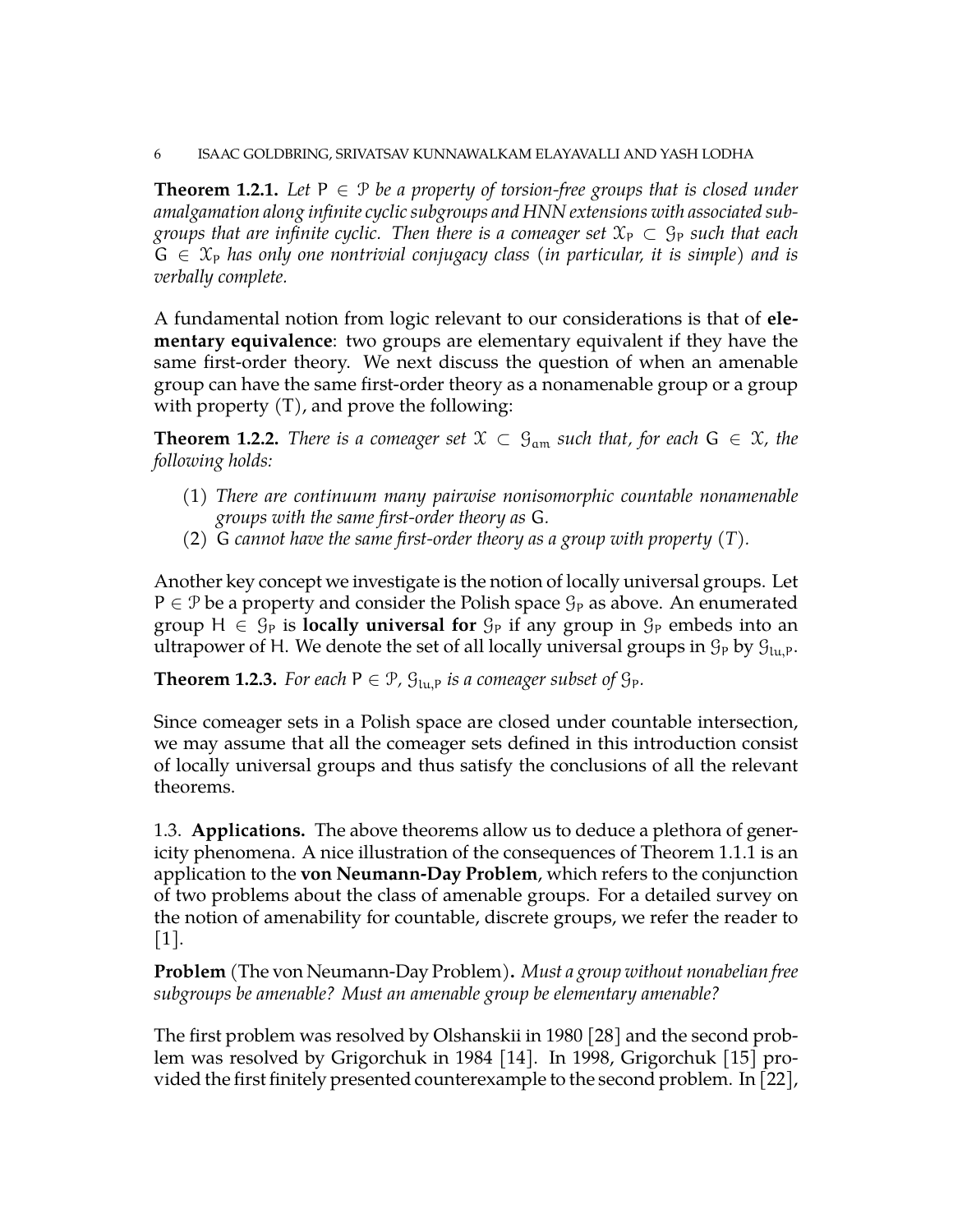**Theorem 1.2.1.** *Let $P \in \mathcal{P}$ be a property of torsion-free groups that is closed under amalgamation along infinite cyclic subgroups and HNN extensions with associated subgroups that are infinite cyclic. Then there is a comeager set $\mathcal{X}_P \subset \mathcal{G}_P$ such that each $G \in \mathcal{X}_P$ has only one nontrivial conjugacy class (in particular, it is simple) and is verbally complete.*

A fundamental notion from logic relevant to our considerations is that of **elementary equivalence**: two groups are elementary equivalent if they have the same first-order theory. We next discuss the question of when an amenable group can have the same first-order theory as a nonamenable group or a group with property (T), and prove the following:

**Theorem 1.2.2.** *There is a comeager set $\mathcal{X} \subset \mathcal{G}_{am}$ such that, for each $G \in \mathcal{X}$, the following holds:*

1. *There are continuum many pairwise nonisomorphic countable nonamenable groups with the same first-order theory as $G$.*
2. *$G$ cannot have the same first-order theory as a group with property (T).*

Another key concept we investigate is the notion of locally universal groups. Let $P \in \mathcal{P}$ be a property and consider the Polish space $\mathcal{G}_P$ as above. An enumerated group $H \in \mathcal{G}_P$ is **locally universal for** $\mathcal{G}_P$ if any group in $\mathcal{G}_P$ embeds into an ultrapower of $H$. We denote the set of all locally universal groups in $\mathcal{G}_P$ by $\mathcal{G}_{lu,P}$.

**Theorem 1.2.3.** *For each $P \in \mathcal{P}$, $\mathcal{G}_{lu,P}$ is a comeager subset of $\mathcal{G}_P$.*

Since comeager sets in a Polish space are closed under countable intersection, we may assume that all the comeager sets defined in this introduction consist of locally universal groups and thus satisfy the conclusions of all the relevant theorems.

1.3. **Applications.** The above theorems allow us to deduce a plethora of genericity phenomena. A nice illustration of the consequences of Theorem 1.1.1 is an application to the **von Neumann-Day Problem**, which refers to the conjunction of two problems about the class of amenable groups. For a detailed survey on the notion of amenability for countable, discrete groups, we refer the reader to [1].

**Problem** (The von Neumann-Day Problem)**.** *Must a group without nonabelian free subgroups be amenable? Must an amenable group be elementary amenable?*

The first problem was resolved by Olshanskii in 1980 [28] and the second problem was resolved by Grigorchuk in 1984 [14]. In 1998, Grigorchuk [15] provided the first finitely presented counterexample to the second problem. In [22],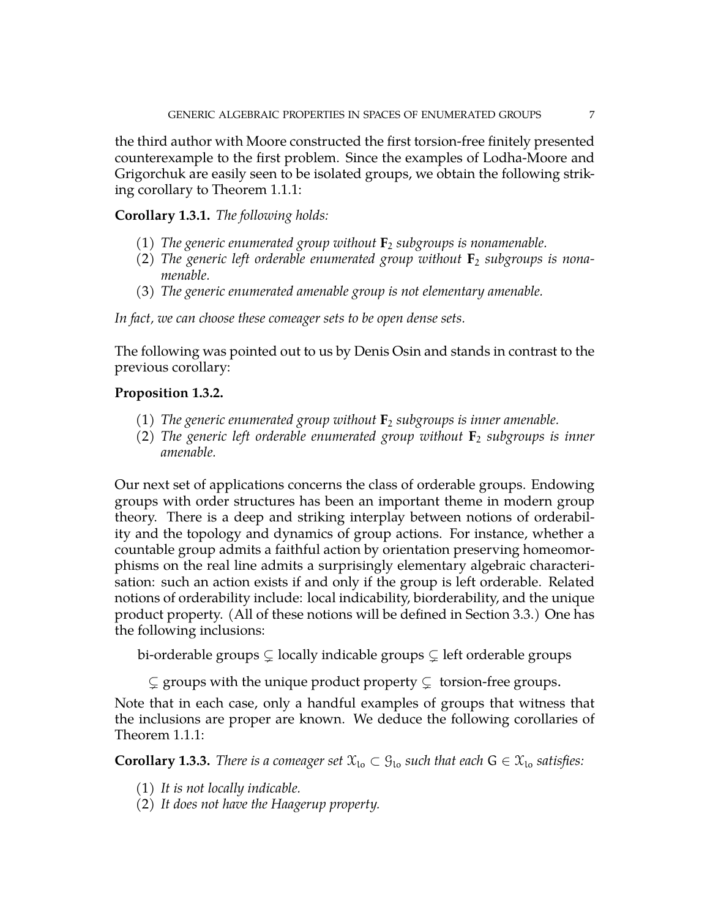the third author with Moore constructed the first torsion-free finitely presented counterexample to the first problem. Since the examples of Lodha-Moore and Grigorchuk are easily seen to be isolated groups, we obtain the following striking corollary to Theorem 1.1.1:

**Corollary 1.3.1.** *The following holds:*

1. *The generic enumerated group without $\mathbf{F}_2$ subgroups is nonamenable.*
2. *The generic left orderable enumerated group without $\mathbf{F}_2$ subgroups is nonamenable.*
3. *The generic enumerated amenable group is not elementary amenable.*

*In fact, we can choose these comeager sets to be open dense sets.*

The following was pointed out to us by Denis Osin and stands in contrast to the previous corollary:

**Proposition 1.3.2.**

1. *The generic enumerated group without $\mathbf{F}_2$ subgroups is inner amenable.*
2. *The generic left orderable enumerated group without $\mathbf{F}_2$ subgroups is inner amenable.*

Our next set of applications concerns the class of orderable groups. Endowing groups with order structures has been an important theme in modern group theory. There is a deep and striking interplay between notions of orderability and the topology and dynamics of group actions. For instance, whether a countable group admits a faithful action by orientation preserving homeomorphisms on the real line admits a surprisingly elementary algebraic characterisation: such an action exists if and only if the group is left orderable. Related notions of orderability include: local indicability, biorderability, and the unique product property. (All of these notions will be defined in Section 3.3.) One has the following inclusions:

$$\text{bi-orderable groups} \subsetneq \text{locally indicable groups} \subsetneq \text{left orderable groups}$$

$$\subsetneq \text{groups with the unique product property} \subsetneq \text{ torsion-free groups.}$$

Note that in each case, only a handful examples of groups that witness that the inclusions are proper are known. We deduce the following corollaries of Theorem 1.1.1:

**Corollary 1.3.3.** *There is a comeager set $\mathcal{X}_{lo} \subset \mathcal{G}_{lo}$ such that each $\mathsf{G} \in \mathcal{X}_{lo}$ satisfies:*

1. *It is not locally indicable.*
2. *It does not have the Haagerup property.*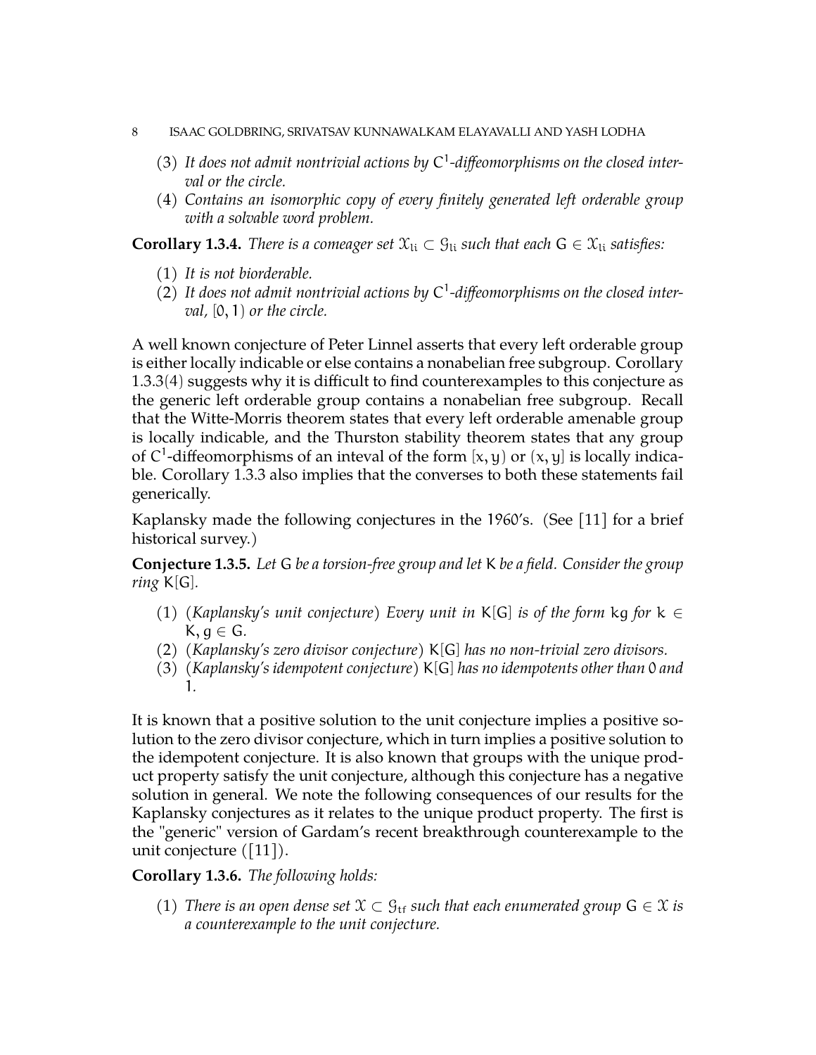(3) *It does not admit nontrivial actions by $C^1$-diffeomorphisms on the closed interval or the circle.*
(4) *Contains an isomorphic copy of every finitely generated left orderable group with a solvable word problem.*

**Corollary 1.3.4.** *There is a comeager set $\mathcal{X}_{li} \subset \mathcal{G}_{li}$ such that each $G \in \mathcal{X}_{li}$ satisfies:*

(1) *It is not biorderable.*
(2) *It does not admit nontrivial actions by $C^1$-diffeomorphisms on the closed interval, $[0, 1)$ or the circle.*

A well known conjecture of Peter Linnel asserts that every left orderable group is either locally indicable or else contains a nonabelian free subgroup. Corollary 1.3.3(4) suggests why it is difficult to find counterexamples to this conjecture as the generic left orderable group contains a nonabelian free subgroup. Recall that the Witte-Morris theorem states that every left orderable amenable group is locally indicable, and the Thurston stability theorem states that any group of $C^1$-diffeomorphisms of an inteval of the form $[x, y)$ or $(x, y]$ is locally indicable. Corollary 1.3.3 also implies that the converses to both these statements fail generically.

Kaplansky made the following conjectures in the 1960's. (See [11] for a brief historical survey.)

**Conjecture 1.3.5.** *Let $G$ be a torsion-free group and let $K$ be a field. Consider the group ring $K[G]$.*

(1) (*Kaplansky's unit conjecture*) *Every unit in $K[G]$ is of the form $kg$ for $k \in K, g \in G$.*
(2) (*Kaplansky's zero divisor conjecture*) *$K[G]$ has no non-trivial zero divisors.*
(3) (*Kaplansky's idempotent conjecture*) *$K[G]$ has no idempotents other than $0$ and $1$.*

It is known that a positive solution to the unit conjecture implies a positive solution to the zero divisor conjecture, which in turn implies a positive solution to the idempotent conjecture. It is also known that groups with the unique product property satisfy the unit conjecture, although this conjecture has a negative solution in general. We note the following consequences of our results for the Kaplansky conjectures as it relates to the unique product property. The first is the "generic" version of Gardam's recent breakthrough counterexample to the unit conjecture ([11]).

**Corollary 1.3.6.** *The following holds:*

(1) *There is an open dense set $\mathcal{X} \subset \mathcal{G}_{tf}$ such that each enumerated group $G \in \mathcal{X}$ is a counterexample to the unit conjecture.*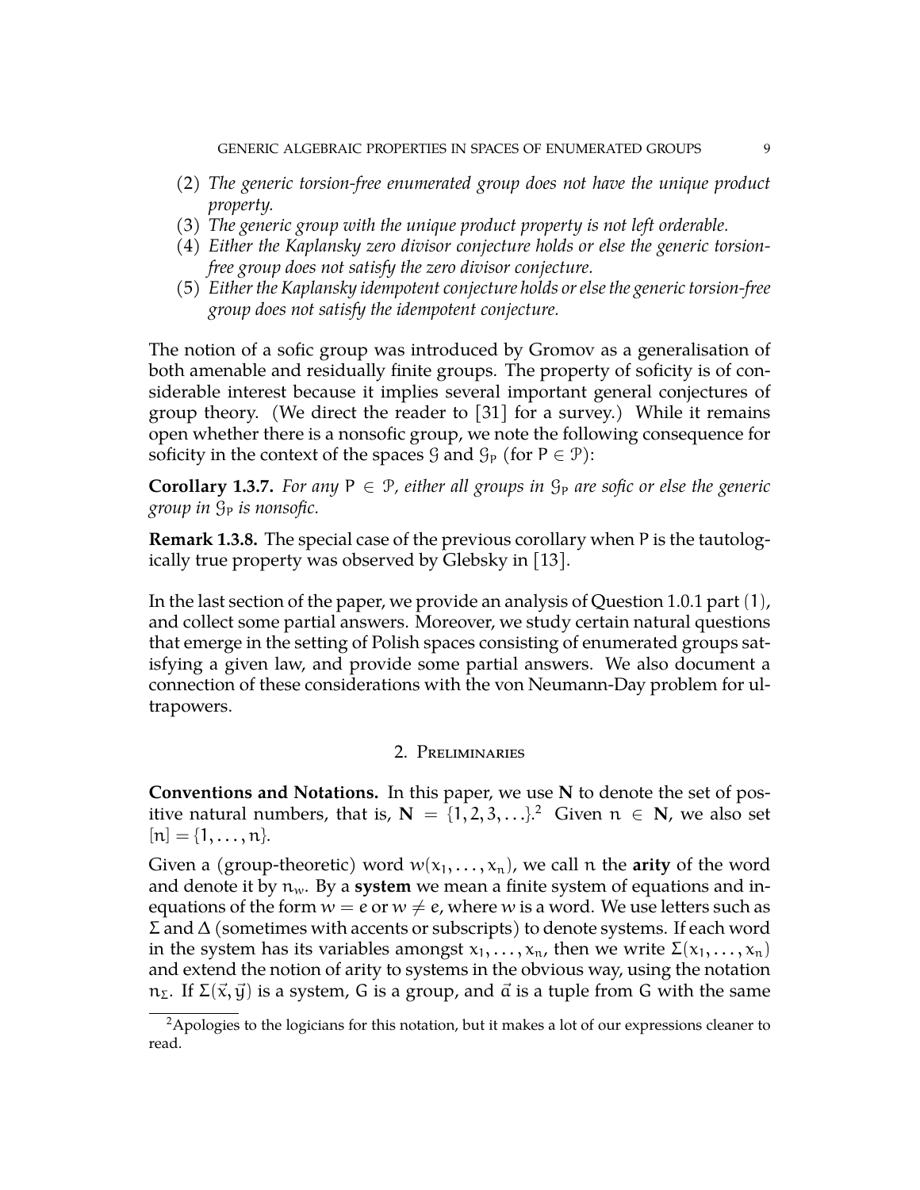(2) *The generic torsion-free enumerated group does not have the unique product property.*
(3) *The generic group with the unique product property is not left orderable.*
(4) *Either the Kaplansky zero divisor conjecture holds or else the generic torsion-free group does not satisfy the zero divisor conjecture.*
(5) *Either the Kaplansky idempotent conjecture holds or else the generic torsion-free group does not satisfy the idempotent conjecture.*

The notion of a sofic group was introduced by Gromov as a generalisation of both amenable and residually finite groups. The property of soficity is of considerable interest because it implies several important general conjectures of group theory. (We direct the reader to [31] for a survey.) While it remains open whether there is a nonsofic group, we note the following consequence for soficity in the context of the spaces $\mathcal{G}$ and $\mathcal{G}_P$ (for $P \in \mathcal{P}$):

**Corollary 1.3.7.** *For any $P \in \mathcal{P}$, either all groups in $\mathcal{G}_P$ are sofic or else the generic group in $\mathcal{G}_P$ is nonsofic.*

**Remark 1.3.8.** The special case of the previous corollary when $P$ is the tautologically true property was observed by Glebsky in [13].

In the last section of the paper, we provide an analysis of Question 1.0.1 part (1), and collect some partial answers. Moreover, we study certain natural questions that emerge in the setting of Polish spaces consisting of enumerated groups satisfying a given law, and provide some partial answers. We also document a connection of these considerations with the von Neumann-Day problem for ultrapowers.

## 2. Preliminaries

**Conventions and Notations.** In this paper, we use $\mathbf{N}$ to denote the set of positive natural numbers, that is, $\mathbf{N} = \{1, 2, 3, \ldots\}$.[2] Given $n \in \mathbf{N}$, we also set $[n] = \{1, \ldots, n\}$.

Given a (group-theoretic) word $w(x_1, \ldots, x_n)$, we call $n$ the **arity** of the word and denote it by $n_w$. By a **system** we mean a finite system of equations and inequations of the form $w = e$ or $w \neq e$, where $w$ is a word. We use letters such as $\Sigma$ and $\Delta$ (sometimes with accents or subscripts) to denote systems. If each word in the system has its variables amongst $x_1, \ldots, x_n$, then we write $\Sigma(x_1, \ldots, x_n)$ and extend the notion of arity to systems in the obvious way, using the notation $n_\Sigma$. If $\Sigma(\vec{x}, \vec{y})$ is a system, $G$ is a group, and $\vec{a}$ is a tuple from $G$ with the same

[2] Apologies to the logicians for this notation, but it makes a lot of our expressions cleaner to read.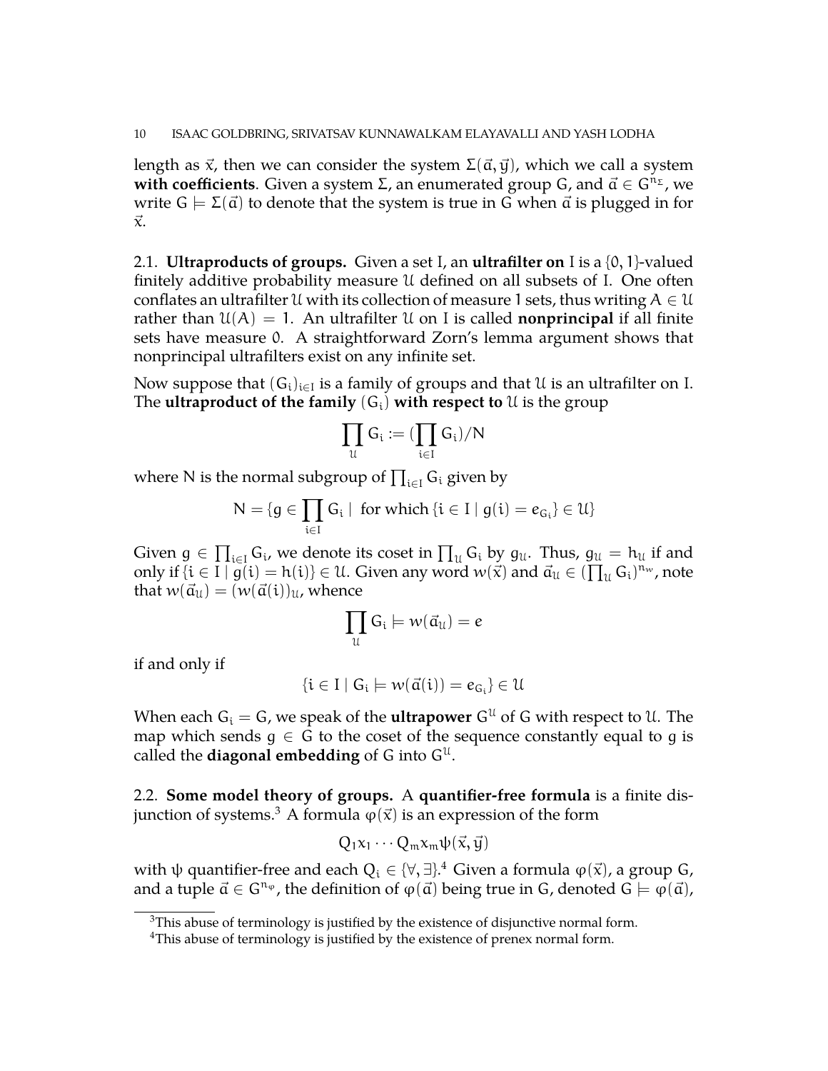length as $\vec{x}$, then we can consider the system $\Sigma(\vec{a}, \vec{y})$, which we call a system **with coefficients**. Given a system $\Sigma$, an enumerated group $G$, and $\vec{a} \in G^{n_\Sigma}$, we write $G \models \Sigma(\vec{a})$ to denote that the system is true in $G$ when $\vec{a}$ is plugged in for $\vec{x}$.

2.1. **Ultraproducts of groups.** Given a set $I$, an **ultrafilter on** $I$ is a $\{0,1\}$-valued finitely additive probability measure $\mathcal{U}$ defined on all subsets of $I$. One often conflates an ultrafilter $\mathcal{U}$ with its collection of measure 1 sets, thus writing $A \in \mathcal{U}$ rather than $\mathcal{U}(A) = 1$. An ultrafilter $\mathcal{U}$ on $I$ is called **nonprincipal** if all finite sets have measure 0. A straightforward Zorn's lemma argument shows that nonprincipal ultrafilters exist on any infinite set.

Now suppose that $(G_i)_{i \in I}$ is a family of groups and that $\mathcal{U}$ is an ultrafilter on $I$. The **ultraproduct of the family** $(G_i)$ **with respect to** $\mathcal{U}$ is the group

$$\prod_{\mathcal{U}} G_i := (\prod_{i \in I} G_i)/N$$

where $N$ is the normal subgroup of $\prod_{i \in I} G_i$ given by

$$N = \{g \in \prod_{i \in I} G_i \mid \text{ for which } \{i \in I \mid g(i) = e_{G_i}\} \in \mathcal{U}\}$$

Given $g \in \prod_{i \in I} G_i$, we denote its coset in $\prod_{\mathcal{U}} G_i$ by $g_{\mathcal{U}}$. Thus, $g_{\mathcal{U}} = h_{\mathcal{U}}$ if and only if $\{i \in I \mid g(i) = h(i)\} \in \mathcal{U}$. Given any word $w(\vec{x})$ and $\vec{a}_{\mathcal{U}} \in (\prod_{\mathcal{U}} G_i)^{n_w}$, note that $w(\vec{a}_{\mathcal{U}}) = (w(\vec{a}(i))_{\mathcal{U}}$, whence

$$\prod_{\mathcal{U}} G_i \models w(\vec{a}_{\mathcal{U}}) = e$$

if and only if

$$\{i \in I \mid G_i \models w(\vec{a}(i)) = e_{G_i}\} \in \mathcal{U}$$

When each $G_i = G$, we speak of the **ultrapower** $G^{\mathcal{U}}$ of $G$ with respect to $\mathcal{U}$. The map which sends $g \in G$ to the coset of the sequence constantly equal to $g$ is called the **diagonal embedding** of $G$ into $G^{\mathcal{U}}$.

2.2. **Some model theory of groups.** A **quantifier-free formula** is a finite disjunction of systems.[3] A formula $\varphi(\vec{x})$ is an expression of the form

$$Q_1 x_1 \cdots Q_m x_m \psi(\vec{x}, \vec{y})$$

with $\psi$ quantifier-free and each $Q_i \in \{\forall, \exists\}$.[4] Given a formula $\varphi(\vec{x})$, a group $G$, and a tuple $\vec{a} \in G^{n_\varphi}$, the definition of $\varphi(\vec{a})$ being true in $G$, denoted $G \models \varphi(\vec{a})$,

[3] This abuse of terminology is justified by the existence of disjunctive normal form.

[4] This abuse of terminology is justified by the existence of prenex normal form.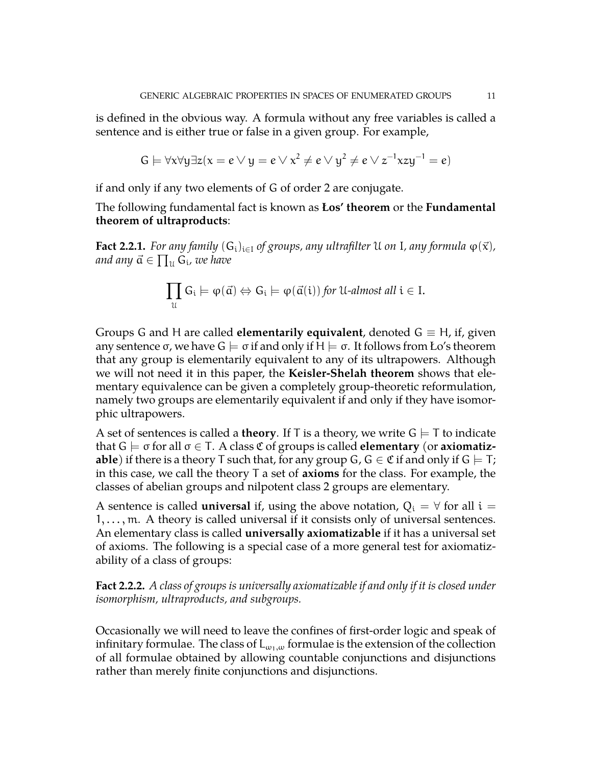is defined in the obvious way. A formula without any free variables is called a sentence and is either true or false in a given group. For example,

$$G \models \forall x \forall y \exists z (x = e \vee y = e \vee x^2 \neq e \vee y^2 \neq e \vee z^{-1} x z y^{-1} = e)$$

if and only if any two elements of $G$ of order 2 are conjugate.

The following fundamental fact is known as **Łos' theorem** or the **Fundamental theorem of ultraproducts**:

**Fact 2.2.1.** *For any family $(G_i)_{i \in I}$ of groups, any ultrafilter $\mathcal{U}$ on $I$, any formula $\varphi(\vec{x})$, and any $\vec{a} \in \prod_{\mathcal{U}} G_i$, we have*

$$\prod_{\mathcal{U}} G_i \models \varphi(\vec{a}) \Leftrightarrow G_i \models \varphi(\vec{a}(i)) \text{ for } \mathcal{U}\text{-almost all } i \in I.$$

Groups $G$ and $H$ are called **elementarily equivalent**, denoted $G \equiv H$, if, given any sentence $\sigma$, we have $G \models \sigma$ if and only if $H \models \sigma$. It follows from Ło's theorem that any group is elementarily equivalent to any of its ultrapowers. Although we will not need it in this paper, the **Keisler-Shelah theorem** shows that elementary equivalence can be given a completely group-theoretic reformulation, namely two groups are elementarily equivalent if and only if they have isomorphic ultrapowers.

A set of sentences is called a **theory**. If $T$ is a theory, we write $G \models T$ to indicate that $G \models \sigma$ for all $\sigma \in T$. A class $\mathfrak{C}$ of groups is called **elementary** (or **axiomatizable**) if there is a theory $T$ such that, for any group $G$, $G \in \mathfrak{C}$ if and only if $G \models T$; in this case, we call the theory $T$ a set of **axioms** for the class. For example, the classes of abelian groups and nilpotent class 2 groups are elementary.

A sentence is called **universal** if, using the above notation, $Q_i = \forall$ for all $i = 1, \ldots, m$. A theory is called universal if it consists only of universal sentences. An elementary class is called **universally axiomatizable** if it has a universal set of axioms. The following is a special case of a more general test for axiomatizability of a class of groups:

**Fact 2.2.2.** *A class of groups is universally axiomatizable if and only if it is closed under isomorphism, ultraproducts, and subgroups.*

Occasionally we will need to leave the confines of first-order logic and speak of infinitary formulae. The class of $L_{\omega_1,\omega}$ formulae is the extension of the collection of all formulae obtained by allowing countable conjunctions and disjunctions rather than merely finite conjunctions and disjunctions.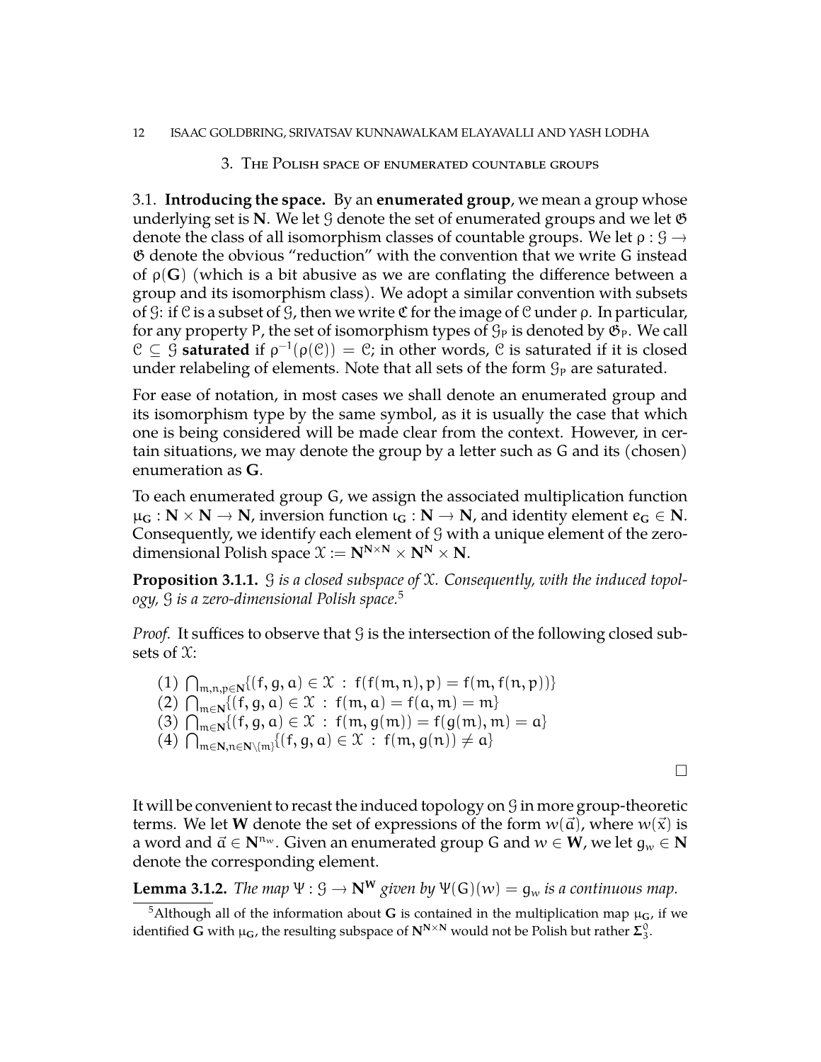## 3. The Polish space of enumerated countable groups

### 3.1. Introducing the space.

By an **enumerated group**, we mean a group whose underlying set is $\mathbf{N}$. We let $\mathcal{G}$ denote the set of enumerated groups and we let $\mathfrak{G}$ denote the class of all isomorphism classes of countable groups. We let $\rho : \mathcal{G} \to \mathfrak{G}$ denote the obvious "reduction" with the convention that we write $G$ instead of $\rho(\mathbf{G})$ (which is a bit abusive as we are conflating the difference between a group and its isomorphism class). We adopt a similar convention with subsets of $\mathcal{G}$: if $\mathcal{C}$ is a subset of $\mathcal{G}$, then we write $\mathfrak{C}$ for the image of $\mathcal{C}$ under $\rho$. In particular, for any property P, the set of isomorphism types of $\mathcal{G}_P$ is denoted by $\mathfrak{G}_P$. We call $\mathcal{C} \subseteq \mathcal{G}$ **saturated** if $\rho^{-1}(\rho(\mathcal{C})) = \mathcal{C}$; in other words, $\mathcal{C}$ is saturated if it is closed under relabeling of elements. Note that all sets of the form $\mathcal{G}_P$ are saturated.

For ease of notation, in most cases we shall denote an enumerated group and its isomorphism type by the same symbol, as it is usually the case that which one is being considered will be made clear from the context. However, in certain situations, we may denote the group by a letter such as $G$ and its (chosen) enumeration as $\mathbf{G}$.

To each enumerated group $G$, we assign the associated multiplication function $\mu_{\mathbf{G}} : \mathbf{N} \times \mathbf{N} \to \mathbf{N}$, inversion function $\iota_{\mathbf{G}} : \mathbf{N} \to \mathbf{N}$, and identity element $e_{\mathbf{G}} \in \mathbf{N}$. Consequently, we identify each element of $\mathcal{G}$ with a unique element of the zero-dimensional Polish space $\mathcal{X} := \mathbf{N}^{\mathbf{N}\times\mathbf{N}} \times \mathbf{N}^{\mathbf{N}} \times \mathbf{N}$.

**Proposition 3.1.1.** *$\mathcal{G}$ is a closed subspace of $\mathcal{X}$. Consequently, with the induced topology, $\mathcal{G}$ is a zero-dimensional Polish space.*[5]

*Proof.* It suffices to observe that $\mathcal{G}$ is the intersection of the following closed subsets of $\mathcal{X}$:

(1) $\bigcap_{m,n,p\in\mathbf{N}}\{(f,g,a) \in \mathcal{X} \,:\, f(f(m,n),p) = f(m, f(n,p))\}$
(2) $\bigcap_{m\in\mathbf{N}}\{(f,g,a) \in \mathcal{X} \,:\, f(m,a) = f(a,m) = m\}$
(3) $\bigcap_{m\in\mathbf{N}}\{(f,g,a) \in \mathcal{X} \,:\, f(m,g(m)) = f(g(m),m) = a\}$
(4) $\bigcap_{m\in\mathbf{N},n\in\mathbf{N}\setminus\{m\}}\{(f,g,a) \in \mathcal{X} \,:\, f(m,g(n)) \neq a\}$

□

It will be convenient to recast the induced topology on $\mathcal{G}$ in more group-theoretic terms. We let $\mathbf{W}$ denote the set of expressions of the form $w(\vec{a})$, where $w(\vec{x})$ is a word and $\vec{a} \in \mathbf{N}^{n_w}$. Given an enumerated group $G$ and $w \in \mathbf{W}$, we let $g_w \in \mathbf{N}$ denote the corresponding element.

**Lemma 3.1.2.** *The map $\Psi : \mathcal{G} \to \mathbf{N}^{\mathbf{W}}$ given by $\Psi(G)(w) = g_w$ is a continuous map.*

[5] Although all of the information about $\mathbf{G}$ is contained in the multiplication map $\mu_{\mathbf{G}}$, if we identified $\mathbf{G}$ with $\mu_{\mathbf{G}}$, the resulting subspace of $\mathbf{N}^{\mathbf{N}\times\mathbf{N}}$ would not be Polish but rather $\mathbf{\Sigma}^0_3$.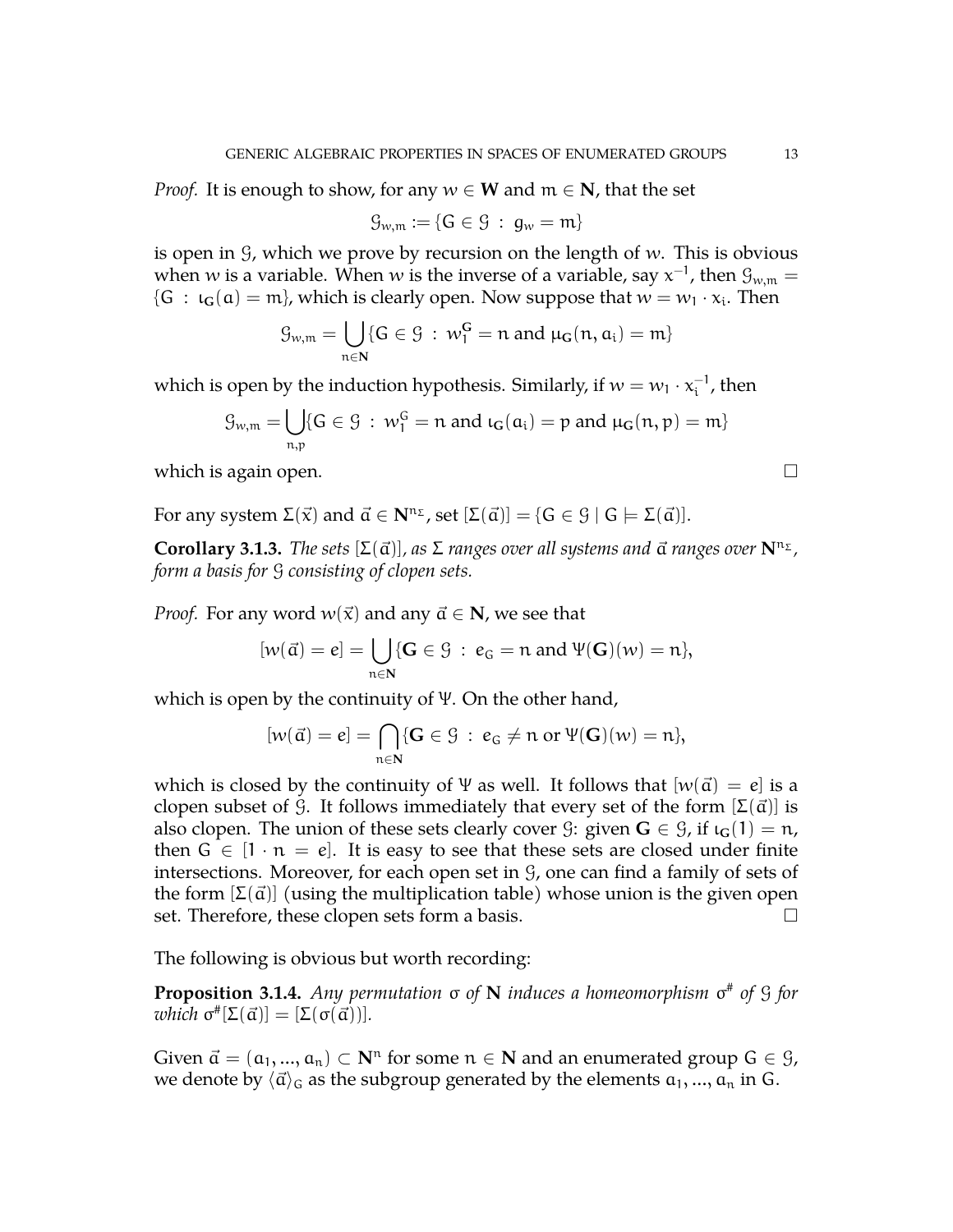*Proof.* It is enough to show, for any $w \in \mathbf{W}$ and $m \in \mathbf{N}$, that the set

$$\mathcal{G}_{w,m} := \{G \in \mathcal{G} \,:\, g_w = m\}$$

is open in $\mathcal{G}$, which we prove by recursion on the length of $w$. This is obvious when $w$ is a variable. When $w$ is the inverse of a variable, say $x^{-1}$, then $\mathcal{G}_{w,m} = \{G \,:\, \iota_{\mathbf{G}}(a) = m\}$, which is clearly open. Now suppose that $w = w_1 \cdot x_i$. Then

$$\mathcal{G}_{w,m} = \bigcup_{n \in \mathbf{N}} \{G \in \mathcal{G} \,:\, w_1^{\mathbf{G}} = n \text{ and } \mu_{\mathbf{G}}(n, a_i) = m\}$$

which is open by the induction hypothesis. Similarly, if $w = w_1 \cdot x_i^{-1}$, then

$$\mathcal{G}_{w,m} = \bigcup_{n,p} \{G \in \mathcal{G} \,:\, w_1^{G} = n \text{ and } \iota_{\mathbf{G}}(a_i) = p \text{ and } \mu_{\mathbf{G}}(n, p) = m\}$$

which is again open. $\square$

For any system $\Sigma(\vec{x})$ and $\vec{a} \in \mathbf{N}^{n_\Sigma}$, set $[\Sigma(\vec{a})] = \{G \in \mathcal{G} \mid G \models \Sigma(\vec{a})]$.

**Corollary 3.1.3.** *The sets $[\Sigma(\vec{a})]$, as $\Sigma$ ranges over all systems and $\vec{a}$ ranges over $\mathbf{N}^{n_\Sigma}$, form a basis for $\mathcal{G}$ consisting of clopen sets.*

*Proof.* For any word $w(\vec{x})$ and any $\vec{a} \in \mathbf{N}$, we see that

$$[w(\vec{a}) = e] = \bigcup_{n \in \mathbf{N}} \{\mathbf{G} \in \mathcal{G} \,:\, e_G = n \text{ and } \Psi(\mathbf{G})(w) = n\},$$

which is open by the continuity of $\Psi$. On the other hand,

$$[w(\vec{a}) = e] = \bigcap_{n \in \mathbf{N}} \{\mathbf{G} \in \mathcal{G} \,:\, e_G \neq n \text{ or } \Psi(\mathbf{G})(w) = n\},$$

which is closed by the continuity of $\Psi$ as well. It follows that $[w(\vec{a}) = e]$ is a clopen subset of $\mathcal{G}$. It follows immediately that every set of the form $[\Sigma(\vec{a})]$ is also clopen. The union of these sets clearly cover $\mathcal{G}$: given $\mathbf{G} \in \mathcal{G}$, if $\iota_{\mathbf{G}}(1) = n$, then $G \in [1 \cdot n = e]$. It is easy to see that these sets are closed under finite intersections. Moreover, for each open set in $\mathcal{G}$, one can find a family of sets of the form $[\Sigma(\vec{a})]$ (using the multiplication table) whose union is the given open set. Therefore, these clopen sets form a basis. $\square$

The following is obvious but worth recording:

**Proposition 3.1.4.** *Any permutation $\sigma$ of $\mathbf{N}$ induces a homeomorphism $\sigma^{\#}$ of $\mathcal{G}$ for which $\sigma^{\#}[\Sigma(\vec{a})] = [\Sigma(\sigma(\vec{a}))]$.*

Given $\vec{a} = (a_1, ..., a_n) \subset \mathbf{N}^n$ for some $n \in \mathbf{N}$ and an enumerated group $G \in \mathcal{G}$, we denote by $\langle \vec{a} \rangle_G$ as the subgroup generated by the elements $a_1, ..., a_n$ in $G$.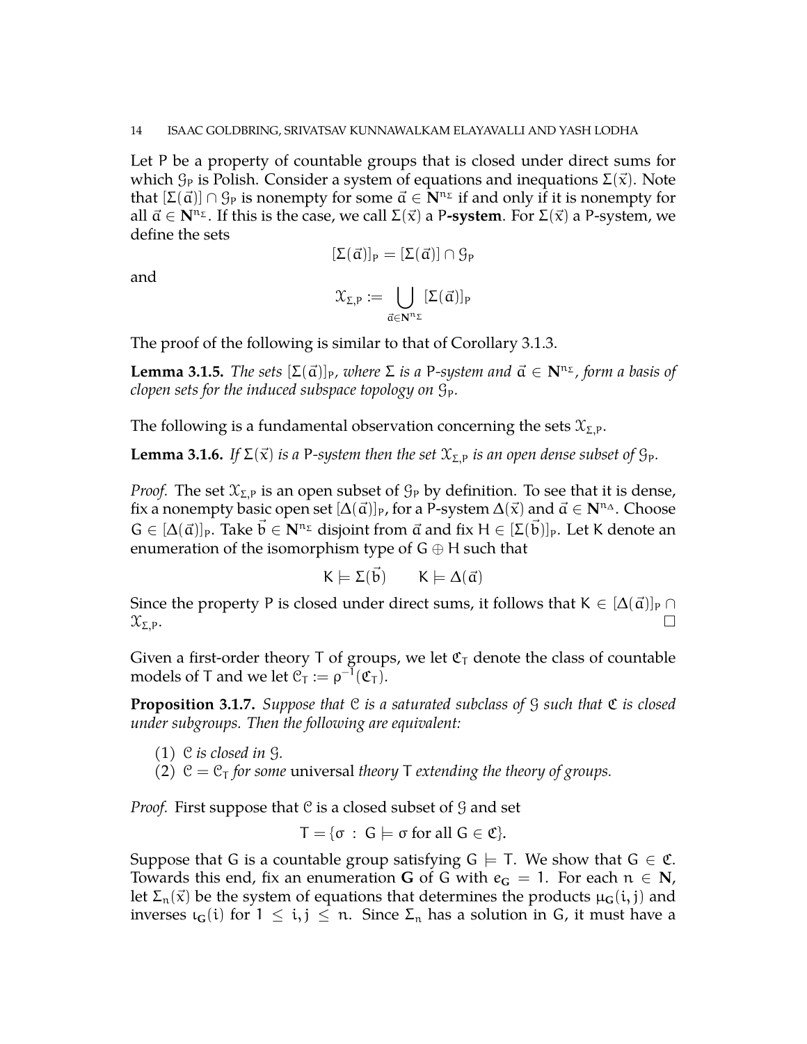Let $\mathsf{P}$ be a property of countable groups that is closed under direct sums for which $\mathcal{G}_\mathsf{P}$ is Polish. Consider a system of equations and inequations $\Sigma(\vec{x})$. Note that $[\Sigma(\vec{a})] \cap \mathcal{G}_\mathsf{P}$ is nonempty for some $\vec{a} \in \mathbf{N}^{n_\Sigma}$ if and only if it is nonempty for all $\vec{a} \in \mathbf{N}^{n_\Sigma}$. If this is the case, we call $\Sigma(\vec{x})$ a $\mathsf{P}$**-system**. For $\Sigma(\vec{x})$ a $\mathsf{P}$-system, we define the sets

$$[\Sigma(\vec{a})]_\mathsf{P} = [\Sigma(\vec{a})] \cap \mathcal{G}_\mathsf{P}$$

and

$$\mathcal{X}_{\Sigma,\mathsf{P}} := \bigcup_{\vec{a} \in \mathbf{N}^{n_\Sigma}} [\Sigma(\vec{a})]_\mathsf{P}$$

The proof of the following is similar to that of Corollary 3.1.3.

**Lemma 3.1.5.** *The sets $[\Sigma(\vec{a})]_\mathsf{P}$, where $\Sigma$ is a $\mathsf{P}$-system and $\vec{a} \in \mathbf{N}^{n_\Sigma}$, form a basis of clopen sets for the induced subspace topology on $\mathcal{G}_\mathsf{P}$.*

The following is a fundamental observation concerning the sets $\mathcal{X}_{\Sigma,\mathsf{P}}$.

**Lemma 3.1.6.** *If $\Sigma(\vec{x})$ is a $\mathsf{P}$-system then the set $\mathcal{X}_{\Sigma,\mathsf{P}}$ is an open dense subset of $\mathcal{G}_\mathsf{P}$.*

*Proof.* The set $\mathcal{X}_{\Sigma,\mathsf{P}}$ is an open subset of $\mathcal{G}_\mathsf{P}$ by definition. To see that it is dense, fix a nonempty basic open set $[\Delta(\vec{a})]_\mathsf{P}$, for a $\mathsf{P}$-system $\Delta(\vec{x})$ and $\vec{a} \in \mathbf{N}^{n_\Delta}$. Choose $G \in [\Delta(\vec{a})]_\mathsf{P}$. Take $\vec{b} \in \mathbf{N}^{n_\Sigma}$ disjoint from $\vec{a}$ and fix $H \in [\Sigma(\vec{b})]_\mathsf{P}$. Let $K$ denote an enumeration of the isomorphism type of $G \oplus H$ such that

$$K \models \Sigma(\vec{b}) \qquad K \models \Delta(\vec{a})$$

Since the property $\mathsf{P}$ is closed under direct sums, it follows that $K \in [\Delta(\vec{a})]_\mathsf{P} \cap \mathcal{X}_{\Sigma,\mathsf{P}}$. $\square$

Given a first-order theory $T$ of groups, we let $\mathfrak{C}_T$ denote the class of countable models of $T$ and we let $\mathcal{C}_T := \rho^{-1}(\mathfrak{C}_T)$.

**Proposition 3.1.7.** *Suppose that $\mathcal{C}$ is a saturated subclass of $\mathcal{G}$ such that $\mathfrak{C}$ is closed under subgroups. Then the following are equivalent:*

1. *$\mathcal{C}$ is closed in $\mathcal{G}$.*
2. *$\mathcal{C} = \mathcal{C}_T$ for some* universal *theory $T$ extending the theory of groups.*

*Proof.* First suppose that $\mathcal{C}$ is a closed subset of $\mathcal{G}$ and set

$$T = \{\sigma \,:\, G \models \sigma \text{ for all } G \in \mathfrak{C}\}.$$

Suppose that $G$ is a countable group satisfying $G \models T$. We show that $G \in \mathfrak{C}$. Towards this end, fix an enumeration $\mathbf{G}$ of $G$ with $e_\mathbf{G} = 1$. For each $n \in \mathbf{N}$, let $\Sigma_n(\vec{x})$ be the system of equations that determines the products $\mu_\mathbf{G}(i,j)$ and inverses $\iota_\mathbf{G}(i)$ for $1 \leq i,j \leq n$. Since $\Sigma_n$ has a solution in $G$, it must have a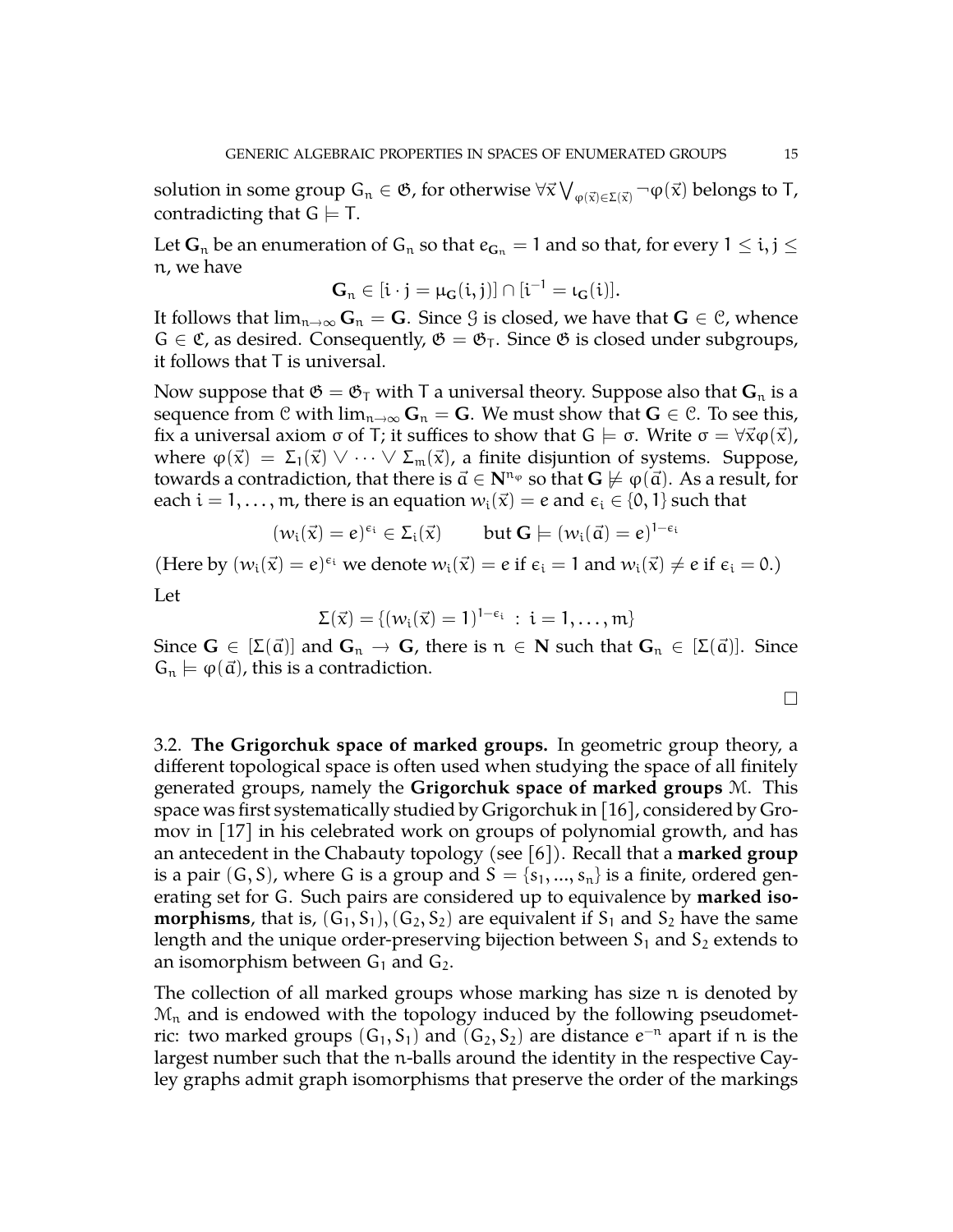solution in some group $G_n \in \mathfrak{G}$, for otherwise $\forall \vec{x} \bigvee_{\varphi(\vec{x}) \in \Sigma(\vec{x})} \neg \varphi(\vec{x})$ belongs to T, contradicting that $G \models T$.

Let $\mathbf{G}_n$ be an enumeration of $G_n$ so that $e_{\mathbf{G}_n} = 1$ and so that, for every $1 \leq i, j \leq n$, we have

$$\mathbf{G}_n \in [i \cdot j = \mu_{\mathbf{G}}(i,j)] \cap [i^{-1} = \iota_{\mathbf{G}}(i)].$$

It follows that $\lim_{n\to\infty} \mathbf{G}_n = \mathbf{G}$. Since $\mathcal{G}$ is closed, we have that $\mathbf{G} \in \mathcal{C}$, whence $G \in \mathfrak{C}$, as desired. Consequently, $\mathfrak{G} = \mathfrak{G}_T$. Since $\mathfrak{G}$ is closed under subgroups, it follows that T is universal.

Now suppose that $\mathfrak{G} = \mathfrak{G}_T$ with T a universal theory. Suppose also that $\mathbf{G}_n$ is a sequence from $\mathcal{C}$ with $\lim_{n\to\infty} \mathbf{G}_n = \mathbf{G}$. We must show that $\mathbf{G} \in \mathcal{C}$. To see this, fix a universal axiom $\sigma$ of T; it suffices to show that $G \models \sigma$. Write $\sigma = \forall \vec{x} \varphi(\vec{x})$, where $\varphi(\vec{x}) = \Sigma_1(\vec{x}) \vee \cdots \vee \Sigma_m(\vec{x})$, a finite disjuntion of systems. Suppose, towards a contradiction, that there is $\vec{a} \in \mathbf{N}^{n_\varphi}$ so that $\mathbf{G} \not\models \varphi(\vec{a})$. As a result, for each $i = 1, \ldots, m$, there is an equation $w_i(\vec{x}) = e$ and $\epsilon_i \in \{0, 1\}$ such that

$$(w_i(\vec{x}) = e)^{\epsilon_i} \in \Sigma_i(\vec{x}) \qquad \text{but } \mathbf{G} \models (w_i(\vec{a}) = e)^{1-\epsilon_i}$$

(Here by $(w_i(\vec{x}) = e)^{\epsilon_i}$ we denote $w_i(\vec{x}) = e$ if $\epsilon_i = 1$ and $w_i(\vec{x}) \neq e$ if $\epsilon_i = 0$.)

Let

$$\Sigma(\vec{x}) = \{(w_i(\vec{x}) = 1)^{1-\epsilon_i} \ : \ i = 1, \ldots, m\}$$

Since $\mathbf{G} \in [\Sigma(\vec{a})]$ and $\mathbf{G}_n \to \mathbf{G}$, there is $n \in \mathbf{N}$ such that $\mathbf{G}_n \in [\Sigma(\vec{a})]$. Since $G_n \models \varphi(\vec{a})$, this is a contradiction.

□

3.2. **The Grigorchuk space of marked groups.** In geometric group theory, a different topological space is often used when studying the space of all finitely generated groups, namely the **Grigorchuk space of marked groups** $\mathcal{M}$. This space was first systematically studied by Grigorchuk in [16], considered by Gromov in [17] in his celebrated work on groups of polynomial growth, and has an antecedent in the Chabauty topology (see [6]). Recall that a **marked group** is a pair $(G, S)$, where G is a group and $S = \{s_1, ..., s_n\}$ is a finite, ordered generating set for G. Such pairs are considered up to equivalence by **marked isomorphisms**, that is, $(G_1, S_1), (G_2, S_2)$ are equivalent if $S_1$ and $S_2$ have the same length and the unique order-preserving bijection between $S_1$ and $S_2$ extends to an isomorphism between $G_1$ and $G_2$.

The collection of all marked groups whose marking has size n is denoted by $\mathcal{M}_n$ and is endowed with the topology induced by the following pseudometric: two marked groups $(G_1, S_1)$ and $(G_2, S_2)$ are distance $e^{-n}$ apart if n is the largest number such that the n-balls around the identity in the respective Cayley graphs admit graph isomorphisms that preserve the order of the markings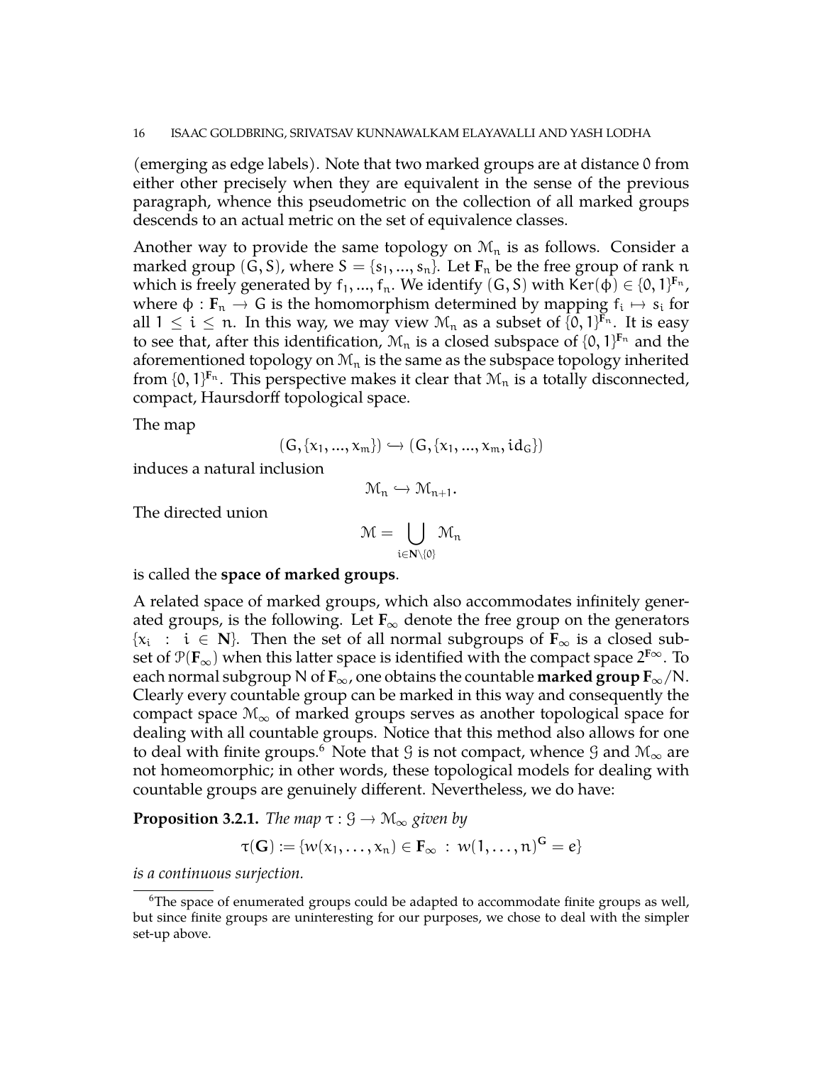(emerging as edge labels). Note that two marked groups are at distance 0 from either other precisely when they are equivalent in the sense of the previous paragraph, whence this pseudometric on the collection of all marked groups descends to an actual metric on the set of equivalence classes.

Another way to provide the same topology on $\mathcal{M}_n$ is as follows. Consider a marked group $(G, S)$, where $S = \{s_1, ..., s_n\}$. Let $\mathbf{F}_n$ be the free group of rank $n$ which is freely generated by $f_1, ..., f_n$. We identify $(G, S)$ with $\mathrm{Ker}(\phi) \in \{0, 1\}^{\mathbf{F}_n}$, where $\phi : \mathbf{F}_n \to G$ is the homomorphism determined by mapping $f_i \mapsto s_i$ for all $1 \leq i \leq n$. In this way, we may view $\mathcal{M}_n$ as a subset of $\{0, 1\}^{\mathbf{F}_n}$. It is easy to see that, after this identification, $\mathcal{M}_n$ is a closed subspace of $\{0, 1\}^{\mathbf{F}_n}$ and the aforementioned topology on $\mathcal{M}_n$ is the same as the subspace topology inherited from $\{0, 1\}^{\mathbf{F}_n}$. This perspective makes it clear that $\mathcal{M}_n$ is a totally disconnected, compact, Haursdorff topological space.

The map

$$(G, \{x_1, ..., x_m\}) \hookrightarrow (G, \{x_1, ..., x_m, id_G\})$$

induces a natural inclusion

$$\mathcal{M}_n \hookrightarrow \mathcal{M}_{n+1}.$$

The directed union

$$\mathcal{M} = \bigcup_{i \in \mathbf{N} \setminus \{0\}} \mathcal{M}_n$$

is called the **space of marked groups**.

A related space of marked groups, which also accommodates infinitely generated groups, is the following. Let $\mathbf{F}_\infty$ denote the free group on the generators $\{x_i \ : \ i \in \mathbf{N}\}$. Then the set of all normal subgroups of $\mathbf{F}_\infty$ is a closed subset of $\mathcal{P}(\mathbf{F}_\infty)$ when this latter space is identified with the compact space $2^{\mathbf{F}_\infty}$. To each normal subgroup $N$ of $\mathbf{F}_\infty$, one obtains the countable **marked group** $\mathbf{F}_\infty/N$. Clearly every countable group can be marked in this way and consequently the compact space $\mathcal{M}_\infty$ of marked groups serves as another topological space for dealing with all countable groups. Notice that this method also allows for one to deal with finite groups.[6] Note that $\mathcal{G}$ is not compact, whence $\mathcal{G}$ and $\mathcal{M}_\infty$ are not homeomorphic; in other words, these topological models for dealing with countable groups are genuinely different. Nevertheless, we do have:

**Proposition 3.2.1.** *The map $\tau : \mathcal{G} \to \mathcal{M}_\infty$ given by*

$$\tau(\mathbf{G}) := \{w(x_1, \ldots, x_n) \in \mathbf{F}_\infty \ : \ w(1, \ldots, n)^{\mathbf{G}} = e\}$$

*is a continuous surjection.*

[6]The space of enumerated groups could be adapted to accommodate finite groups as well, but since finite groups are uninteresting for our purposes, we chose to deal with the simpler set-up above.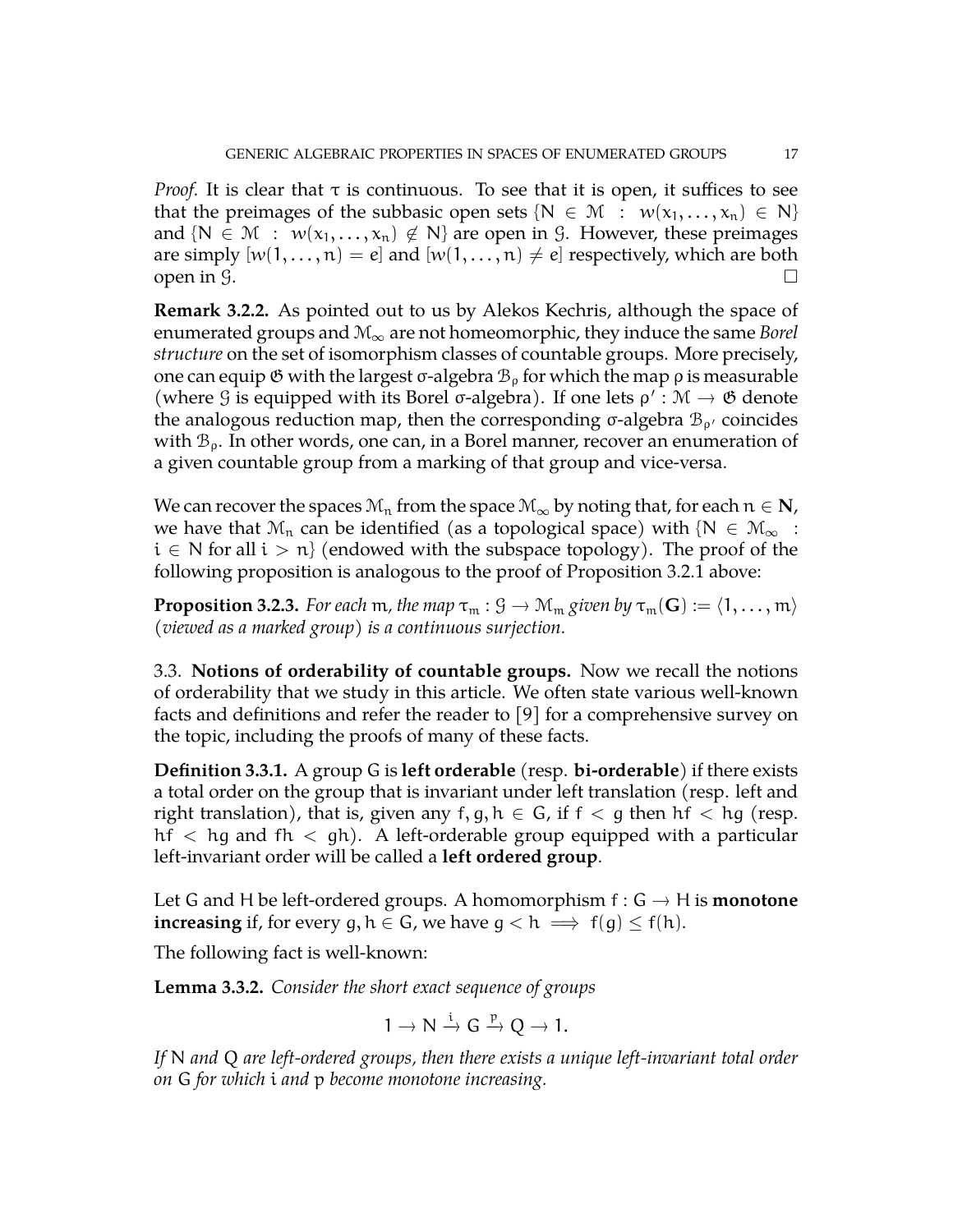*Proof.* It is clear that $\tau$ is continuous. To see that it is open, it suffices to see that the preimages of the subbasic open sets $\{N \in \mathcal{M} : w(x_1, \dots, x_n) \in N\}$ and $\{N \in \mathcal{M} : w(x_1, \dots, x_n) \notin N\}$ are open in $\mathcal{G}$. However, these preimages are simply $[w(1, \dots, n) = e]$ and $[w(1, \dots, n) \neq e]$ respectively, which are both open in $\mathcal{G}$. $\square$

**Remark 3.2.2.** As pointed out to us by Alekos Kechris, although the space of enumerated groups and $\mathcal{M}_\infty$ are not homeomorphic, they induce the same *Borel structure* on the set of isomorphism classes of countable groups. More precisely, one can equip $\mathfrak{G}$ with the largest σ-algebra $\mathcal{B}_\rho$ for which the map $\rho$ is measurable (where $\mathcal{G}$ is equipped with its Borel σ-algebra). If one lets $\rho' : \mathcal{M} \to \mathfrak{G}$ denote the analogous reduction map, then the corresponding σ-algebra $\mathcal{B}_{\rho'}$ coincides with $\mathcal{B}_\rho$. In other words, one can, in a Borel manner, recover an enumeration of a given countable group from a marking of that group and vice-versa.

We can recover the spaces $\mathcal{M}_n$ from the space $\mathcal{M}_\infty$ by noting that, for each $n \in \mathbf{N}$, we have that $\mathcal{M}_n$ can be identified (as a topological space) with $\{N \in \mathcal{M}_\infty : i \in N \text{ for all } i > n\}$ (endowed with the subspace topology). The proof of the following proposition is analogous to the proof of Proposition 3.2.1 above:

**Proposition 3.2.3.** *For each* $m$*, the map* $\tau_m : \mathcal{G} \to \mathcal{M}_m$ *given by* $\tau_m(\mathbf{G}) := \langle 1, \dots, m \rangle$ *(viewed as a marked group) is a continuous surjection.*

3.3. **Notions of orderability of countable groups.** Now we recall the notions of orderability that we study in this article. We often state various well-known facts and definitions and refer the reader to [9] for a comprehensive survey on the topic, including the proofs of many of these facts.

**Definition 3.3.1.** A group $G$ is **left orderable** (resp. **bi-orderable**) if there exists a total order on the group that is invariant under left translation (resp. left and right translation), that is, given any $f, g, h \in G$, if $f < g$ then $hf < hg$ (resp. $hf < hg$ and $fh < gh$). A left-orderable group equipped with a particular left-invariant order will be called a **left ordered group**.

Let $G$ and $H$ be left-ordered groups. A homomorphism $f : G \to H$ is **monotone increasing** if, for every $g, h \in G$, we have $g < h \implies f(g) \leq f(h)$.

The following fact is well-known:

**Lemma 3.3.2.** *Consider the short exact sequence of groups*

$$1 \to N \xrightarrow{i} G \xrightarrow{p} Q \to 1.$$

*If* $N$ *and* $Q$ *are left-ordered groups, then there exists a unique left-invariant total order on* $G$ *for which* $i$ *and* $p$ *become monotone increasing.*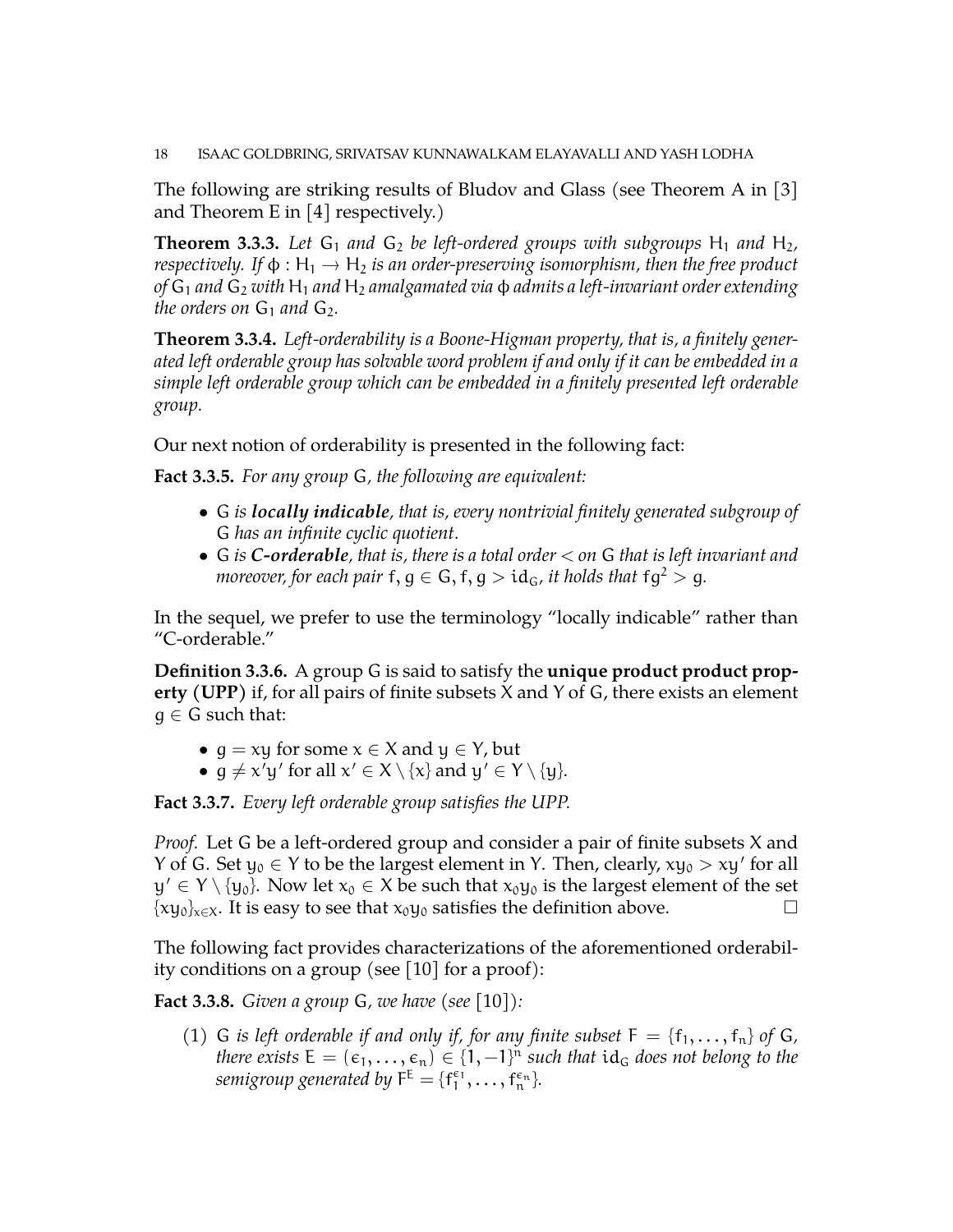The following are striking results of Bludov and Glass (see Theorem A in [3] and Theorem E in [4] respectively.)

**Theorem 3.3.3.** *Let $G_1$ and $G_2$ be left-ordered groups with subgroups $H_1$ and $H_2$, respectively. If $\phi : H_1 \to H_2$ is an order-preserving isomorphism, then the free product of $G_1$ and $G_2$ with $H_1$ and $H_2$ amalgamated via $\phi$ admits a left-invariant order extending the orders on $G_1$ and $G_2$.*

**Theorem 3.3.4.** *Left-orderability is a Boone-Higman property, that is, a finitely generated left orderable group has solvable word problem if and only if it can be embedded in a simple left orderable group which can be embedded in a finitely presented left orderable group.*

Our next notion of orderability is presented in the following fact:

**Fact 3.3.5.** *For any group $G$, the following are equivalent:*

- *$G$ is **locally indicable**, that is, every nontrivial finitely generated subgroup of $G$ has an infinite cyclic quotient.*
- *$G$ is **C-orderable**, that is, there is a total order $<$ on $G$ that is left invariant and moreover, for each pair $f, g \in G, f, g > \mathrm{id}_G$, it holds that $fg^2 > g$.*

In the sequel, we prefer to use the terminology "locally indicable" rather than "C-orderable."

**Definition 3.3.6.** A group $G$ is said to satisfy the **unique product product property (UPP)** if, for all pairs of finite subsets $X$ and $Y$ of $G$, there exists an element $g \in G$ such that:

- $g = xy$ for some $x \in X$ and $y \in Y$, but
- $g \neq x'y'$ for all $x' \in X \setminus \{x\}$ and $y' \in Y \setminus \{y\}$.

**Fact 3.3.7.** *Every left orderable group satisfies the UPP.*

*Proof.* Let $G$ be a left-ordered group and consider a pair of finite subsets $X$ and $Y$ of $G$. Set $y_0 \in Y$ to be the largest element in $Y$. Then, clearly, $xy_0 > xy'$ for all $y' \in Y \setminus \{y_0\}$. Now let $x_0 \in X$ be such that $x_0y_0$ is the largest element of the set $\{xy_0\}_{x \in X}$. It is easy to see that $x_0y_0$ satisfies the definition above. □

The following fact provides characterizations of the aforementioned orderability conditions on a group (see [10] for a proof):

**Fact 3.3.8.** *Given a group $G$, we have (see [10]):*

(1) *$G$ is left orderable if and only if, for any finite subset $F = \{f_1, \ldots, f_n\}$ of $G$, there exists $E = (\epsilon_1, \ldots, \epsilon_n) \in \{1, -1\}^n$ such that $\mathrm{id}_G$ does not belong to the semigroup generated by $F^E = \{f_1^{\epsilon_1}, \ldots, f_n^{\epsilon_n}\}$.*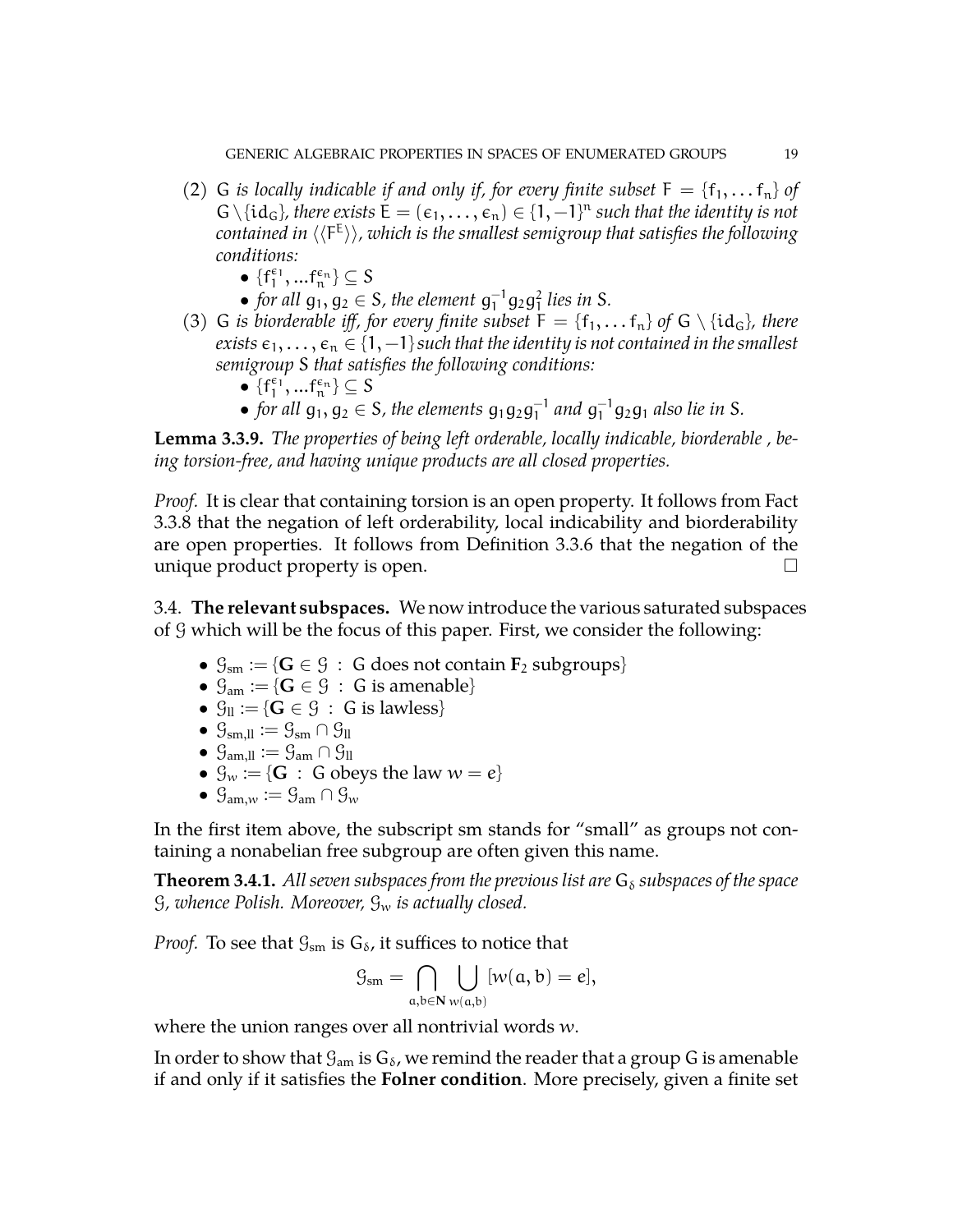(2) $G$ *is locally indicable if and only if, for every finite subset* $F = \{f_1, \dots f_n\}$ *of* $G \setminus \{\mathrm{id}_G\}$*, there exists* $E = (\epsilon_1, \dots, \epsilon_n) \in \{1, -1\}^n$ *such that the identity is not contained in* $\langle\langle F^E \rangle\rangle$*, which is the smallest semigroup that satisfies the following conditions:*
   - $\{f_1^{\epsilon_1}, \dots f_n^{\epsilon_n}\} \subseteq S$
   - *for all* $g_1, g_2 \in S$*, the element* $g_1^{-1} g_2 g_1^2$ *lies in* $S$*.*

(3) $G$ *is biorderable iff, for every finite subset* $F = \{f_1, \dots f_n\}$ *of* $G \setminus \{\mathrm{id}_G\}$*, there exists* $\epsilon_1, \dots, \epsilon_n \in \{1, -1\}$ *such that the identity is not contained in the smallest semigroup* $S$ *that satisfies the following conditions:*
   - $\{f_1^{\epsilon_1}, \dots f_n^{\epsilon_n}\} \subseteq S$
   - *for all* $g_1, g_2 \in S$*, the elements* $g_1 g_2 g_1^{-1}$ *and* $g_1^{-1} g_2 g_1$ *also lie in* $S$*.*

**Lemma 3.3.9.** *The properties of being left orderable, locally indicable, biorderable , being torsion-free, and having unique products are all closed properties.*

*Proof.* It is clear that containing torsion is an open property. It follows from Fact 3.3.8 that the negation of left orderability, local indicability and biorderability are open properties. It follows from Definition 3.3.6 that the negation of the unique product property is open. □

3.4. **The relevant subspaces.** We now introduce the various saturated subspaces of $\mathcal{G}$ which will be the focus of this paper. First, we consider the following:

- $\mathcal{G}_{\mathrm{sm}} := \{\mathbf{G} \in \mathcal{G} \ : \ G \text{ does not contain } \mathbf{F}_2 \text{ subgroups}\}$
- $\mathcal{G}_{\mathrm{am}} := \{\mathbf{G} \in \mathcal{G} \ : \ G \text{ is amenable}\}$
- $\mathcal{G}_{\mathrm{ll}} := \{\mathbf{G} \in \mathcal{G} \ : \ G \text{ is lawless}\}$
- $\mathcal{G}_{\mathrm{sm,ll}} := \mathcal{G}_{\mathrm{sm}} \cap \mathcal{G}_{\mathrm{ll}}$
- $\mathcal{G}_{\mathrm{am,ll}} := \mathcal{G}_{\mathrm{am}} \cap \mathcal{G}_{\mathrm{ll}}$
- $\mathcal{G}_w := \{\mathbf{G} \ : \ G \text{ obeys the law } w = e\}$
- $\mathcal{G}_{\mathrm{am},w} := \mathcal{G}_{\mathrm{am}} \cap \mathcal{G}_w$

In the first item above, the subscript sm stands for "small" as groups not containing a nonabelian free subgroup are often given this name.

**Theorem 3.4.1.** *All seven subspaces from the previous list are* $G_\delta$ *subspaces of the space* $\mathcal{G}$*, whence Polish. Moreover,* $\mathcal{G}_w$ *is actually closed.*

*Proof.* To see that $\mathcal{G}_{\mathrm{sm}}$ is $G_\delta$, it suffices to notice that

$$\mathcal{G}_{\mathrm{sm}} = \bigcap_{a,b \in \mathbf{N}} \bigcup_{w(a,b)} [w(a,b) = e],$$

where the union ranges over all nontrivial words $w$.

In order to show that $\mathcal{G}_{\mathrm{am}}$ is $G_\delta$, we remind the reader that a group $G$ is amenable if and only if it satisfies the **Folner condition**. More precisely, given a finite set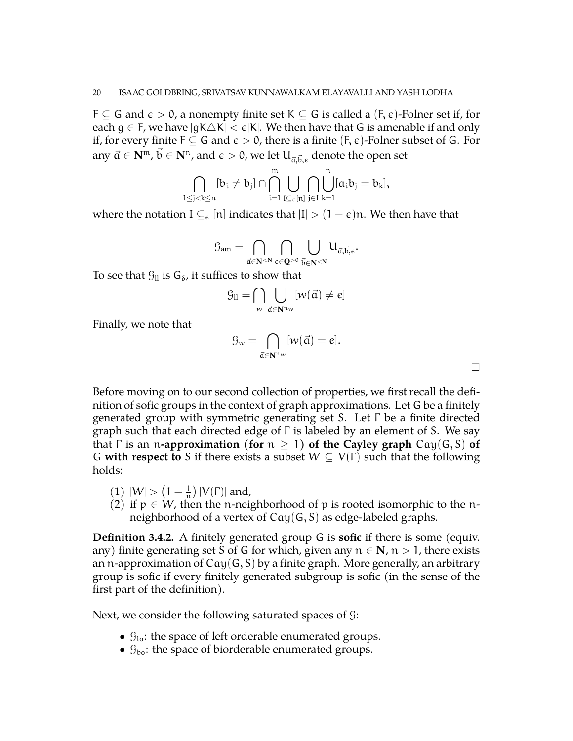$F \subseteq G$ and $\epsilon > 0$, a nonempty finite set $K \subseteq G$ is called a $(F, \epsilon)$-Folner set if, for each $g \in F$, we have $|gK \triangle K| < \epsilon|K|$. We then have that $G$ is amenable if and only if, for every finite $F \subseteq G$ and $\epsilon > 0$, there is a finite $(F, \epsilon)$-Folner subset of $G$. For any $\vec{a} \in \mathbf{N}^m$, $\vec{b} \in \mathbf{N}^n$, and $\epsilon > 0$, we let $U_{\vec{a},\vec{b},\epsilon}$ denote the open set

$$\bigcap_{1 \leq j < k \leq n} [b_i \neq b_j] \cap \bigcap_{i=1}^{m} \bigcup_{I \subseteq_\epsilon [n]} \bigcap_{j \in I} \bigcup_{k=1}^{n} [a_i b_j = b_k],$$

where the notation $I \subseteq_\epsilon [n]$ indicates that $|I| > (1-\epsilon)n$. We then have that

$$\mathcal{G}_{\text{am}} = \bigcap_{\vec{a} \in \mathbf{N}^{<\mathbf{N}}} \bigcap_{\epsilon \in \mathbf{Q}^{>0}} \bigcup_{\vec{b} \in \mathbf{N}^{<\mathbf{N}}} U_{\vec{a},\vec{b},\epsilon}.$$

To see that $\mathcal{G}_{\text{ll}}$ is $G_\delta$, it suffices to show that

$$\mathcal{G}_{\text{ll}} = \bigcap_{w} \bigcup_{\vec{a} \in \mathbf{N}^{n_w}} [w(\vec{a}) \neq e]$$

Finally, we note that

$$\mathcal{G}_w = \bigcap_{\vec{a} \in \mathbf{N}^{n_w}} [w(\vec{a}) = e].$$

□

Before moving on to our second collection of properties, we first recall the definition of sofic groups in the context of graph approximations. Let $G$ be a finitely generated group with symmetric generating set $S$. Let $\Gamma$ be a finite directed graph such that each directed edge of $\Gamma$ is labeled by an element of $S$. We say that $\Gamma$ is an **$n$-approximation (for $n \geq 1$) of the Cayley graph $Cay(G, S)$ of $G$ with respect to** $S$ if there exists a subset $W \subseteq V(\Gamma)$ such that the following holds:

(1) $|W| > \left(1 - \frac{1}{n}\right) |V(\Gamma)|$ and,
(2) if $p \in W$, then the $n$-neighborhood of $p$ is rooted isomorphic to the $n$-neighborhood of a vertex of $Cay(G, S)$ as edge-labeled graphs.

**Definition 3.4.2.** A finitely generated group $G$ is **sofic** if there is some (equiv. any) finite generating set $S$ of $G$ for which, given any $n \in \mathbf{N}$, $n > 1$, there exists an $n$-approximation of $Cay(G, S)$ by a finite graph. More generally, an arbitrary group is sofic if every finitely generated subgroup is sofic (in the sense of the first part of the definition).

Next, we consider the following saturated spaces of $\mathcal{G}$:

- $\mathcal{G}_{\text{lo}}$: the space of left orderable enumerated groups.
- $\mathcal{G}_{\text{bo}}$: the space of biorderable enumerated groups.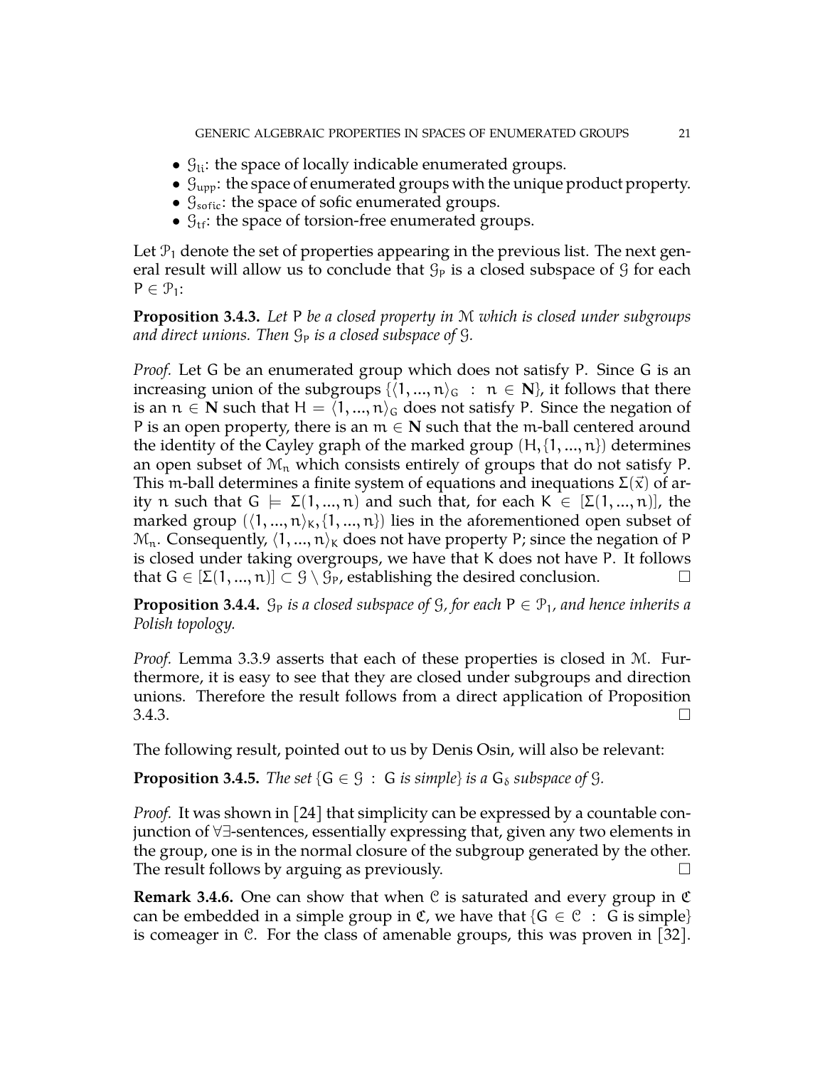- $\mathcal{G}_{li}$: the space of locally indicable enumerated groups.
- $\mathcal{G}_{upp}$: the space of enumerated groups with the unique product property.
- $\mathcal{G}_{sofic}$: the space of sofic enumerated groups.
- $\mathcal{G}_{tf}$: the space of torsion-free enumerated groups.

Let $\mathcal{P}_1$ denote the set of properties appearing in the previous list. The next general result will allow us to conclude that $\mathcal{G}_P$ is a closed subspace of $\mathcal{G}$ for each $P \in \mathcal{P}_1$:

**Proposition 3.4.3.** *Let P be a closed property in $\mathcal{M}$ which is closed under subgroups and direct unions. Then $\mathcal{G}_P$ is a closed subspace of $\mathcal{G}$.*

*Proof.* Let G be an enumerated group which does not satisfy P. Since G is an increasing union of the subgroups $\{\langle 1, ..., n\rangle_G \ : \ n \in \mathbf{N}\}$, it follows that there is an $n \in \mathbf{N}$ such that $H = \langle 1, ..., n\rangle_G$ does not satisfy P. Since the negation of P is an open property, there is an $m \in \mathbf{N}$ such that the m-ball centered around the identity of the Cayley graph of the marked group $(H, \{1, ..., n\})$ determines an open subset of $\mathcal{M}_n$ which consists entirely of groups that do not satisfy P. This m-ball determines a finite system of equations and inequations $\Sigma(\vec{x})$ of arity n such that $G \models \Sigma(1, ..., n)$ and such that, for each $K \in [\Sigma(1, ..., n)]$, the marked group $(\langle 1, ..., n\rangle_K, \{1, ..., n\})$ lies in the aforementioned open subset of $\mathcal{M}_n$. Consequently, $\langle 1, ..., n\rangle_K$ does not have property P; since the negation of P is closed under taking overgroups, we have that K does not have P. It follows that $G \in [\Sigma(1, ..., n)] \subset \mathcal{G} \setminus \mathcal{G}_P$, establishing the desired conclusion. □

**Proposition 3.4.4.** *$\mathcal{G}_P$ is a closed subspace of $\mathcal{G}$, for each $P \in \mathcal{P}_1$, and hence inherits a Polish topology.*

*Proof.* Lemma 3.3.9 asserts that each of these properties is closed in $\mathcal{M}$. Furthermore, it is easy to see that they are closed under subgroups and direction unions. Therefore the result follows from a direct application of Proposition 3.4.3. □

The following result, pointed out to us by Denis Osin, will also be relevant:

**Proposition 3.4.5.** *The set $\{G \in \mathcal{G} \ : \ G \text{ is simple}\}$ is a $G_\delta$ subspace of $\mathcal{G}$.*

*Proof.* It was shown in [24] that simplicity can be expressed by a countable conjunction of $\forall\exists$-sentences, essentially expressing that, given any two elements in the group, one is in the normal closure of the subgroup generated by the other. The result follows by arguing as previously. □

**Remark 3.4.6.** One can show that when $\mathcal{C}$ is saturated and every group in $\mathfrak{C}$ can be embedded in a simple group in $\mathfrak{C}$, we have that $\{G \in \mathcal{C} \ : \ G \text{ is simple}\}$ is comeager in $\mathcal{C}$. For the class of amenable groups, this was proven in [32].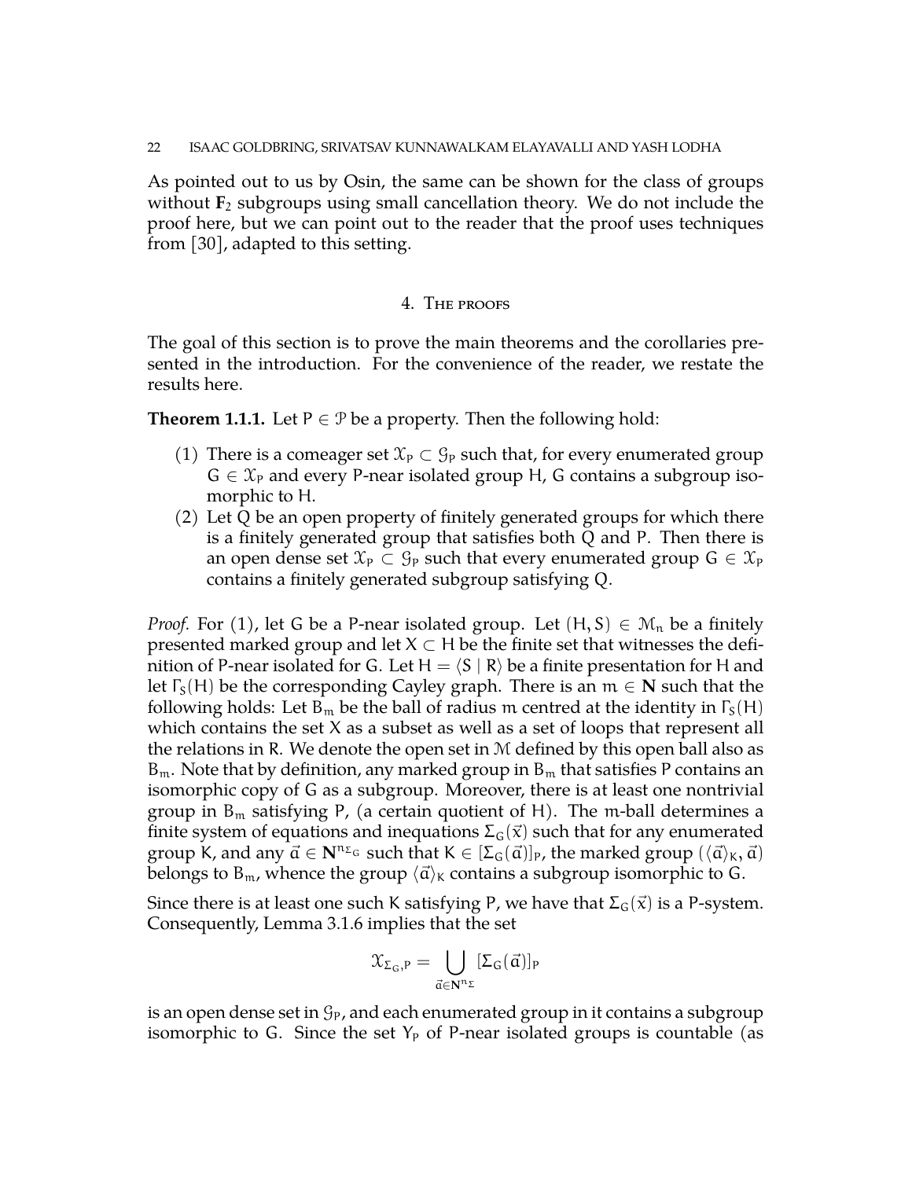As pointed out to us by Osin, the same can be shown for the class of groups without $\mathbf{F}_2$ subgroups using small cancellation theory. We do not include the proof here, but we can point out to the reader that the proof uses techniques from [30], adapted to this setting.

## 4. The proofs

The goal of this section is to prove the main theorems and the corollaries presented in the introduction. For the convenience of the reader, we restate the results here.

**Theorem 1.1.1.** Let $P \in \mathcal{P}$ be a property. Then the following hold:

(1) There is a comeager set $\mathcal{X}_P \subset \mathcal{G}_P$ such that, for every enumerated group $G \in \mathcal{X}_P$ and every P-near isolated group H, G contains a subgroup isomorphic to H.
(2) Let Q be an open property of finitely generated groups for which there is a finitely generated group that satisfies both Q and P. Then there is an open dense set $\mathcal{X}_P \subset \mathcal{G}_P$ such that every enumerated group $G \in \mathcal{X}_P$ contains a finitely generated subgroup satisfying Q.

*Proof.* For (1), let G be a P-near isolated group. Let $(H, S) \in \mathcal{M}_n$ be a finitely presented marked group and let $X \subset H$ be the finite set that witnesses the definition of P-near isolated for G. Let $H = \langle S \mid R \rangle$ be a finite presentation for H and let $\Gamma_S(H)$ be the corresponding Cayley graph. There is an $m \in \mathbf{N}$ such that the following holds: Let $B_m$ be the ball of radius m centred at the identity in $\Gamma_S(H)$ which contains the set X as a subset as well as a set of loops that represent all the relations in R. We denote the open set in $\mathcal{M}$ defined by this open ball also as $B_m$. Note that by definition, any marked group in $B_m$ that satisfies P contains an isomorphic copy of G as a subgroup. Moreover, there is at least one nontrivial group in $B_m$ satisfying P, (a certain quotient of H). The m-ball determines a finite system of equations and inequations $\Sigma_G(\vec{x})$ such that for any enumerated group K, and any $\vec{a} \in \mathbf{N}^{n_{\Sigma_G}}$ such that $K \in [\Sigma_G(\vec{a})]_P$, the marked group $(\langle \vec{a} \rangle_K, \vec{a})$ belongs to $B_m$, whence the group $\langle \vec{a} \rangle_K$ contains a subgroup isomorphic to G.

Since there is at least one such K satisfying P, we have that $\Sigma_G(\vec{x})$ is a P-system. Consequently, Lemma 3.1.6 implies that the set

$$\mathcal{X}_{\Sigma_G, P} = \bigcup_{\vec{a} \in \mathbf{N}^{n_\Sigma}} [\Sigma_G(\vec{a})]_P$$

is an open dense set in $\mathcal{G}_P$, and each enumerated group in it contains a subgroup isomorphic to G. Since the set $Y_P$ of P-near isolated groups is countable (as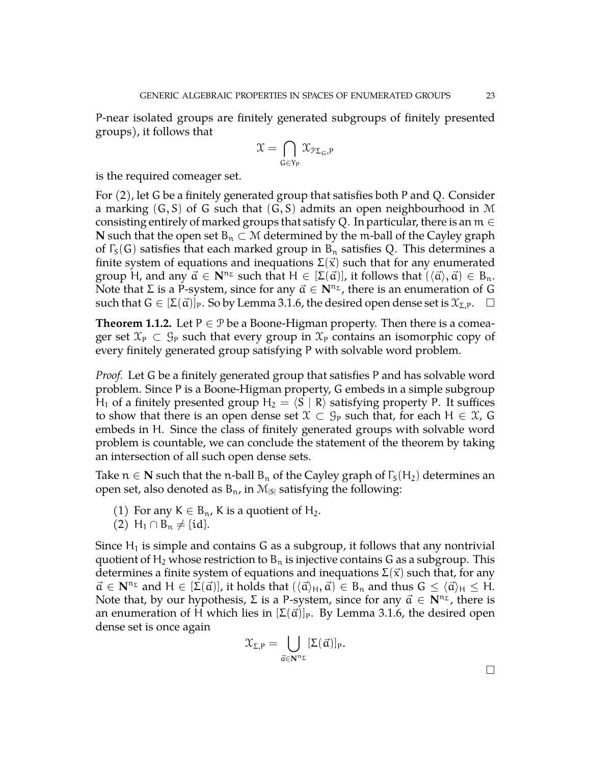P-near isolated groups are finitely generated subgroups of finitely presented groups), it follows that

$$\mathcal{X} = \bigcap_{G \in Y_P} \mathcal{X}_{\mathcal{P}_{\Sigma_G}, P}$$

is the required comeager set.

For (2), let G be a finitely generated group that satisfies both P and Q. Consider a marking $(G, S)$ of G such that $(G, S)$ admits an open neighbourhood in $\mathcal{M}$ consisting entirely of marked groups that satisfy Q. In particular, there is an $m \in \mathbf{N}$ such that the open set $B_n \subset \mathcal{M}$ determined by the m-ball of the Cayley graph of $\Gamma_S(G)$ satisfies that each marked group in $B_n$ satisfies Q. This determines a finite system of equations and inequations $\Sigma(\vec{x})$ such that for any enumerated group H, and any $\vec{a} \in \mathbf{N}^{n_\Sigma}$ such that $H \in [\Sigma(\vec{a})]$, it follows that $(\langle \vec{a} \rangle, \vec{a}) \in B_n$. Note that $\Sigma$ is a P-system, since for any $\vec{a} \in \mathbf{N}^{n_\Sigma}$, there is an enumeration of G such that $G \in [\Sigma(\vec{a})]_P$. So by Lemma 3.1.6, the desired open dense set is $\mathcal{X}_{\Sigma, P}$. $\square$

**Theorem 1.1.2.** Let $P \in \mathcal{P}$ be a Boone-Higman property. Then there is a comeager set $\mathcal{X}_P \subset \mathcal{G}_P$ such that every group in $\mathcal{X}_P$ contains an isomorphic copy of every finitely generated group satisfying P with solvable word problem.

*Proof.* Let G be a finitely generated group that satisfies P and has solvable word problem. Since P is a Boone-Higman property, G embeds in a simple subgroup $H_1$ of a finitely presented group $H_2 = \langle S \mid R \rangle$ satisfying property P. It suffices to show that there is an open dense set $\mathcal{X} \subset \mathcal{G}_P$ such that, for each $H \in \mathcal{X}$, G embeds in H. Since the class of finitely generated groups with solvable word problem is countable, we can conclude the statement of the theorem by taking an intersection of all such open dense sets.

Take $n \in \mathbf{N}$ such that the n-ball $B_n$ of the Cayley graph of $\Gamma_S(H_2)$ determines an open set, also denoted as $B_n$, in $\mathcal{M}_{|S|}$ satisfying the following:

(1) For any $K \in B_n$, K is a quotient of $H_2$.
(2) $H_1 \cap B_n \neq \{\mathrm{id}\}$.

Since $H_1$ is simple and contains G as a subgroup, it follows that any nontrivial quotient of $H_2$ whose restriction to $B_n$ is injective contains G as a subgroup. This determines a finite system of equations and inequations $\Sigma(\vec{x})$ such that, for any $\vec{a} \in \mathbf{N}^{n_\Sigma}$ and $H \in [\Sigma(\vec{a})]$, it holds that $(\langle \vec{a} \rangle_H, \vec{a}) \in B_n$ and thus $G \leq \langle \vec{a} \rangle_H \leq H$. Note that, by our hypothesis, $\Sigma$ is a P-system, since for any $\vec{a} \in \mathbf{N}^{n_\Sigma}$, there is an enumeration of H which lies in $[\Sigma(\vec{a})]_P$. By Lemma 3.1.6, the desired open dense set is once again

$$\mathcal{X}_{\Sigma, P} = \bigcup_{\vec{a} \in \mathbf{N}^{n_\Sigma}} [\Sigma(\vec{a})]_P.$$

$\square$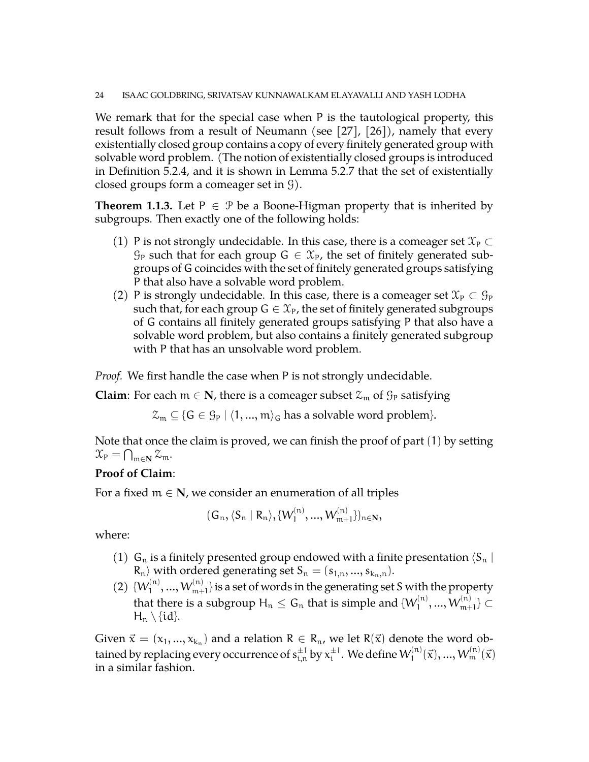We remark that for the special case when P is the tautological property, this result follows from a result of Neumann (see [27], [26]), namely that every existentially closed group contains a copy of every finitely generated group with solvable word problem. (The notion of existentially closed groups is introduced in Definition 5.2.4, and it is shown in Lemma 5.2.7 that the set of existentially closed groups form a comeager set in $\mathcal{G}$).

**Theorem 1.1.3.** Let $P \in \mathcal{P}$ be a Boone-Higman property that is inherited by subgroups. Then exactly one of the following holds:

1. P is not strongly undecidable. In this case, there is a comeager set $\mathcal{X}_P \subset \mathcal{G}_P$ such that for each group $G \in \mathcal{X}_P$, the set of finitely generated subgroups of G coincides with the set of finitely generated groups satisfying P that also have a solvable word problem.
2. P is strongly undecidable. In this case, there is a comeager set $\mathcal{X}_P \subset \mathcal{G}_P$ such that, for each group $G \in \mathcal{X}_P$, the set of finitely generated subgroups of G contains all finitely generated groups satisfying P that also have a solvable word problem, but also contains a finitely generated subgroup with P that has an unsolvable word problem.

*Proof.* We first handle the case when P is not strongly undecidable.

**Claim**: For each $m \in \mathbf{N}$, there is a comeager subset $\mathcal{Z}_m$ of $\mathcal{G}_P$ satisfying

$$\mathcal{Z}_m \subseteq \{G \in \mathcal{G}_P \mid \langle 1, ..., m\rangle_G \text{ has a solvable word problem}\}.$$

Note that once the claim is proved, we can finish the proof of part (1) by setting $\mathcal{X}_P = \bigcap_{m \in \mathbf{N}} \mathcal{Z}_m$.

**Proof of Claim**:

For a fixed $m \in \mathbf{N}$, we consider an enumeration of all triples

$$(G_n, \langle S_n \mid R_n\rangle, \{W_1^{(n)}, ..., W_{m+1}^{(n)}\})_{n \in \mathbf{N}},$$

where:

1. $G_n$ is a finitely presented group endowed with a finite presentation $\langle S_n \mid R_n\rangle$ with ordered generating set $S_n = (s_{1,n}, ..., s_{k_n,n})$.
2. $\{W_1^{(n)}, ..., W_{m+1}^{(n)}\}$ is a set of words in the generating set S with the property that there is a subgroup $H_n \leq G_n$ that is simple and $\{W_1^{(n)}, ..., W_{m+1}^{(n)}\} \subset H_n \setminus \{id\}$.

Given $\vec{x} = (x_1, ..., x_{k_n})$ and a relation $R \in R_n$, we let $R(\vec{x})$ denote the word obtained by replacing every occurrence of $s_{i,n}^{\pm 1}$ by $x_i^{\pm 1}$. We define $W_1^{(n)}(\vec{x}), ..., W_m^{(n)}(\vec{x})$ in a similar fashion.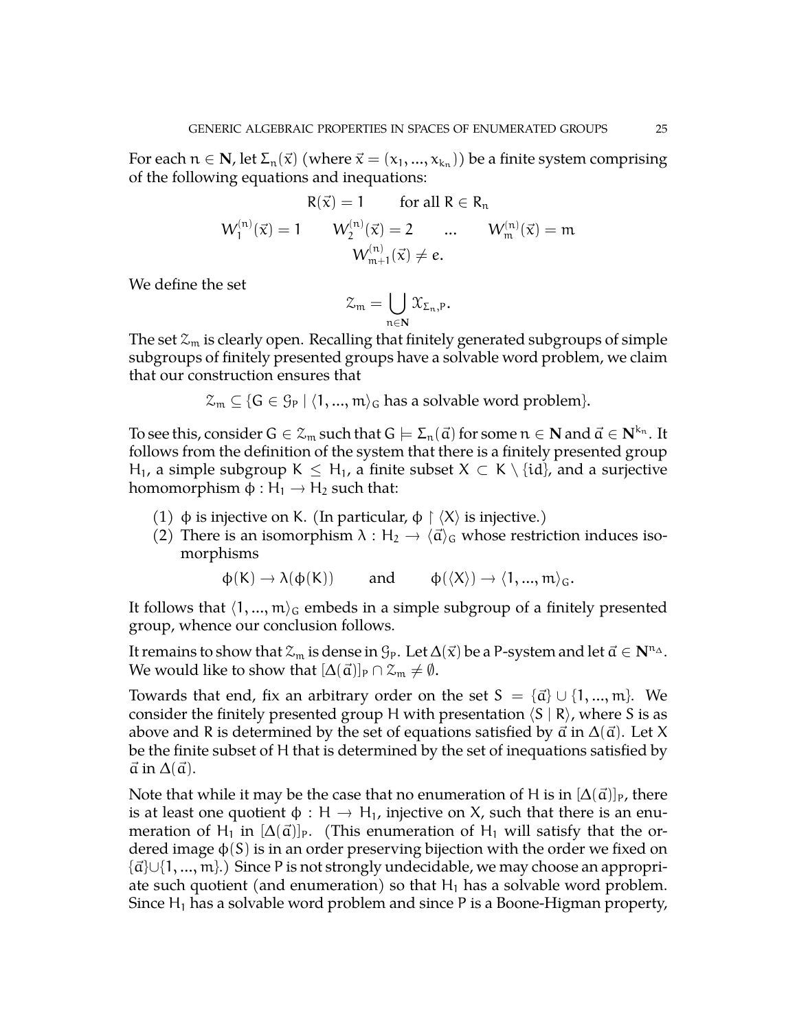For each $n \in \mathbf{N}$, let $\Sigma_n(\vec{x})$ (where $\vec{x} = (x_1, ..., x_{k_n})$) be a finite system comprising of the following equations and inequations:

$$R(\vec{x}) = 1 \qquad \text{for all } R \in R_n$$

$$W_1^{(n)}(\vec{x}) = 1 \qquad W_2^{(n)}(\vec{x}) = 2 \qquad ... \qquad W_m^{(n)}(\vec{x}) = m$$

$$W_{m+1}^{(n)}(\vec{x}) \neq e.$$

We define the set

$$\mathcal{Z}_m = \bigcup_{n \in \mathbf{N}} \mathcal{X}_{\Sigma_n, P}.$$

The set $\mathcal{Z}_m$ is clearly open. Recalling that finitely generated subgroups of simple subgroups of finitely presented groups have a solvable word problem, we claim that our construction ensures that

$$\mathcal{Z}_m \subseteq \{G \in \mathcal{G}_P \mid \langle 1, ..., m \rangle_G \text{ has a solvable word problem}\}.$$

To see this, consider $G \in \mathcal{Z}_m$ such that $G \models \Sigma_n(\vec{a})$ for some $n \in \mathbf{N}$ and $\vec{a} \in \mathbf{N}^{k_n}$. It follows from the definition of the system that there is a finitely presented group $H_1$, a simple subgroup $K \leq H_1$, a finite subset $X \subset K \setminus \{id\}$, and a surjective homomorphism $\phi : H_1 \to H_2$ such that:

1. $\phi$ is injective on $K$. (In particular, $\phi \restriction \langle X \rangle$ is injective.)
2. There is an isomorphism $\lambda : H_2 \to \langle \vec{a} \rangle_G$ whose restriction induces isomorphisms

$$\phi(K) \to \lambda(\phi(K)) \qquad \text{and} \qquad \phi(\langle X \rangle) \to \langle 1, ..., m \rangle_G.$$

It follows that $\langle 1, ..., m \rangle_G$ embeds in a simple subgroup of a finitely presented group, whence our conclusion follows.

It remains to show that $\mathcal{Z}_m$ is dense in $\mathcal{G}_P$. Let $\Delta(\vec{x})$ be a P-system and let $\vec{a} \in \mathbf{N}^{n_\Delta}$. We would like to show that $[\Delta(\vec{a})]_P \cap \mathcal{Z}_m \neq \emptyset$.

Towards that end, fix an arbitrary order on the set $S = \{\vec{a}\} \cup \{1, ..., m\}$. We consider the finitely presented group $H$ with presentation $\langle S \mid R \rangle$, where $S$ is as above and $R$ is determined by the set of equations satisfied by $\vec{a}$ in $\Delta(\vec{a})$. Let $X$ be the finite subset of $H$ that is determined by the set of inequations satisfied by $\vec{a}$ in $\Delta(\vec{a})$.

Note that while it may be the case that no enumeration of $H$ is in $[\Delta(\vec{a})]_P$, there is at least one quotient $\phi : H \to H_1$, injective on $X$, such that there is an enumeration of $H_1$ in $[\Delta(\vec{a})]_P$. (This enumeration of $H_1$ will satisfy that the ordered image $\phi(S)$ is in an order preserving bijection with the order we fixed on $\{\vec{a}\} \cup \{1, ..., m\}$.) Since P is not strongly undecidable, we may choose an appropriate such quotient (and enumeration) so that $H_1$ has a solvable word problem. Since $H_1$ has a solvable word problem and since P is a Boone-Higman property,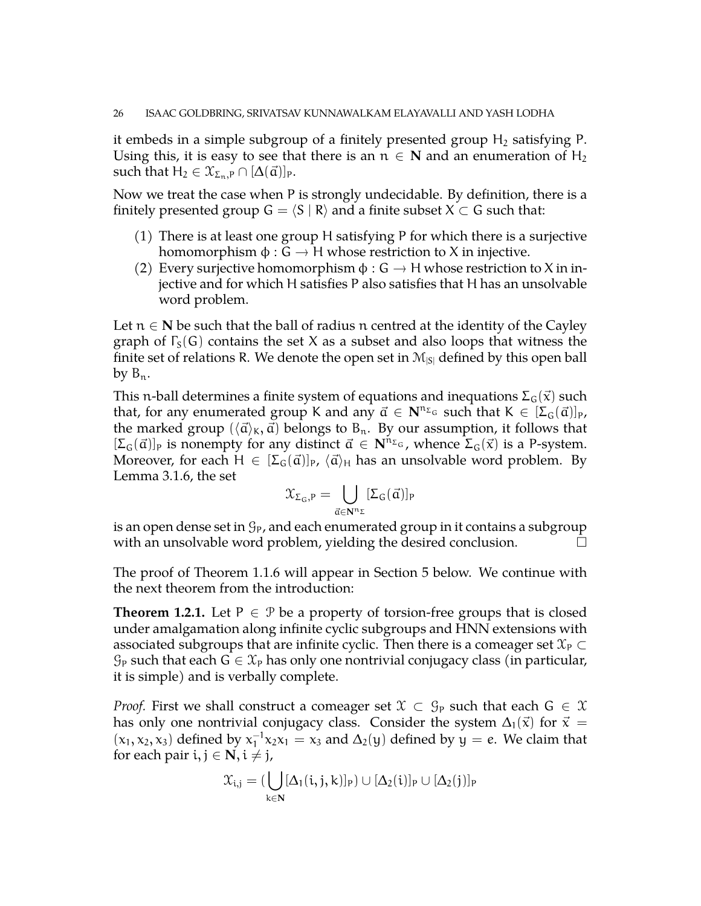it embeds in a simple subgroup of a finitely presented group $H_2$ satisfying P. Using this, it is easy to see that there is an $n \in \mathbf{N}$ and an enumeration of $H_2$ such that $H_2 \in \mathcal{X}_{\Sigma_n, P} \cap [\Delta(\vec{a})]_P$.

Now we treat the case when P is strongly undecidable. By definition, there is a finitely presented group $G = \langle S \mid R \rangle$ and a finite subset $X \subset G$ such that:

1. There is at least one group H satisfying P for which there is a surjective homomorphism $\phi : G \to H$ whose restriction to X in injective.
2. Every surjective homomorphism $\phi : G \to H$ whose restriction to X in injective and for which H satisfies P also satisfies that H has an unsolvable word problem.

Let $n \in \mathbf{N}$ be such that the ball of radius n centred at the identity of the Cayley graph of $\Gamma_S(G)$ contains the set X as a subset and also loops that witness the finite set of relations R. We denote the open set in $\mathcal{M}_{|S|}$ defined by this open ball by $B_n$.

This n-ball determines a finite system of equations and inequations $\Sigma_G(\vec{x})$ such that, for any enumerated group K and any $\vec{a} \in \mathbf{N}^{n_{\Sigma_G}}$ such that $K \in [\Sigma_G(\vec{a})]_P$, the marked group $(\langle \vec{a} \rangle_K, \vec{a})$ belongs to $B_n$. By our assumption, it follows that $[\Sigma_G(\vec{a})]_P$ is nonempty for any distinct $\vec{a} \in \mathbf{N}^{n_{\Sigma_G}}$, whence $\Sigma_G(\vec{x})$ is a P-system. Moreover, for each $H \in [\Sigma_G(\vec{a})]_P$, $\langle \vec{a} \rangle_H$ has an unsolvable word problem. By Lemma 3.1.6, the set

$$\mathcal{X}_{\Sigma_G, P} = \bigcup_{\vec{a} \in \mathbf{N}^{n_\Sigma}} [\Sigma_G(\vec{a})]_P$$

is an open dense set in $\mathcal{G}_P$, and each enumerated group in it contains a subgroup with an unsolvable word problem, yielding the desired conclusion. □

The proof of Theorem 1.1.6 will appear in Section 5 below. We continue with the next theorem from the introduction:

**Theorem 1.2.1.** Let $P \in \mathcal{P}$ be a property of torsion-free groups that is closed under amalgamation along infinite cyclic subgroups and HNN extensions with associated subgroups that are infinite cyclic. Then there is a comeager set $\mathcal{X}_P \subset \mathcal{G}_P$ such that each $G \in \mathcal{X}_P$ has only one nontrivial conjugacy class (in particular, it is simple) and is verbally complete.

*Proof.* First we shall construct a comeager set $\mathcal{X} \subset \mathcal{G}_P$ such that each $G \in \mathcal{X}$ has only one nontrivial conjugacy class. Consider the system $\Delta_1(\vec{x})$ for $\vec{x} = (x_1, x_2, x_3)$ defined by $x_1^{-1} x_2 x_1 = x_3$ and $\Delta_2(y)$ defined by $y = e$. We claim that for each pair $i, j \in \mathbf{N}, i \neq j$,

$$\mathcal{X}_{i,j} = (\bigcup_{k \in \mathbf{N}} [\Delta_1(i,j,k)]_P) \cup [\Delta_2(i)]_P \cup [\Delta_2(j)]_P$$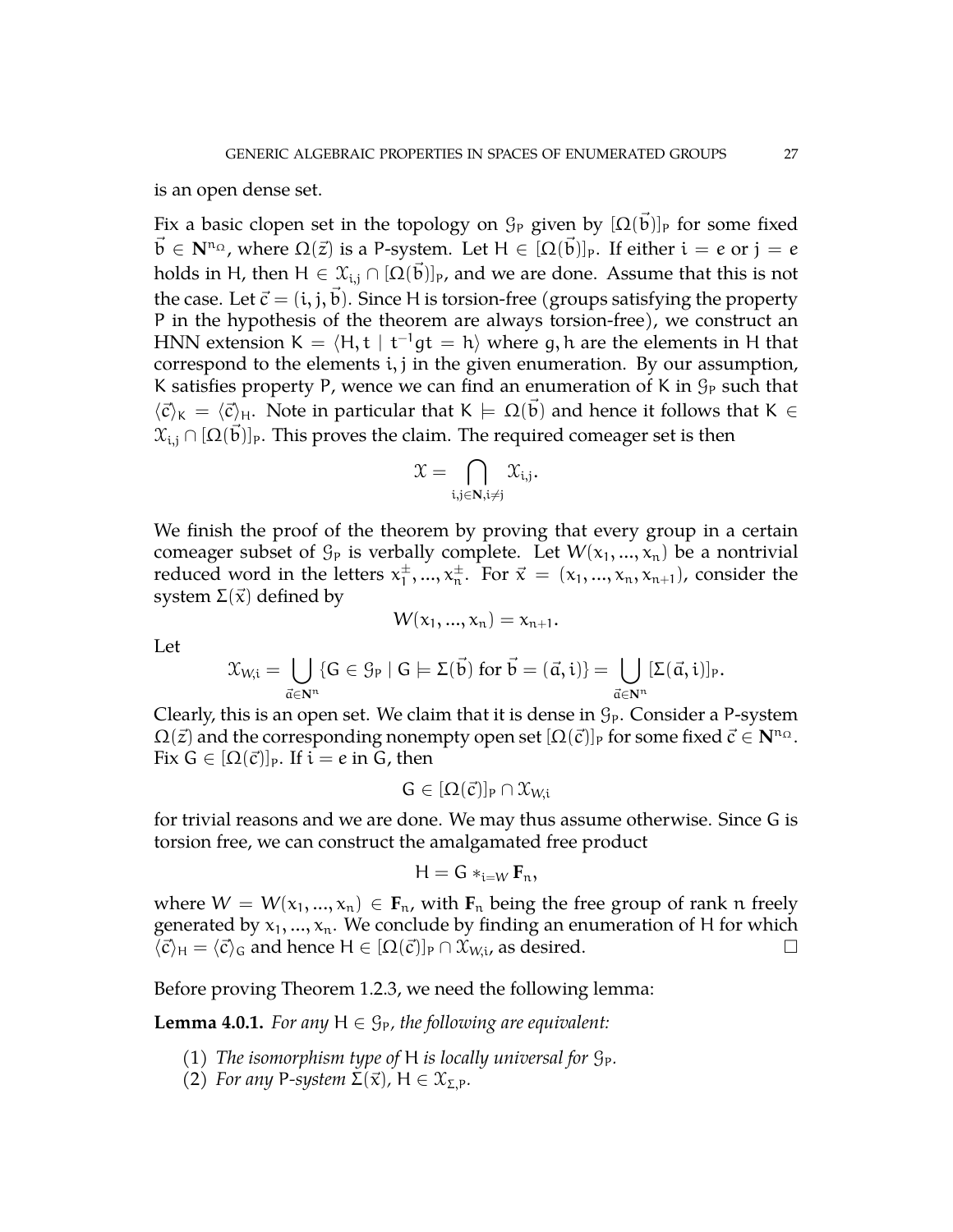is an open dense set.

Fix a basic clopen set in the topology on $\mathcal{G}_P$ given by $[\Omega(\vec{b})]_P$ for some fixed $\vec{b} \in \mathbf{N}^{n_\Omega}$, where $\Omega(\vec{z})$ is a P-system. Let $H \in [\Omega(\vec{b})]_P$. If either $i = e$ or $j = e$ holds in H, then $H \in \mathcal{X}_{i,j} \cap [\Omega(\vec{b})]_P$, and we are done. Assume that this is not the case. Let $\vec{c} = (i, j, \vec{b})$. Since H is torsion-free (groups satisfying the property P in the hypothesis of the theorem are always torsion-free), we construct an HNN extension $K = \langle H, t \mid t^{-1}gt = h\rangle$ where $g, h$ are the elements in H that correspond to the elements $i, j$ in the given enumeration. By our assumption, K satisfies property P, wence we can find an enumeration of K in $\mathcal{G}_P$ such that $\langle \vec{c}\rangle_K = \langle \vec{c}\rangle_H$. Note in particular that $K \models \Omega(\vec{b})$ and hence it follows that $K \in \mathcal{X}_{i,j} \cap [\Omega(\vec{b})]_P$. This proves the claim. The required comeager set is then

$$\mathcal{X} = \bigcap_{i,j \in \mathbf{N}, i \neq j} \mathcal{X}_{i,j}.$$

We finish the proof of the theorem by proving that every group in a certain comeager subset of $\mathcal{G}_P$ is verbally complete. Let $W(x_1, ..., x_n)$ be a nontrivial reduced word in the letters $x_1^{\pm}, ..., x_n^{\pm}$. For $\vec{x} = (x_1, ..., x_n, x_{n+1})$, consider the system $\Sigma(\vec{x})$ defined by

$$W(x_1, ..., x_n) = x_{n+1}.$$

Let

$$\mathcal{X}_{W,i} = \bigcup_{\vec{a} \in \mathbf{N}^n} \{G \in \mathcal{G}_P \mid G \models \Sigma(\vec{b}) \text{ for } \vec{b} = (\vec{a}, i)\} = \bigcup_{\vec{a} \in \mathbf{N}^n} [\Sigma(\vec{a}, i)]_P.$$

Clearly, this is an open set. We claim that it is dense in $\mathcal{G}_P$. Consider a P-system $\Omega(\vec{z})$ and the corresponding nonempty open set $[\Omega(\vec{c})]_P$ for some fixed $\vec{c} \in \mathbf{N}^{n_\Omega}$. Fix $G \in [\Omega(\vec{c})]_P$. If $i = e$ in G, then

$$G \in [\Omega(\vec{c})]_P \cap \mathcal{X}_{W,i}$$

for trivial reasons and we are done. We may thus assume otherwise. Since G is torsion free, we can construct the amalgamated free product

$$H = G *_{i=W} \mathbf{F}_n,$$

where $W = W(x_1, ..., x_n) \in \mathbf{F}_n$, with $\mathbf{F}_n$ being the free group of rank n freely generated by $x_1, ..., x_n$. We conclude by finding an enumeration of H for which $\langle \vec{c}\rangle_H = \langle \vec{c}\rangle_G$ and hence $H \in [\Omega(\vec{c})]_P \cap \mathcal{X}_{W,i}$, as desired. □

Before proving Theorem 1.2.3, we need the following lemma:

**Lemma 4.0.1.** *For any $H \in \mathcal{G}_P$, the following are equivalent:*

1. *The isomorphism type of H is locally universal for $\mathcal{G}_P$.*
2. *For any P-system $\Sigma(\vec{x})$, $H \in \mathcal{X}_{\Sigma,P}$.*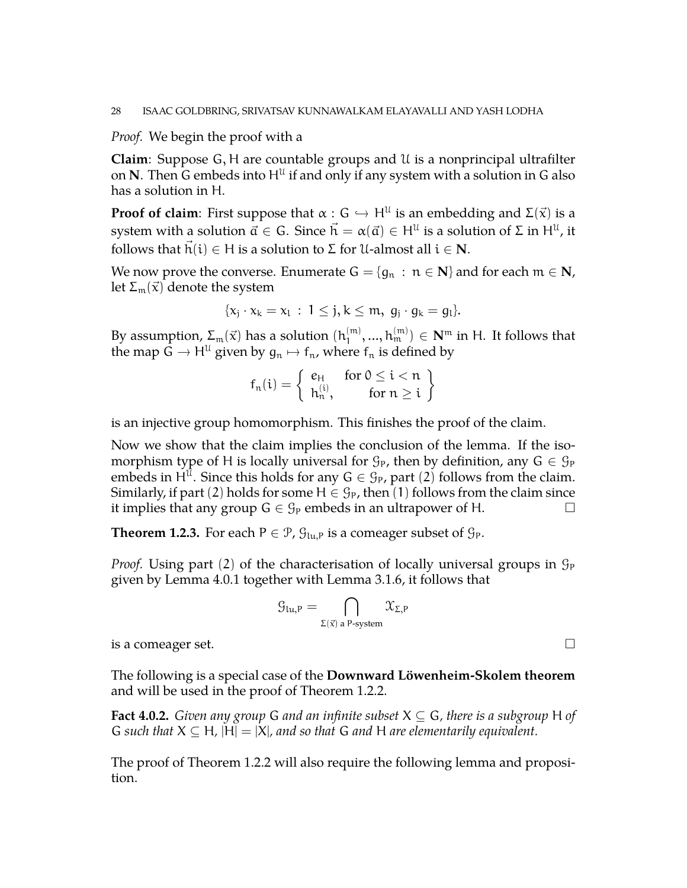*Proof.* We begin the proof with a

**Claim**: Suppose $G, H$ are countable groups and $\mathcal{U}$ is a nonprincipal ultrafilter on $\mathbf{N}$. Then $G$ embeds into $H^{\mathcal{U}}$ if and only if any system with a solution in $G$ also has a solution in $H$.

**Proof of claim**: First suppose that $\alpha : G \hookrightarrow H^{\mathcal{U}}$ is an embedding and $\Sigma(\vec{x})$ is a system with a solution $\vec{a} \in G$. Since $\vec{h} = \alpha(\vec{a}) \in H^{\mathcal{U}}$ is a solution of $\Sigma$ in $H^{\mathcal{U}}$, it follows that $\vec{h}(i) \in H$ is a solution to $\Sigma$ for $\mathcal{U}$-almost all $i \in \mathbf{N}$.

We now prove the converse. Enumerate $G = \{g_n : n \in \mathbf{N}\}$ and for each $m \in \mathbf{N}$, let $\Sigma_m(\vec{x})$ denote the system

$$\{x_j \cdot x_k = x_l \ : \ 1 \leq j, k \leq m, \ g_j \cdot g_k = g_l\}.$$

By assumption, $\Sigma_m(\vec{x})$ has a solution $(h_1^{(m)}, ..., h_m^{(m)}) \in \mathbf{N}^m$ in $H$. It follows that the map $G \to H^{\mathcal{U}}$ given by $g_n \mapsto f_n$, where $f_n$ is defined by

$$f_n(i) = \left\{ \begin{array}{ll} e_H & \text{for } 0 \leq i < n \\ h_n^{(i)}, & \text{for } n \geq i \end{array} \right\}$$

is an injective group homomorphism. This finishes the proof of the claim.

Now we show that the claim implies the conclusion of the lemma. If the isomorphism type of $H$ is locally universal for $\mathcal{G}_P$, then by definition, any $G \in \mathcal{G}_P$ embeds in $H^{\mathcal{U}}$. Since this holds for any $G \in \mathcal{G}_P$, part (2) follows from the claim. Similarly, if part (2) holds for some $H \in \mathcal{G}_P$, then (1) follows from the claim since it implies that any group $G \in \mathcal{G}_P$ embeds in an ultrapower of $H$. $\square$

**Theorem 1.2.3.** For each $P \in \mathcal{P}$, $\mathcal{G}_{lu,P}$ is a comeager subset of $\mathcal{G}_P$.

*Proof.* Using part (2) of the characterisation of locally universal groups in $\mathcal{G}_P$ given by Lemma 4.0.1 together with Lemma 3.1.6, it follows that

$$\mathcal{G}_{lu,P} = \bigcap_{\Sigma(\vec{x}) \text{ a P-system}} \mathcal{X}_{\Sigma,P}$$

is a comeager set. $\square$

The following is a special case of the **Downward Löwenheim-Skolem theorem** and will be used in the proof of Theorem 1.2.2.

**Fact 4.0.2.** *Given any group $G$ and an infinite subset $X \subseteq G$, there is a subgroup $H$ of $G$ such that $X \subseteq H$, $|H| = |X|$, and so that $G$ and $H$ are elementarily equivalent.*

The proof of Theorem 1.2.2 will also require the following lemma and proposition.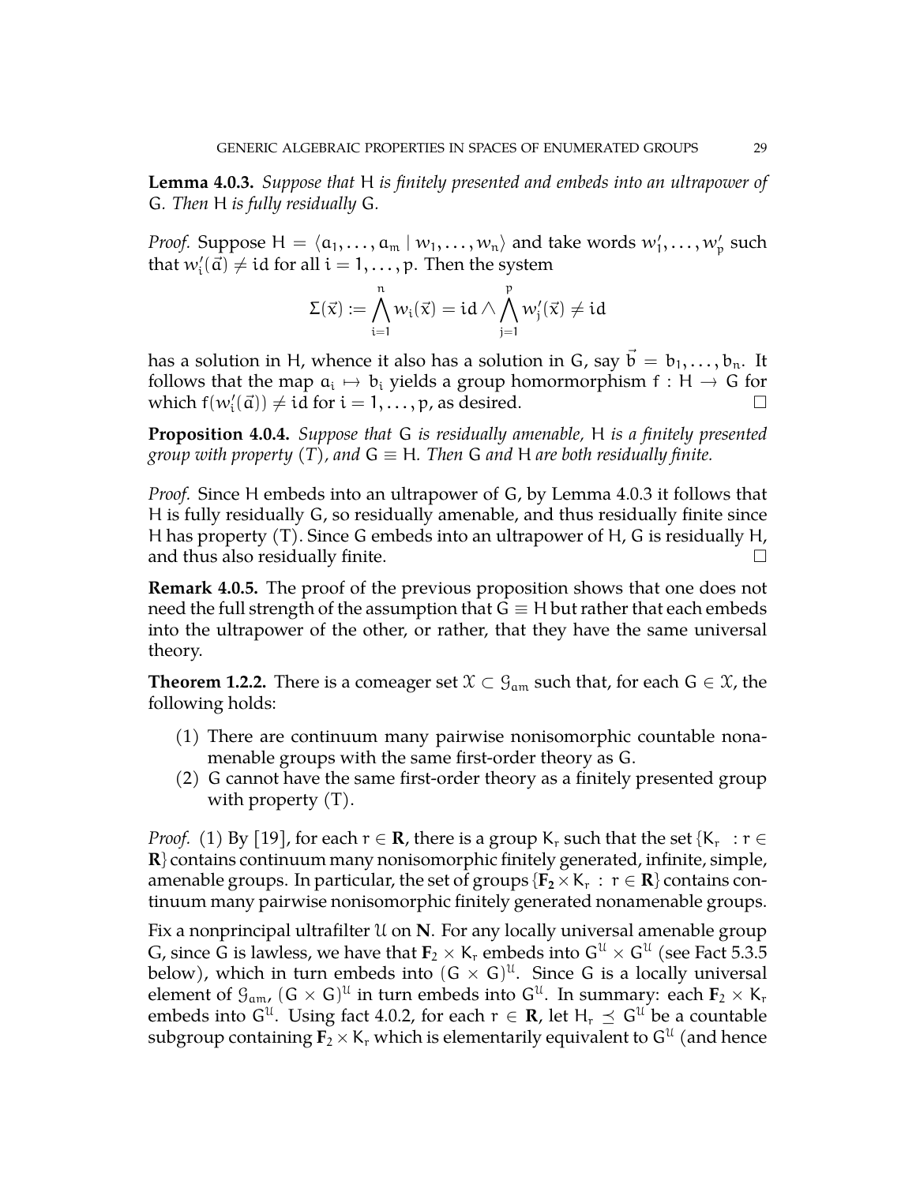**Lemma 4.0.3.** *Suppose that* $H$ *is finitely presented and embeds into an ultrapower of* $G$*. Then* $H$ *is fully residually* $G$*.*

*Proof.* Suppose $H = \langle a_1, \ldots, a_m \mid w_1, \ldots, w_n \rangle$ and take words $w_1', \ldots, w_p'$ such that $w_i'(\vec{a}) \neq \mathrm{id}$ for all $i = 1, \ldots, p$. Then the system

$$\Sigma(\vec{x}) := \bigwedge_{i=1}^{n} w_i(\vec{x}) = \mathrm{id} \wedge \bigwedge_{j=1}^{p} w_j'(\vec{x}) \neq \mathrm{id}$$

has a solution in $H$, whence it also has a solution in $G$, say $\vec{b} = b_1, \ldots, b_n$. It follows that the map $a_i \mapsto b_i$ yields a group homormorphism $f : H \to G$ for which $f(w_i'(\vec{a})) \neq \mathrm{id}$ for $i = 1, \ldots, p$, as desired. □

**Proposition 4.0.4.** *Suppose that* $G$ *is residually amenable,* $H$ *is a finitely presented group with property (T), and* $G \equiv H$*. Then* $G$ *and* $H$ *are both residually finite.*

*Proof.* Since $H$ embeds into an ultrapower of $G$, by Lemma 4.0.3 it follows that $H$ is fully residually $G$, so residually amenable, and thus residually finite since $H$ has property (T). Since $G$ embeds into an ultrapower of $H$, $G$ is residually $H$, and thus also residually finite. □

**Remark 4.0.5.** The proof of the previous proposition shows that one does not need the full strength of the assumption that $G \equiv H$ but rather that each embeds into the ultrapower of the other, or rather, that they have the same universal theory.

**Theorem 1.2.2.** There is a comeager set $\mathcal{X} \subset \mathcal{G}_{am}$ such that, for each $G \in \mathcal{X}$, the following holds:

(1) There are continuum many pairwise nonisomorphic countable nonamenable groups with the same first-order theory as $G$.
(2) $G$ cannot have the same first-order theory as a finitely presented group with property (T).

*Proof.* (1) By [19], for each $r \in \mathbf{R}$, there is a group $K_r$ such that the set $\{K_r : r \in \mathbf{R}\}$ contains continuum many nonisomorphic finitely generated, infinite, simple, amenable groups. In particular, the set of groups $\{\mathbf{F}_2 \times K_r : r \in \mathbf{R}\}$ contains continuum many pairwise nonisomorphic finitely generated nonamenable groups.

Fix a nonprincipal ultrafilter $\mathcal{U}$ on $\mathbf{N}$. For any locally universal amenable group $G$, since $G$ is lawless, we have that $\mathbf{F}_2 \times K_r$ embeds into $G^{\mathcal{U}} \times G^{\mathcal{U}}$ (see Fact 5.3.5 below), which in turn embeds into $(G \times G)^{\mathcal{U}}$. Since $G$ is a locally universal element of $\mathcal{G}_{am}$, $(G \times G)^{\mathcal{U}}$ in turn embeds into $G^{\mathcal{U}}$. In summary: each $\mathbf{F}_2 \times K_r$ embeds into $G^{\mathcal{U}}$. Using fact 4.0.2, for each $r \in \mathbf{R}$, let $H_r \preceq G^{\mathcal{U}}$ be a countable subgroup containing $\mathbf{F}_2 \times K_r$ which is elementarily equivalent to $G^{\mathcal{U}}$ (and hence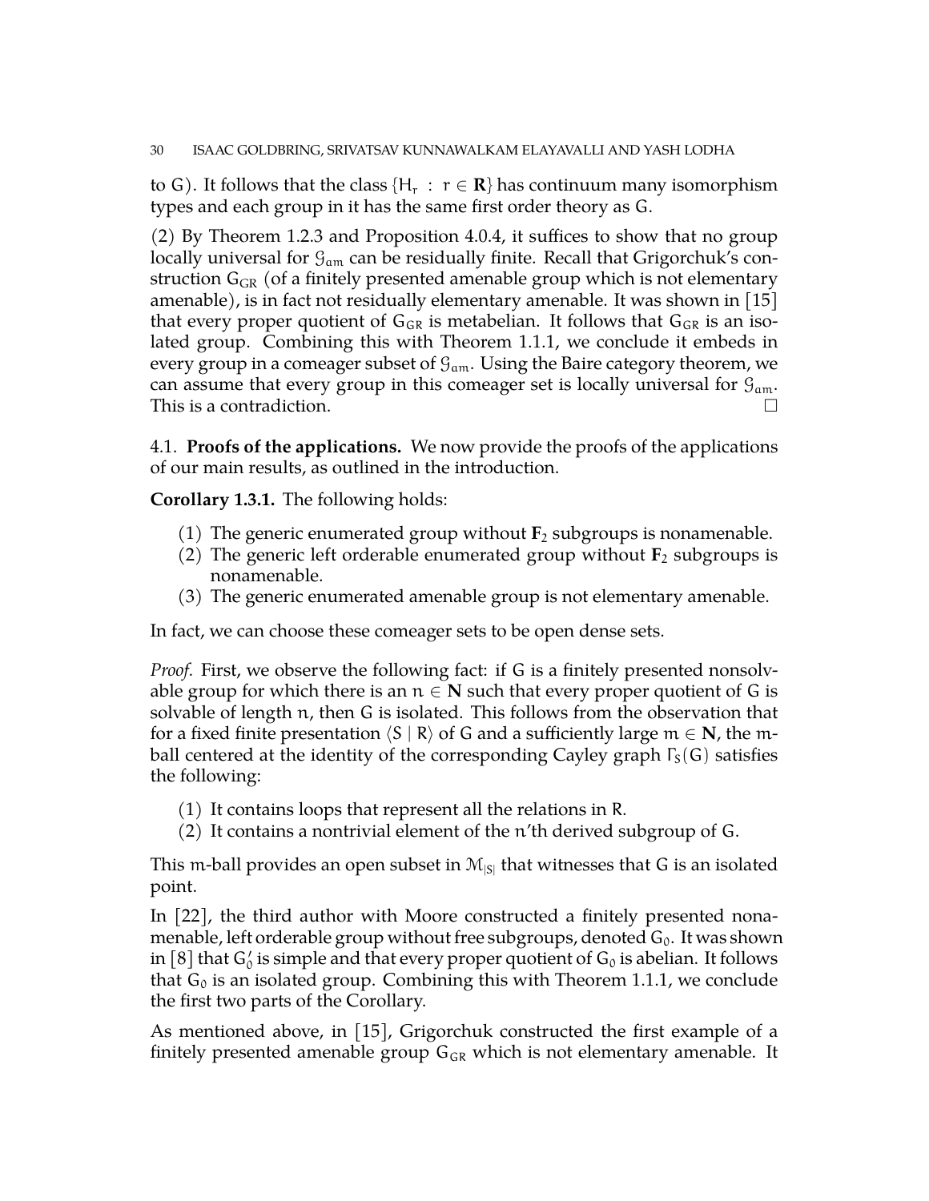to G). It follows that the class $\{H_r : r \in \mathbf{R}\}$ has continuum many isomorphism types and each group in it has the same first order theory as G.

(2) By Theorem 1.2.3 and Proposition 4.0.4, it suffices to show that no group locally universal for $\mathcal{G}_{am}$ can be residually finite. Recall that Grigorchuk's construction $G_{GR}$ (of a finitely presented amenable group which is not elementary amenable), is in fact not residually elementary amenable. It was shown in [15] that every proper quotient of $G_{GR}$ is metabelian. It follows that $G_{GR}$ is an isolated group. Combining this with Theorem 1.1.1, we conclude it embeds in every group in a comeager subset of $\mathcal{G}_{am}$. Using the Baire category theorem, we can assume that every group in this comeager set is locally universal for $\mathcal{G}_{am}$. This is a contradiction. □

### 4.1. **Proofs of the applications.**

We now provide the proofs of the applications of our main results, as outlined in the introduction.

**Corollary 1.3.1.** The following holds:

1. The generic enumerated group without $\mathbf{F}_2$ subgroups is nonamenable.
2. The generic left orderable enumerated group without $\mathbf{F}_2$ subgroups is nonamenable.
3. The generic enumerated amenable group is not elementary amenable.

In fact, we can choose these comeager sets to be open dense sets.

*Proof.* First, we observe the following fact: if G is a finitely presented nonsolvable group for which there is an $n \in \mathbf{N}$ such that every proper quotient of G is solvable of length n, then G is isolated. This follows from the observation that for a fixed finite presentation $\langle S \mid R \rangle$ of G and a sufficiently large $m \in \mathbf{N}$, the m-ball centered at the identity of the corresponding Cayley graph $\Gamma_S(G)$ satisfies the following:

1. It contains loops that represent all the relations in R.
2. It contains a nontrivial element of the n'th derived subgroup of G.

This m-ball provides an open subset in $\mathcal{M}_{|S|}$ that witnesses that G is an isolated point.

In [22], the third author with Moore constructed a finitely presented nonamenable, left orderable group without free subgroups, denoted $G_0$. It was shown in [8] that $G_0'$ is simple and that every proper quotient of $G_0$ is abelian. It follows that $G_0$ is an isolated group. Combining this with Theorem 1.1.1, we conclude the first two parts of the Corollary.

As mentioned above, in [15], Grigorchuk constructed the first example of a finitely presented amenable group $G_{GR}$ which is not elementary amenable. It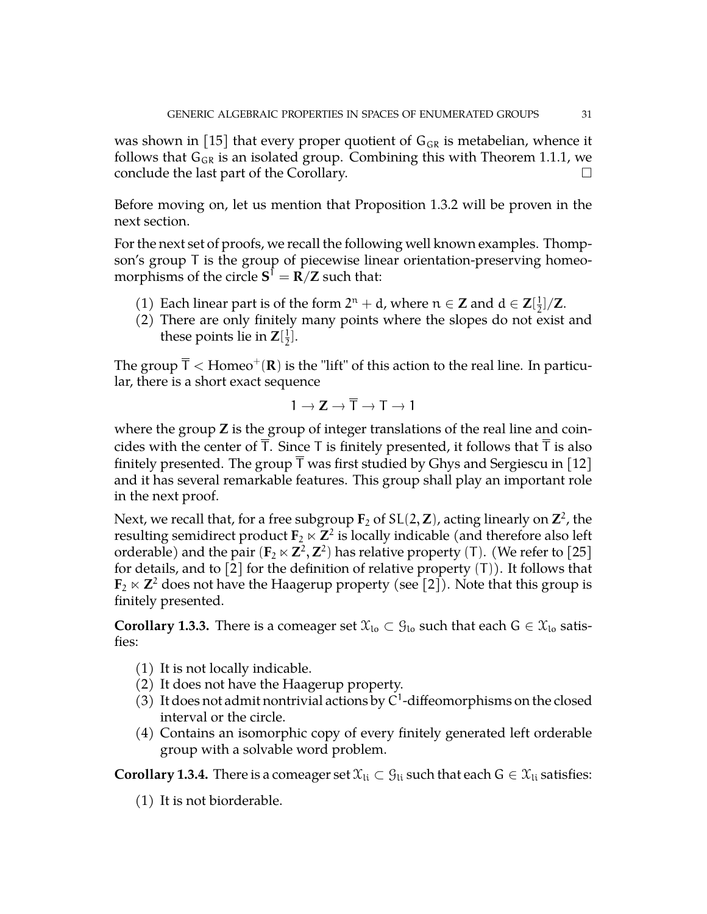was shown in [15] that every proper quotient of $G_{GR}$ is metabelian, whence it follows that $G_{GR}$ is an isolated group. Combining this with Theorem 1.1.1, we conclude the last part of the Corollary. □

Before moving on, let us mention that Proposition 1.3.2 will be proven in the next section.

For the next set of proofs, we recall the following well known examples. Thompson's group $T$ is the group of piecewise linear orientation-preserving homeomorphisms of the circle $\mathbf{S}^1 = \mathbf{R}/\mathbf{Z}$ such that:

(1) Each linear part is of the form $2^n + d$, where $n \in \mathbf{Z}$ and $d \in \mathbf{Z}[\frac{1}{2}]/\mathbf{Z}$.
(2) There are only finitely many points where the slopes do not exist and these points lie in $\mathbf{Z}[\frac{1}{2}]$.

The group $\overline{T} < \mathrm{Homeo}^+(\mathbf{R})$ is the "lift" of this action to the real line. In particular, there is a short exact sequence

$$1 \to \mathbf{Z} \to \overline{T} \to T \to 1$$

where the group $\mathbf{Z}$ is the group of integer translations of the real line and coincides with the center of $\overline{T}$. Since $T$ is finitely presented, it follows that $\overline{T}$ is also finitely presented. The group $\overline{T}$ was first studied by Ghys and Sergiescu in [12] and it has several remarkable features. This group shall play an important role in the next proof.

Next, we recall that, for a free subgroup $\mathbf{F}_2$ of $SL(2, \mathbf{Z})$, acting linearly on $\mathbf{Z}^2$, the resulting semidirect product $\mathbf{F}_2 \ltimes \mathbf{Z}^2$ is locally indicable (and therefore also left orderable) and the pair $(\mathbf{F}_2 \ltimes \mathbf{Z}^2, \mathbf{Z}^2)$ has relative property (T). (We refer to [25] for details, and to [2] for the definition of relative property (T)). It follows that $\mathbf{F}_2 \ltimes \mathbf{Z}^2$ does not have the Haagerup property (see [2]). Note that this group is finitely presented.

**Corollary 1.3.3.** There is a comeager set $\mathcal{X}_{lo} \subset \mathcal{G}_{lo}$ such that each $G \in \mathcal{X}_{lo}$ satisfies:

(1) It is not locally indicable.
(2) It does not have the Haagerup property.
(3) It does not admit nontrivial actions by $C^1$-diffeomorphisms on the closed interval or the circle.
(4) Contains an isomorphic copy of every finitely generated left orderable group with a solvable word problem.

**Corollary 1.3.4.** There is a comeager set $\mathcal{X}_{li} \subset \mathcal{G}_{li}$ such that each $G \in \mathcal{X}_{li}$ satisfies:

(1) It is not biorderable.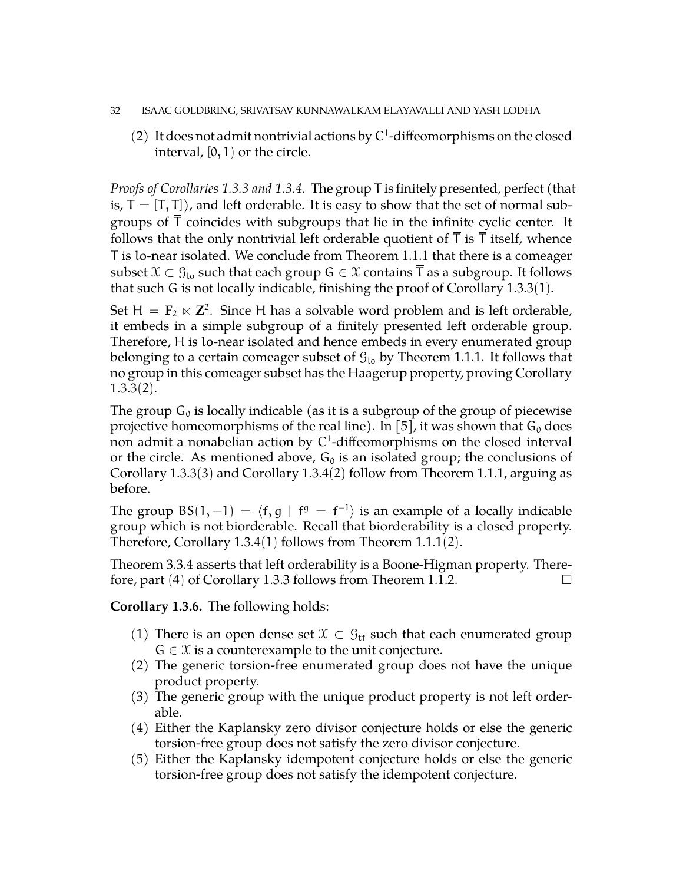(2) It does not admit nontrivial actions by $C^1$-diffeomorphisms on the closed interval, $[0,1)$ or the circle.

*Proofs of Corollaries 1.3.3 and 1.3.4.* The group $\overline{T}$ is finitely presented, perfect (that is, $\overline{T} = [\overline{T}, \overline{T}]$), and left orderable. It is easy to show that the set of normal subgroups of $\overline{T}$ coincides with subgroups that lie in the infinite cyclic center. It follows that the only nontrivial left orderable quotient of $\overline{T}$ is $\overline{T}$ itself, whence $\overline{T}$ is lo-near isolated. We conclude from Theorem 1.1.1 that there is a comeager subset $\mathcal{X} \subset \mathcal{G}_{lo}$ such that each group $G \in \mathcal{X}$ contains $\overline{T}$ as a subgroup. It follows that such $G$ is not locally indicable, finishing the proof of Corollary 1.3.3(1).

Set $H = \mathbf{F}_2 \ltimes \mathbf{Z}^2$. Since $H$ has a solvable word problem and is left orderable, it embeds in a simple subgroup of a finitely presented left orderable group. Therefore, $H$ is lo-near isolated and hence embeds in every enumerated group belonging to a certain comeager subset of $\mathcal{G}_{lo}$ by Theorem 1.1.1. It follows that no group in this comeager subset has the Haagerup property, proving Corollary 1.3.3(2).

The group $G_0$ is locally indicable (as it is a subgroup of the group of piecewise projective homeomorphisms of the real line). In [5], it was shown that $G_0$ does non admit a nonabelian action by $C^1$-diffeomorphisms on the closed interval or the circle. As mentioned above, $G_0$ is an isolated group; the conclusions of Corollary 1.3.3(3) and Corollary 1.3.4(2) follow from Theorem 1.1.1, arguing as before.

The group $BS(1,-1) = \langle f, g \mid f^g = f^{-1} \rangle$ is an example of a locally indicable group which is not biorderable. Recall that biorderability is a closed property. Therefore, Corollary 1.3.4(1) follows from Theorem 1.1.1(2).

Theorem 3.3.4 asserts that left orderability is a Boone-Higman property. Therefore, part (4) of Corollary 1.3.3 follows from Theorem 1.1.2. $\square$

**Corollary 1.3.6.** The following holds:

(1) There is an open dense set $\mathcal{X} \subset \mathcal{G}_{tf}$ such that each enumerated group $G \in \mathcal{X}$ is a counterexample to the unit conjecture.
(2) The generic torsion-free enumerated group does not have the unique product property.
(3) The generic group with the unique product property is not left orderable.
(4) Either the Kaplansky zero divisor conjecture holds or else the generic torsion-free group does not satisfy the zero divisor conjecture.
(5) Either the Kaplansky idempotent conjecture holds or else the generic torsion-free group does not satisfy the idempotent conjecture.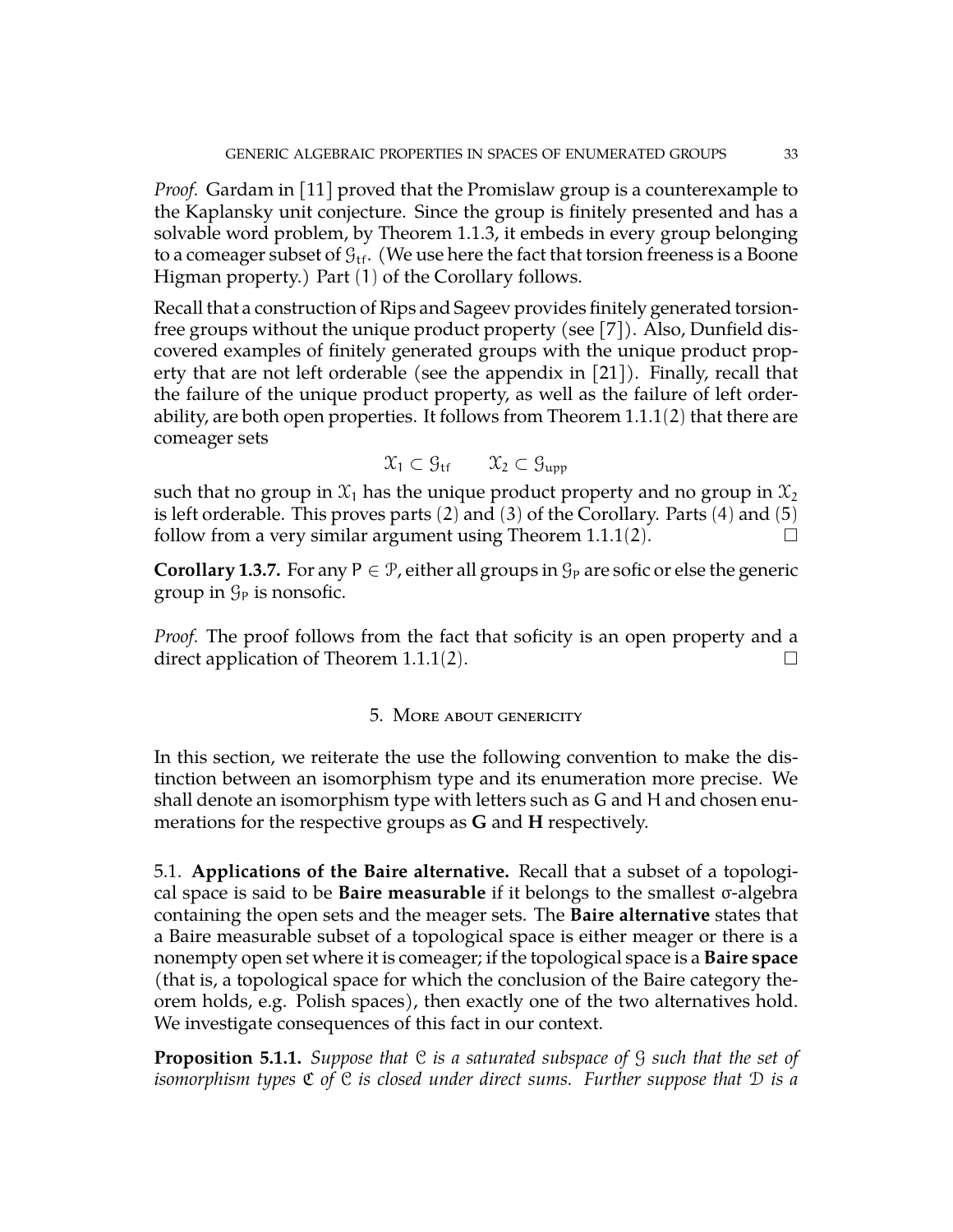*Proof.* Gardam in [11] proved that the Promislaw group is a counterexample to the Kaplansky unit conjecture. Since the group is finitely presented and has a solvable word problem, by Theorem 1.1.3, it embeds in every group belonging to a comeager subset of $\mathcal{G}_{\mathrm{tf}}$. (We use here the fact that torsion freeness is a Boone Higman property.) Part (1) of the Corollary follows.

Recall that a construction of Rips and Sageev provides finitely generated torsion-free groups without the unique product property (see [7]). Also, Dunfield discovered examples of finitely generated groups with the unique product property that are not left orderable (see the appendix in [21]). Finally, recall that the failure of the unique product property, as well as the failure of left orderability, are both open properties. It follows from Theorem 1.1.1(2) that there are comeager sets

$$\mathcal{X}_1 \subset \mathcal{G}_{\mathrm{tf}} \qquad \mathcal{X}_2 \subset \mathcal{G}_{\mathrm{upp}}$$

such that no group in $\mathcal{X}_1$ has the unique product property and no group in $\mathcal{X}_2$ is left orderable. This proves parts (2) and (3) of the Corollary. Parts (4) and (5) follow from a very similar argument using Theorem 1.1.1(2). □

**Corollary 1.3.7.** For any $P \in \mathcal{P}$, either all groups in $\mathcal{G}_P$ are sofic or else the generic group in $\mathcal{G}_P$ is nonsofic.

*Proof.* The proof follows from the fact that soficity is an open property and a direct application of Theorem 1.1.1(2). □

## 5. More about genericity

In this section, we reiterate the use the following convention to make the distinction between an isomorphism type and its enumeration more precise. We shall denote an isomorphism type with letters such as G and H and chosen enumerations for the respective groups as **G** and **H** respectively.

### 5.1. Applications of the Baire alternative.

Recall that a subset of a topological space is said to be **Baire measurable** if it belongs to the smallest σ-algebra containing the open sets and the meager sets. The **Baire alternative** states that a Baire measurable subset of a topological space is either meager or there is a nonempty open set where it is comeager; if the topological space is a **Baire space** (that is, a topological space for which the conclusion of the Baire category theorem holds, e.g. Polish spaces), then exactly one of the two alternatives hold. We investigate consequences of this fact in our context.

**Proposition 5.1.1.** *Suppose that $\mathcal{C}$ is a saturated subspace of $\mathcal{G}$ such that the set of isomorphism types $\mathfrak{C}$ of $\mathcal{C}$ is closed under direct sums. Further suppose that $\mathcal{D}$ is a*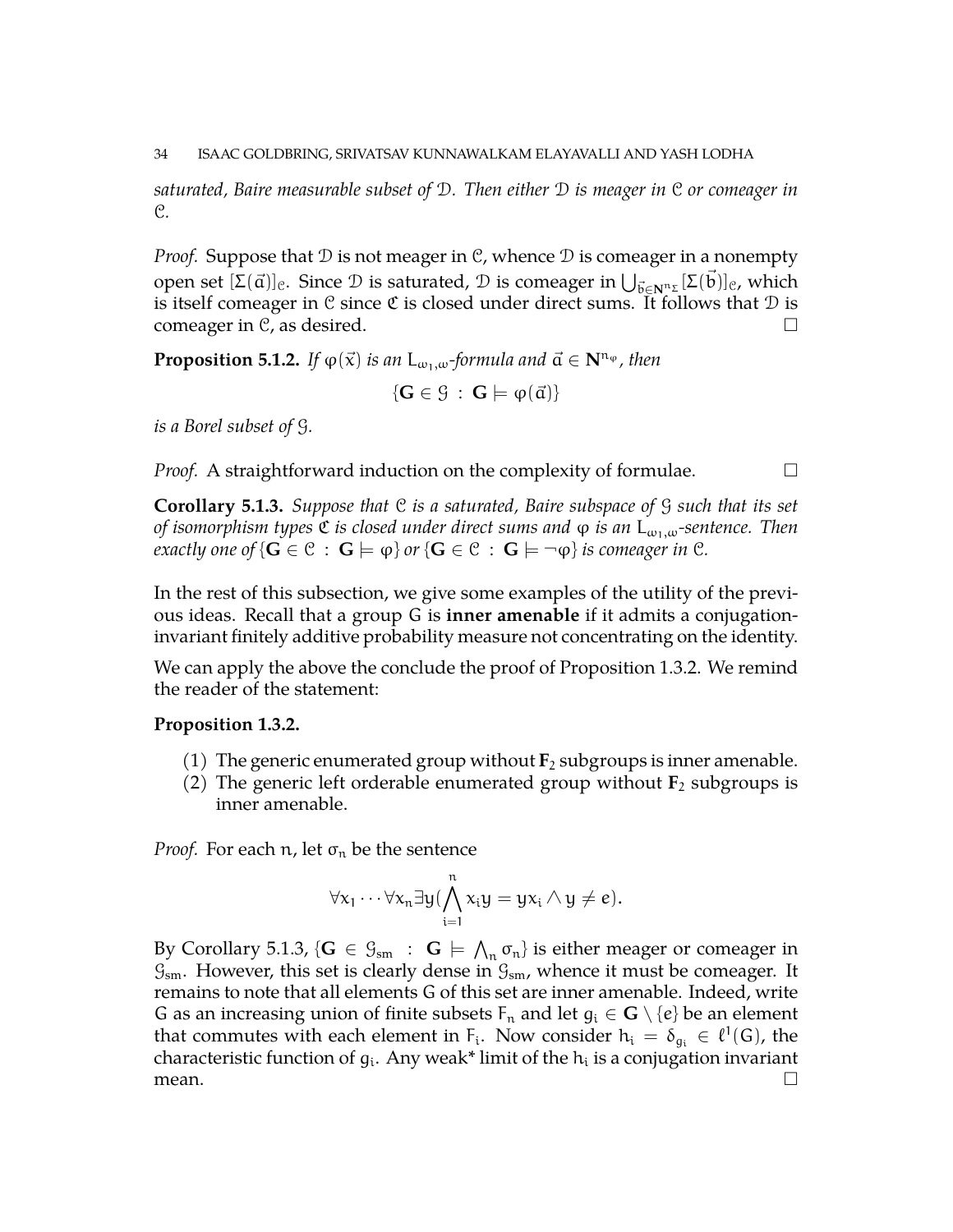*saturated, Baire measurable subset of $\mathcal{D}$. Then either $\mathcal{D}$ is meager in $\mathcal{C}$ or comeager in $\mathcal{C}$.*

*Proof.* Suppose that $\mathcal{D}$ is not meager in $\mathcal{C}$, whence $\mathcal{D}$ is comeager in a nonempty open set $[\Sigma(\vec{a})]_{\mathcal{C}}$. Since $\mathcal{D}$ is saturated, $\mathcal{D}$ is comeager in $\bigcup_{\vec{b}\in \mathbf{N}^{n_\Sigma}}[\Sigma(\vec{b})]_{\mathcal{C}}$, which is itself comeager in $\mathcal{C}$ since $\mathfrak{C}$ is closed under direct sums. It follows that $\mathcal{D}$ is comeager in $\mathcal{C}$, as desired. □

**Proposition 5.1.2.** *If $\varphi(\vec{x})$ is an $L_{\omega_1,\omega}$-formula and $\vec{a} \in \mathbf{N}^{n_\varphi}$, then*

$$\{\mathbf{G} \in \mathcal{G} \ : \ \mathbf{G} \models \varphi(\vec{a})\}$$

*is a Borel subset of $\mathcal{G}$.*

*Proof.* A straightforward induction on the complexity of formulae. □

**Corollary 5.1.3.** *Suppose that $\mathcal{C}$ is a saturated, Baire subspace of $\mathcal{G}$ such that its set of isomorphism types $\mathfrak{C}$ is closed under direct sums and $\varphi$ is an $L_{\omega_1,\omega}$-sentence. Then exactly one of $\{\mathbf{G} \in \mathcal{C} \ : \ \mathbf{G} \models \varphi\}$ or $\{\mathbf{G} \in \mathcal{C} \ : \ \mathbf{G} \models \neg\varphi\}$ is comeager in $\mathcal{C}$.*

In the rest of this subsection, we give some examples of the utility of the previous ideas. Recall that a group $G$ is **inner amenable** if it admits a conjugation-invariant finitely additive probability measure not concentrating on the identity.

We can apply the above the conclude the proof of Proposition 1.3.2. We remind the reader of the statement:

**Proposition 1.3.2.**

(1) The generic enumerated group without $\mathbf{F}_2$ subgroups is inner amenable.
(2) The generic left orderable enumerated group without $\mathbf{F}_2$ subgroups is inner amenable.

*Proof.* For each $n$, let $\sigma_n$ be the sentence

$$\forall x_1 \cdots \forall x_n \exists y (\bigwedge_{i=1}^{n} x_i y = y x_i \wedge y \neq e).$$

By Corollary 5.1.3, $\{\mathbf{G} \in \mathcal{G}_{sm} \ : \ \mathbf{G} \models \bigwedge_n \sigma_n\}$ is either meager or comeager in $\mathcal{G}_{sm}$. However, this set is clearly dense in $\mathcal{G}_{sm}$, whence it must be comeager. It remains to note that all elements $G$ of this set are inner amenable. Indeed, write $G$ as an increasing union of finite subsets $F_n$ and let $g_i \in \mathbf{G} \setminus \{e\}$ be an element that commutes with each element in $F_i$. Now consider $h_i = \delta_{g_i} \in \ell^1(G)$, the characteristic function of $g_i$. Any weak* limit of the $h_i$ is a conjugation invariant mean. □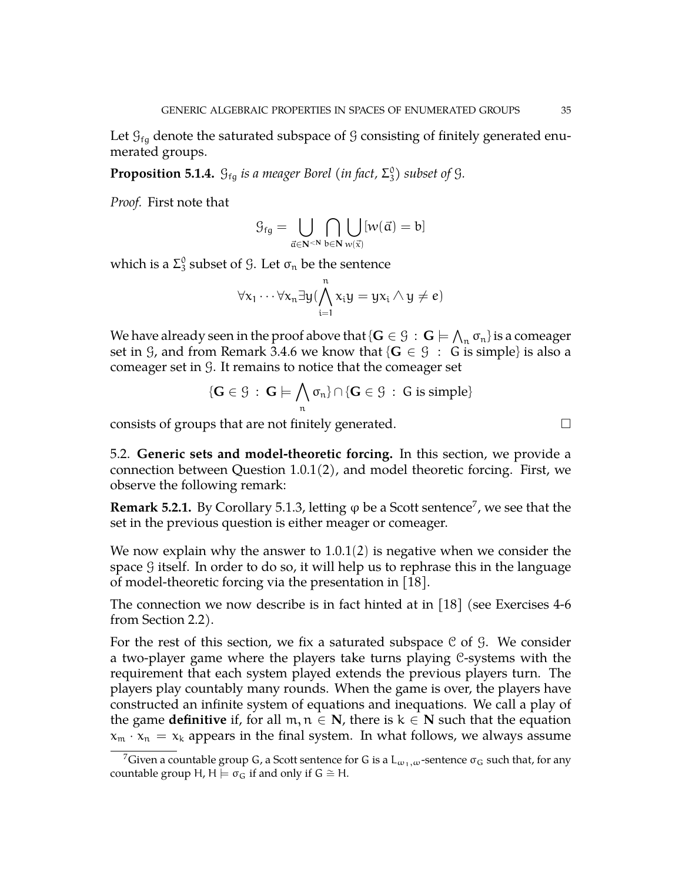Let $\mathcal{G}_{fg}$ denote the saturated subspace of $\mathcal{G}$ consisting of finitely generated enumerated groups.

**Proposition 5.1.4.** *$\mathcal{G}_{fg}$ is a meager Borel (in fact, $\Sigma^0_3$) subset of $\mathcal{G}$.*

*Proof.* First note that

$$\mathcal{G}_{fg} = \bigcup_{\vec{a} \in \mathbf{N}^{<\mathbf{N}}} \bigcap_{b \in \mathbf{N}} \bigcup_{w(\vec{x})} [w(\vec{a}) = b]$$

which is a $\Sigma^0_3$ subset of $\mathcal{G}$. Let $\sigma_n$ be the sentence

$$\forall x_1 \cdots \forall x_n \exists y (\bigwedge_{i=1}^{n} x_i y = y x_i \wedge y \neq e)$$

We have already seen in the proof above that $\{\mathbf{G} \in \mathcal{G} : \mathbf{G} \models \bigwedge_n \sigma_n\}$ is a comeager set in $\mathcal{G}$, and from Remark 3.4.6 we know that $\{\mathbf{G} \in \mathcal{G} : \text{G is simple}\}$ is also a comeager set in $\mathcal{G}$. It remains to notice that the comeager set

$$\{\mathbf{G} \in \mathcal{G} : \mathbf{G} \models \bigwedge_n \sigma_n\} \cap \{\mathbf{G} \in \mathcal{G} : \text{G is simple}\}$$

consists of groups that are not finitely generated. $\square$

5.2. **Generic sets and model-theoretic forcing.** In this section, we provide a connection between Question 1.0.1(2), and model theoretic forcing. First, we observe the following remark:

**Remark 5.2.1.** By Corollary 5.1.3, letting $\varphi$ be a Scott sentence[7], we see that the set in the previous question is either meager or comeager.

We now explain why the answer to 1.0.1(2) is negative when we consider the space $\mathcal{G}$ itself. In order to do so, it will help us to rephrase this in the language of model-theoretic forcing via the presentation in [18].

The connection we now describe is in fact hinted at in [18] (see Exercises 4-6 from Section 2.2).

For the rest of this section, we fix a saturated subspace $\mathcal{C}$ of $\mathcal{G}$. We consider a two-player game where the players take turns playing $\mathcal{C}$-systems with the requirement that each system played extends the previous players turn. The players play countably many rounds. When the game is over, the players have constructed an infinite system of equations and inequations. We call a play of the game **definitive** if, for all $m, n \in \mathbf{N}$, there is $k \in \mathbf{N}$ such that the equation $x_m \cdot x_n = x_k$ appears in the final system. In what follows, we always assume

[7] Given a countable group G, a Scott sentence for G is a $L_{\omega_1,\omega}$-sentence $\sigma_G$ such that, for any countable group H, $H \models \sigma_G$ if and only if $G \cong H$.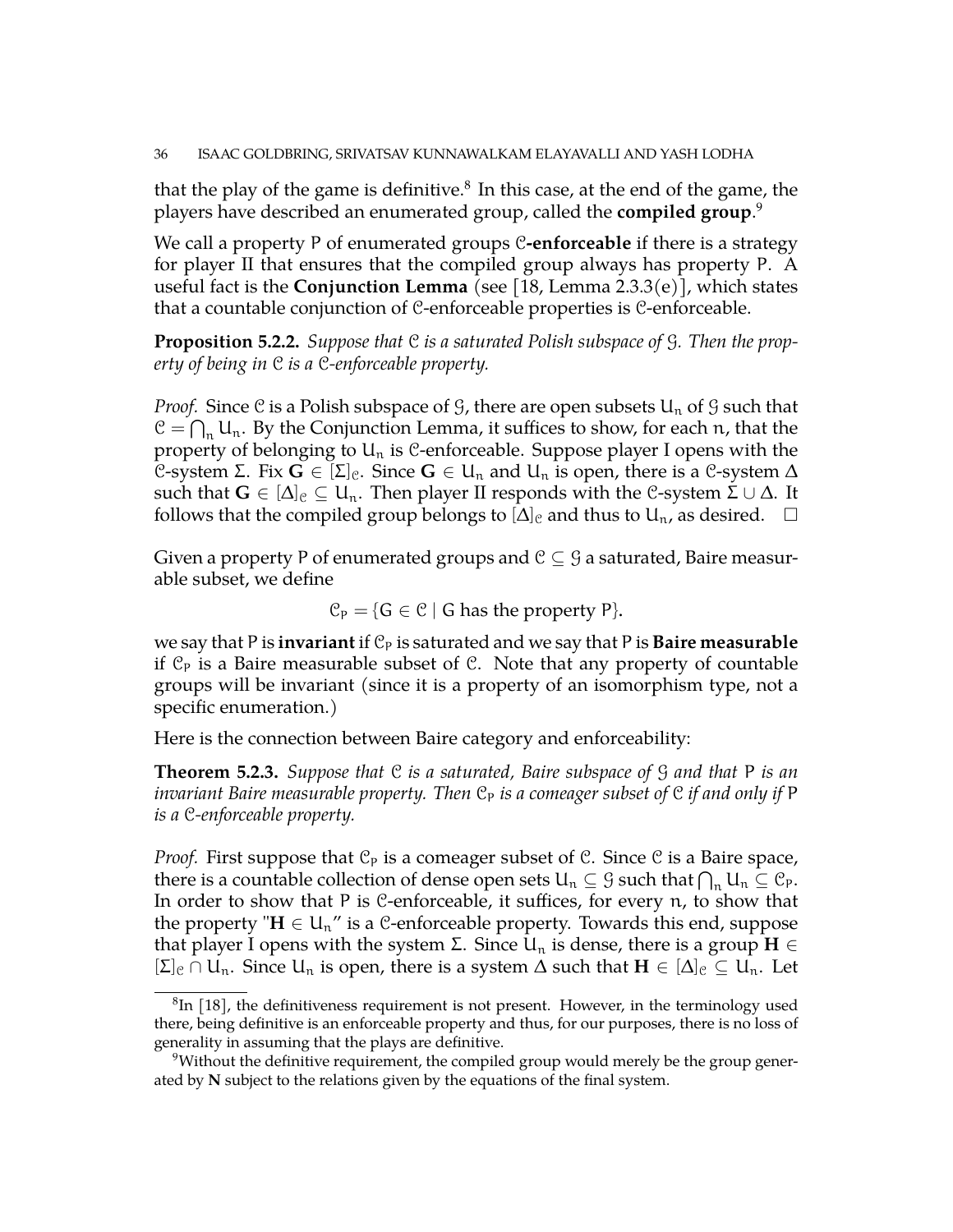that the play of the game is definitive.[8] In this case, at the end of the game, the players have described an enumerated group, called the **compiled group**.[9]

We call a property P of enumerated groups $\mathcal{C}$**-enforceable** if there is a strategy for player II that ensures that the compiled group always has property P. A useful fact is the **Conjunction Lemma** (see [18, Lemma 2.3.3(e)], which states that a countable conjunction of $\mathcal{C}$-enforceable properties is $\mathcal{C}$-enforceable.

**Proposition 5.2.2.** *Suppose that $\mathcal{C}$ is a saturated Polish subspace of $\mathcal{G}$. Then the property of being in $\mathcal{C}$ is a $\mathcal{C}$-enforceable property.*

*Proof.* Since $\mathcal{C}$ is a Polish subspace of $\mathcal{G}$, there are open subsets $U_n$ of $\mathcal{G}$ such that $\mathcal{C} = \bigcap_n U_n$. By the Conjunction Lemma, it suffices to show, for each $n$, that the property of belonging to $U_n$ is $\mathcal{C}$-enforceable. Suppose player I opens with the $\mathcal{C}$-system $\Sigma$. Fix $\mathbf{G} \in [\Sigma]_{\mathcal{C}}$. Since $\mathbf{G} \in U_n$ and $U_n$ is open, there is a $\mathcal{C}$-system $\Delta$ such that $\mathbf{G} \in [\Delta]_{\mathcal{C}} \subseteq U_n$. Then player II responds with the $\mathcal{C}$-system $\Sigma \cup \Delta$. It follows that the compiled group belongs to $[\Delta]_{\mathcal{C}}$ and thus to $U_n$, as desired. $\square$

Given a property P of enumerated groups and $\mathcal{C} \subseteq \mathcal{G}$ a saturated, Baire measurable subset, we define

$$\mathcal{C}_P = \{G \in \mathcal{C} \mid G \text{ has the property } P\}.$$

we say that P is **invariant** if $\mathcal{C}_P$ is saturated and we say that P is **Baire measurable** if $\mathcal{C}_P$ is a Baire measurable subset of $\mathcal{C}$. Note that any property of countable groups will be invariant (since it is a property of an isomorphism type, not a specific enumeration.)

Here is the connection between Baire category and enforceability:

**Theorem 5.2.3.** *Suppose that $\mathcal{C}$ is a saturated, Baire subspace of $\mathcal{G}$ and that P is an invariant Baire measurable property. Then $\mathcal{C}_P$ is a comeager subset of $\mathcal{C}$ if and only if P is a $\mathcal{C}$-enforceable property.*

*Proof.* First suppose that $\mathcal{C}_P$ is a comeager subset of $\mathcal{C}$. Since $\mathcal{C}$ is a Baire space, there is a countable collection of dense open sets $U_n \subseteq \mathcal{G}$ such that $\bigcap_n U_n \subseteq \mathcal{C}_P$. In order to show that P is $\mathcal{C}$-enforceable, it suffices, for every $n$, to show that the property "$\mathbf{H} \in U_n$" is a $\mathcal{C}$-enforceable property. Towards this end, suppose that player I opens with the system $\Sigma$. Since $U_n$ is dense, there is a group $\mathbf{H} \in [\Sigma]_{\mathcal{C}} \cap U_n$. Since $U_n$ is open, there is a system $\Delta$ such that $\mathbf{H} \in [\Delta]_{\mathcal{C}} \subseteq U_n$. Let

[8] In [18], the definitiveness requirement is not present. However, in the terminology used there, being definitive is an enforceable property and thus, for our purposes, there is no loss of generality in assuming that the plays are definitive.

[9] Without the definitive requirement, the compiled group would merely be the group generated by $\mathbf{N}$ subject to the relations given by the equations of the final system.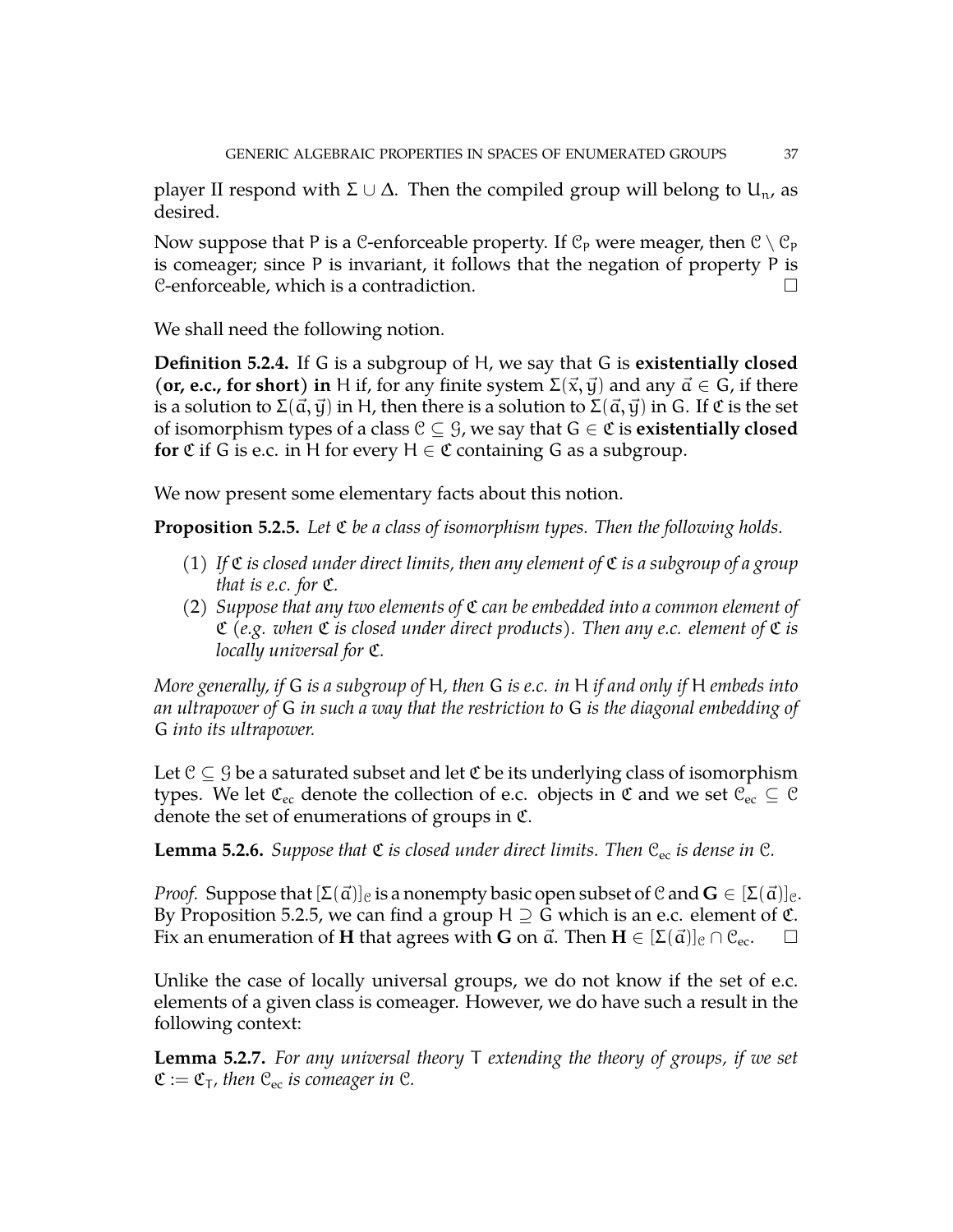player II respond with $\Sigma \cup \Delta$. Then the compiled group will belong to $U_n$, as desired.

Now suppose that P is a $\mathcal{C}$-enforceable property. If $\mathcal{C}_P$ were meager, then $\mathcal{C} \setminus \mathcal{C}_P$ is comeager; since P is invariant, it follows that the negation of property P is $\mathcal{C}$-enforceable, which is a contradiction. $\square$

We shall need the following notion.

**Definition 5.2.4.** If G is a subgroup of H, we say that G is **existentially closed (or, e.c., for short) in** H if, for any finite system $\Sigma(\vec{x}, \vec{y})$ and any $\vec{a} \in G$, if there is a solution to $\Sigma(\vec{a}, \vec{y})$ in H, then there is a solution to $\Sigma(\vec{a}, \vec{y})$ in G. If $\mathfrak{C}$ is the set of isomorphism types of a class $\mathcal{C} \subseteq \mathcal{G}$, we say that $G \in \mathfrak{C}$ is **existentially closed for** $\mathfrak{C}$ if G is e.c. in H for every $H \in \mathfrak{C}$ containing G as a subgroup.

We now present some elementary facts about this notion.

**Proposition 5.2.5.** *Let $\mathfrak{C}$ be a class of isomorphism types. Then the following holds.*

1. *If $\mathfrak{C}$ is closed under direct limits, then any element of $\mathfrak{C}$ is a subgroup of a group that is e.c. for $\mathfrak{C}$.*
2. *Suppose that any two elements of $\mathfrak{C}$ can be embedded into a common element of $\mathfrak{C}$ (e.g. when $\mathfrak{C}$ is closed under direct products). Then any e.c. element of $\mathfrak{C}$ is locally universal for $\mathfrak{C}$.*

*More generally, if* G *is a subgroup of* H*, then* G *is e.c. in* H *if and only if* H *embeds into an ultrapower of* G *in such a way that the restriction to* G *is the diagonal embedding of* G *into its ultrapower.*

Let $\mathcal{C} \subseteq \mathcal{G}$ be a saturated subset and let $\mathfrak{C}$ be its underlying class of isomorphism types. We let $\mathfrak{C}_{ec}$ denote the collection of e.c. objects in $\mathfrak{C}$ and we set $\mathcal{C}_{ec} \subseteq \mathcal{C}$ denote the set of enumerations of groups in $\mathfrak{C}$.

**Lemma 5.2.6.** *Suppose that $\mathfrak{C}$ is closed under direct limits. Then $\mathcal{C}_{ec}$ is dense in $\mathcal{C}$.*

*Proof.* Suppose that $[\Sigma(\vec{a})]_{\mathcal{C}}$ is a nonempty basic open subset of $\mathcal{C}$ and $\mathbf{G} \in [\Sigma(\vec{a})]_{\mathcal{C}}$. By Proposition 5.2.5, we can find a group $H \supseteq G$ which is an e.c. element of $\mathfrak{C}$. Fix an enumeration of $\mathbf{H}$ that agrees with $\mathbf{G}$ on $\vec{a}$. Then $\mathbf{H} \in [\Sigma(\vec{a})]_{\mathcal{C}} \cap \mathcal{C}_{ec}$. $\square$

Unlike the case of locally universal groups, we do not know if the set of e.c. elements of a given class is comeager. However, we do have such a result in the following context:

**Lemma 5.2.7.** *For any universal theory* T *extending the theory of groups, if we set $\mathfrak{C} := \mathfrak{C}_T$, then $\mathcal{C}_{ec}$ is comeager in $\mathcal{C}$.*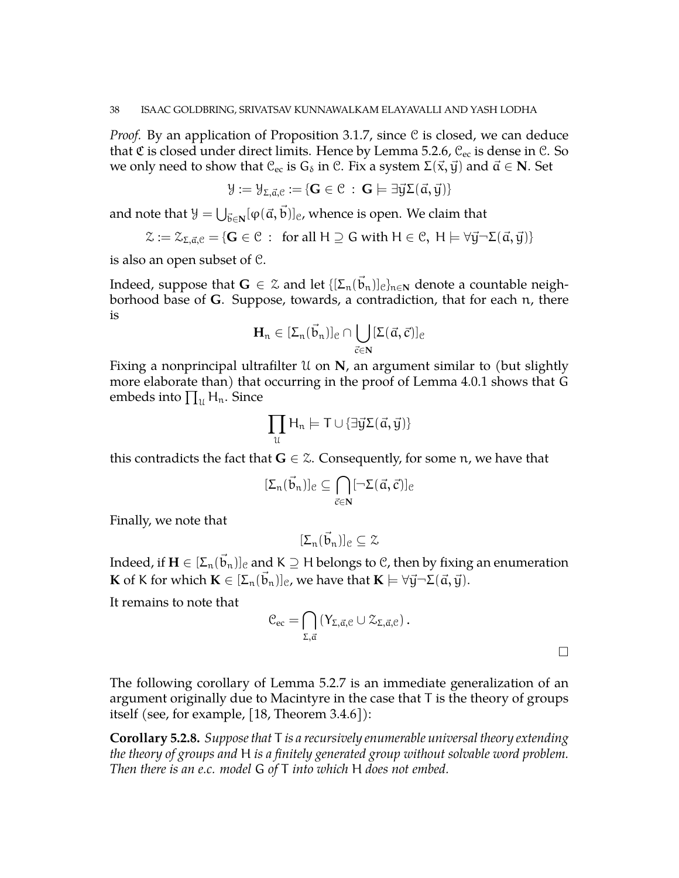*Proof.* By an application of Proposition 3.1.7, since $\mathcal{C}$ is closed, we can deduce that $\mathfrak{C}$ is closed under direct limits. Hence by Lemma 5.2.6, $\mathcal{C}_{ec}$ is dense in $\mathcal{C}$. So we only need to show that $\mathcal{C}_{ec}$ is $G_\delta$ in $\mathcal{C}$. Fix a system $\Sigma(\vec{x}, \vec{y})$ and $\vec{a} \in \mathbf{N}$. Set

$$\mathcal{Y} := \mathcal{Y}_{\Sigma,\vec{a},\mathcal{C}} := \{\mathbf{G} \in \mathcal{C} \;:\; \mathbf{G} \models \exists \vec{y}\Sigma(\vec{a}, \vec{y})\}$$

and note that $\mathcal{Y} = \bigcup_{\vec{b} \in \mathbf{N}} [\varphi(\vec{a}, \vec{b})]_{\mathcal{C}}$, whence is open. We claim that

$$\mathcal{Z} := \mathcal{Z}_{\Sigma,\vec{a},\mathcal{C}} = \{\mathbf{G} \in \mathcal{C} \;:\; \text{ for all } H \supseteq G \text{ with } H \in \mathcal{C},\; H \models \forall \vec{y} \neg\Sigma(\vec{a}, \vec{y})\}$$

is also an open subset of $\mathcal{C}$.

Indeed, suppose that $\mathbf{G} \in \mathcal{Z}$ and let $\{[\Sigma_n(\vec{b}_n)]_{\mathcal{C}}\}_{n \in \mathbf{N}}$ denote a countable neighborhood base of $\mathbf{G}$. Suppose, towards, a contradiction, that for each $n$, there is

$$\mathbf{H}_n \in [\Sigma_n(\vec{b}_n)]_{\mathcal{C}} \cap \bigcup_{\vec{c} \in \mathbf{N}} [\Sigma(\vec{a}, \vec{c})]_{\mathcal{C}}$$

Fixing a nonprincipal ultrafilter $\mathcal{U}$ on $\mathbf{N}$, an argument similar to (but slightly more elaborate than) that occurring in the proof of Lemma 4.0.1 shows that $G$ embeds into $\prod_{\mathcal{U}} H_n$. Since

$$\prod_{\mathcal{U}} H_n \models T \cup \{\exists \vec{y}\Sigma(\vec{a}, \vec{y})\}$$

this contradicts the fact that $\mathbf{G} \in \mathcal{Z}$. Consequently, for some $n$, we have that

$$[\Sigma_n(\vec{b}_n)]_{\mathcal{C}} \subseteq \bigcap_{\vec{c} \in \mathbf{N}} [\neg\Sigma(\vec{a}, \vec{c})]_{\mathcal{C}}$$

Finally, we note that

$$[\Sigma_n(\vec{b}_n)]_{\mathcal{C}} \subseteq \mathcal{Z}$$

Indeed, if $\mathbf{H} \in [\Sigma_n(\vec{b}_n)]_{\mathcal{C}}$ and $K \supseteq H$ belongs to $\mathcal{C}$, then by fixing an enumeration $\mathbf{K}$ of $K$ for which $\mathbf{K} \in [\Sigma_n(\vec{b}_n)]_{\mathcal{C}}$, we have that $\mathbf{K} \models \forall \vec{y} \neg\Sigma(\vec{a}, \vec{y})$.

It remains to note that

$$\mathcal{C}_{ec} = \bigcap_{\Sigma,\vec{a}} \left(Y_{\Sigma,\vec{a},\mathcal{C}} \cup \mathcal{Z}_{\Sigma,\vec{a},\mathcal{C}}\right).$$

□

The following corollary of Lemma 5.2.7 is an immediate generalization of an argument originally due to Macintyre in the case that $T$ is the theory of groups itself (see, for example, [18, Theorem 3.4.6]):

**Corollary 5.2.8.** *Suppose that $T$ is a recursively enumerable universal theory extending the theory of groups and $H$ is a finitely generated group without solvable word problem. Then there is an e.c. model $G$ of $T$ into which $H$ does not embed.*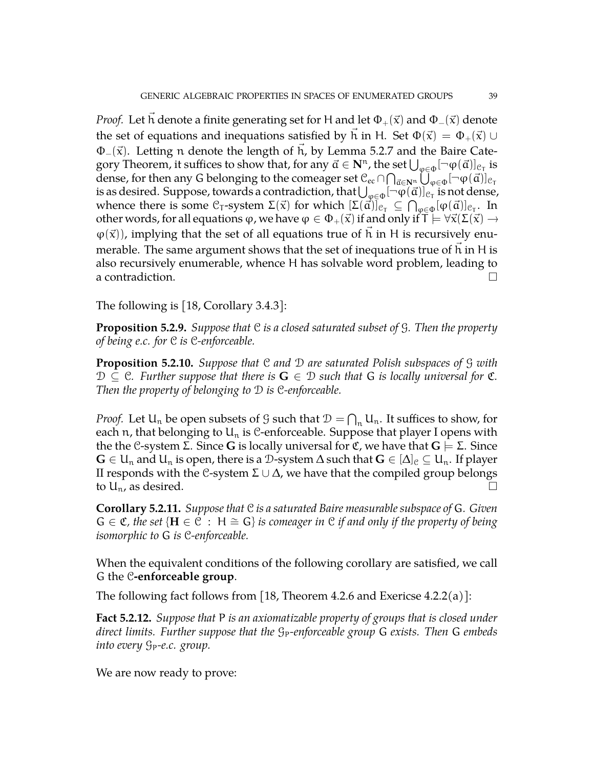*Proof.* Let $\vec{h}$ denote a finite generating set for $H$ and let $\Phi_+(\vec{x})$ and $\Phi_-(\vec{x})$ denote the set of equations and inequations satisfied by $\vec{h}$ in $H$. Set $\Phi(\vec{x}) = \Phi_+(\vec{x}) \cup \Phi_-(\vec{x})$. Letting $n$ denote the length of $\vec{h}$, by Lemma 5.2.7 and the Baire Category Theorem, it suffices to show that, for any $\vec{a} \in \mathbf{N}^n$, the set $\bigcup_{\varphi \in \Phi}[\neg\varphi(\vec{a})]_{\mathcal{C}_T}$ is dense, for then any $G$ belonging to the comeager set $\mathcal{C}_{ec} \cap \bigcap_{\vec{a} \in \mathbf{N}^n} \bigcup_{\varphi \in \Phi}[\neg\varphi(\vec{a})]_{\mathcal{C}_T}$ is as desired. Suppose, towards a contradiction, that $\bigcup_{\varphi \in \Phi}[\neg\varphi(\vec{a})]_{\mathcal{C}_T}$ is not dense, whence there is some $\mathcal{C}_T$-system $\Sigma(\vec{x})$ for which $[\Sigma(\vec{a})]_{\mathcal{C}_T} \subseteq \bigcap_{\varphi \in \Phi}[\varphi(\vec{a})]_{\mathcal{C}_T}$. In other words, for all equations $\varphi$, we have $\varphi \in \Phi_+(\vec{x})$ if and only if $T \models \forall \vec{x}(\Sigma(\vec{x}) \to \varphi(\vec{x}))$, implying that the set of all equations true of $\vec{h}$ in $H$ is recursively enumerable. The same argument shows that the set of inequations true of $\vec{h}$ in $H$ is also recursively enumerable, whence $H$ has solvable word problem, leading to a contradiction. $\square$

The following is [18, Corollary 3.4.3]:

**Proposition 5.2.9.** *Suppose that $\mathcal{C}$ is a closed saturated subset of $\mathcal{G}$. Then the property of being e.c. for $\mathcal{C}$ is $\mathcal{C}$-enforceable.*

**Proposition 5.2.10.** *Suppose that $\mathcal{C}$ and $\mathcal{D}$ are saturated Polish subspaces of $\mathcal{G}$ with $\mathcal{D} \subseteq \mathcal{C}$. Further suppose that there is $\mathbf{G} \in \mathcal{D}$ such that $G$ is locally universal for $\mathfrak{C}$. Then the property of belonging to $\mathcal{D}$ is $\mathcal{C}$-enforceable.*

*Proof.* Let $U_n$ be open subsets of $\mathcal{G}$ such that $\mathcal{D} = \bigcap_n U_n$. It suffices to show, for each $n$, that belonging to $U_n$ is $\mathcal{C}$-enforceable. Suppose that player I opens with the the $\mathcal{C}$-system $\Sigma$. Since $\mathbf{G}$ is locally universal for $\mathfrak{C}$, we have that $\mathbf{G} \models \Sigma$. Since $\mathbf{G} \in U_n$ and $U_n$ is open, there is a $\mathcal{D}$-system $\Delta$ such that $\mathbf{G} \in [\Delta]_{\mathcal{C}} \subseteq U_n$. If player II responds with the $\mathcal{C}$-system $\Sigma \cup \Delta$, we have that the compiled group belongs to $U_n$, as desired. $\square$

**Corollary 5.2.11.** *Suppose that $\mathcal{C}$ is a saturated Baire measurable subspace of $\mathrm{G}$. Given $G \in \mathfrak{C}$, the set $\{\mathbf{H} \in \mathcal{C} : H \cong G\}$ is comeager in $\mathcal{C}$ if and only if the property of being isomorphic to $G$ is $\mathcal{C}$-enforceable.*

When the equivalent conditions of the following corollary are satisfied, we call $G$ the **$\mathcal{C}$-enforceable group**.

The following fact follows from [18, Theorem 4.2.6 and Exericse 4.2.2(a)]:

**Fact 5.2.12.** *Suppose that $P$ is an axiomatizable property of groups that is closed under direct limits. Further suppose that the $\mathcal{G}_P$-enforceable group $G$ exists. Then $G$ embeds into every $\mathcal{G}_P$-e.c. group.*

We are now ready to prove: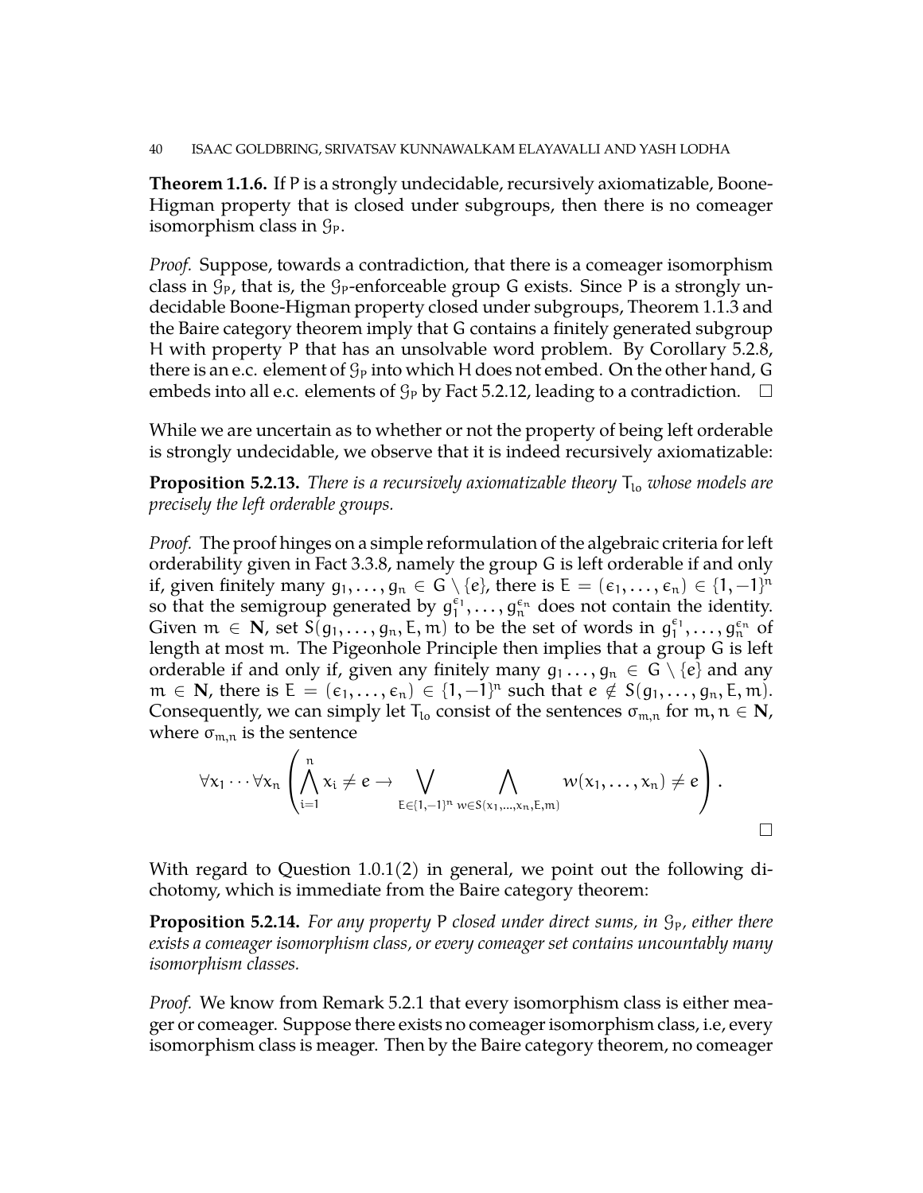**Theorem 1.1.6.** If P is a strongly undecidable, recursively axiomatizable, Boone-Higman property that is closed under subgroups, then there is no comeager isomorphism class in $\mathcal{G}_P$.

*Proof.* Suppose, towards a contradiction, that there is a comeager isomorphism class in $\mathcal{G}_P$, that is, the $\mathcal{G}_P$-enforceable group G exists. Since P is a strongly undecidable Boone-Higman property closed under subgroups, Theorem 1.1.3 and the Baire category theorem imply that G contains a finitely generated subgroup H with property P that has an unsolvable word problem. By Corollary 5.2.8, there is an e.c. element of $\mathcal{G}_P$ into which H does not embed. On the other hand, G embeds into all e.c. elements of $\mathcal{G}_P$ by Fact 5.2.12, leading to a contradiction. □

While we are uncertain as to whether or not the property of being left orderable is strongly undecidable, we observe that it is indeed recursively axiomatizable:

**Proposition 5.2.13.** *There is a recursively axiomatizable theory $T_{lo}$ whose models are precisely the left orderable groups.*

*Proof.* The proof hinges on a simple reformulation of the algebraic criteria for left orderability given in Fact 3.3.8, namely the group G is left orderable if and only if, given finitely many $g_1, \ldots, g_n \in G \setminus \{e\}$, there is $E = (\epsilon_1, \ldots, \epsilon_n) \in \{1, -1\}^n$ so that the semigroup generated by $g_1^{\epsilon_1}, \ldots, g_n^{\epsilon_n}$ does not contain the identity. Given $m \in \mathbf{N}$, set $S(g_1, \ldots, g_n, E, m)$ to be the set of words in $g_1^{\epsilon_1}, \ldots, g_n^{\epsilon_n}$ of length at most m. The Pigeonhole Principle then implies that a group G is left orderable if and only if, given any finitely many $g_1 \ldots, g_n \in G \setminus \{e\}$ and any $m \in \mathbf{N}$, there is $E = (\epsilon_1, \ldots, \epsilon_n) \in \{1, -1\}^n$ such that $e \notin S(g_1, \ldots, g_n, E, m)$. Consequently, we can simply let $T_{lo}$ consist of the sentences $\sigma_{m,n}$ for $m, n \in \mathbf{N}$, where $\sigma_{m,n}$ is the sentence

$$\forall x_1 \cdots \forall x_n \left( \bigwedge_{i=1}^{n} x_i \neq e \rightarrow \bigvee_{E \in \{1,-1\}^n} \bigwedge_{w \in S(x_1, \ldots, x_n, E, m)} w(x_1, \ldots, x_n) \neq e \right).$$

□

With regard to Question 1.0.1(2) in general, we point out the following dichotomy, which is immediate from the Baire category theorem:

**Proposition 5.2.14.** *For any property P closed under direct sums, in $\mathcal{G}_P$, either there exists a comeager isomorphism class, or every comeager set contains uncountably many isomorphism classes.*

*Proof.* We know from Remark 5.2.1 that every isomorphism class is either meager or comeager. Suppose there exists no comeager isomorphism class, i.e, every isomorphism class is meager. Then by the Baire category theorem, no comeager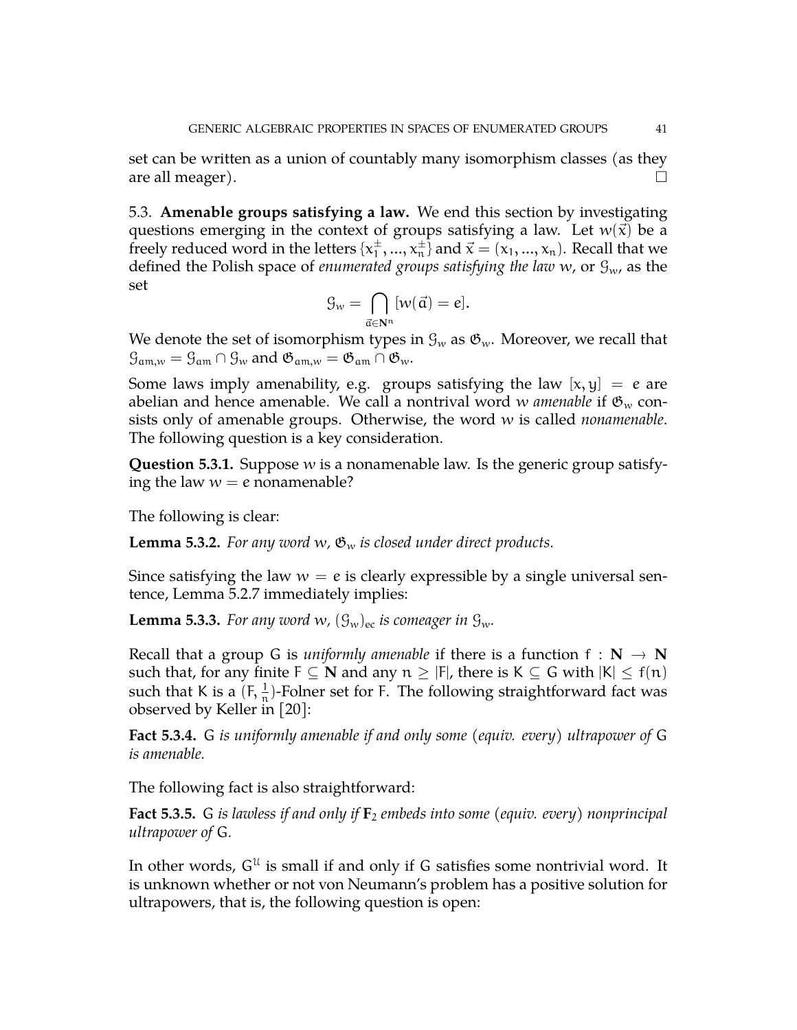set can be written as a union of countably many isomorphism classes (as they are all meager). □

### 5.3. Amenable groups satisfying a law.

We end this section by investigating questions emerging in the context of groups satisfying a law. Let $w(\vec{x})$ be a freely reduced word in the letters $\{x_1^{\pm}, ..., x_n^{\pm}\}$ and $\vec{x} = (x_1, ..., x_n)$. Recall that we defined the Polish space of *enumerated groups satisfying the law* $w$, or $\mathcal{G}_w$, as the set

$$\mathcal{G}_w = \bigcap_{\vec{a} \in \mathbf{N}^n} [w(\vec{a}) = e].$$

We denote the set of isomorphism types in $\mathcal{G}_w$ as $\mathfrak{G}_w$. Moreover, we recall that $\mathcal{G}_{am,w} = \mathcal{G}_{am} \cap \mathcal{G}_w$ and $\mathfrak{G}_{am,w} = \mathfrak{G}_{am} \cap \mathfrak{G}_w$.

Some laws imply amenability, e.g. groups satisfying the law $[x, y] = e$ are abelian and hence amenable. We call a nontrival word $w$ *amenable* if $\mathfrak{G}_w$ consists only of amenable groups. Otherwise, the word $w$ is called *nonamenable*. The following question is a key consideration.

**Question 5.3.1.** Suppose $w$ is a nonamenable law. Is the generic group satisfying the law $w = e$ nonamenable?

The following is clear:

**Lemma 5.3.2.** *For any word $w$, $\mathfrak{G}_w$ is closed under direct products.*

Since satisfying the law $w = e$ is clearly expressible by a single universal sentence, Lemma 5.2.7 immediately implies:

**Lemma 5.3.3.** *For any word $w$, $(\mathcal{G}_w)_{ec}$ is comeager in $\mathcal{G}_w$.*

Recall that a group $G$ is *uniformly amenable* if there is a function $f : \mathbf{N} \to \mathbf{N}$ such that, for any finite $F \subseteq \mathbf{N}$ and any $n \geq |F|$, there is $K \subseteq G$ with $|K| \leq f(n)$ such that $K$ is a $(F, \frac{1}{n})$-Folner set for $F$. The following straightforward fact was observed by Keller in [20]:

**Fact 5.3.4.** $G$ *is uniformly amenable if and only some (equiv. every) ultrapower of* $G$ *is amenable.*

The following fact is also straightforward:

**Fact 5.3.5.** $G$ *is lawless if and only if* $\mathbf{F}_2$ *embeds into some (equiv. every) nonprincipal ultrapower of* $G$.

In other words, $G^{\mathcal{U}}$ is small if and only if $G$ satisfies some nontrivial word. It is unknown whether or not von Neumann's problem has a positive solution for ultrapowers, that is, the following question is open: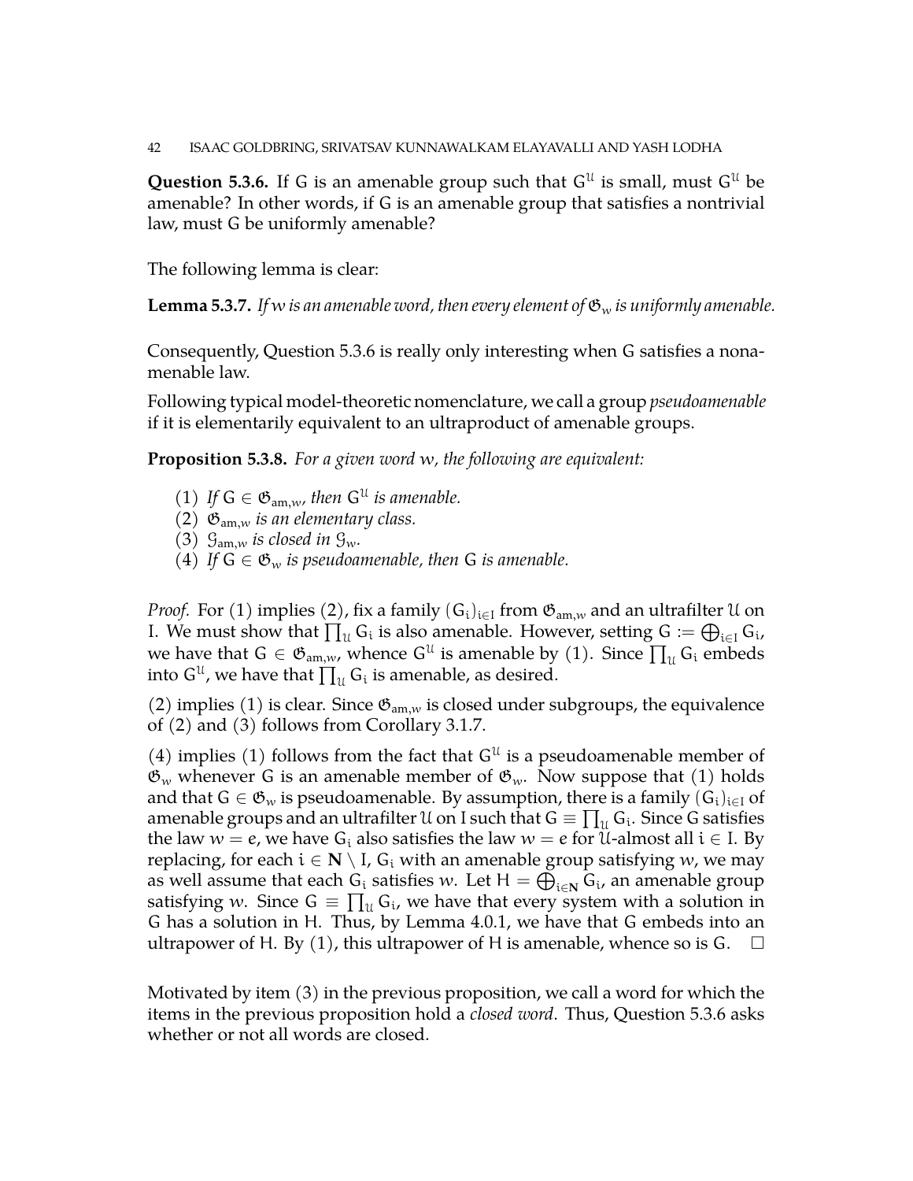**Question 5.3.6.** If G is an amenable group such that $G^{\mathcal{U}}$ is small, must $G^{\mathcal{U}}$ be amenable? In other words, if G is an amenable group that satisfies a nontrivial law, must G be uniformly amenable?

The following lemma is clear:

**Lemma 5.3.7.** *If $w$ is an amenable word, then every element of $\mathfrak{G}_w$ is uniformly amenable.*

Consequently, Question 5.3.6 is really only interesting when G satisfies a nonamenable law.

Following typical model-theoretic nomenclature, we call a group *pseudoamenable* if it is elementarily equivalent to an ultraproduct of amenable groups.

**Proposition 5.3.8.** *For a given word $w$, the following are equivalent:*

1. *If $G \in \mathfrak{G}_{\mathrm{am},w}$, then $G^{\mathcal{U}}$ is amenable.*
2. *$\mathfrak{G}_{\mathrm{am},w}$ is an elementary class.*
3. *$\mathcal{G}_{\mathrm{am},w}$ is closed in $\mathcal{G}_w$.*
4. *If $G \in \mathfrak{G}_w$ is pseudoamenable, then G is amenable.*

*Proof.* For (1) implies (2), fix a family $(G_i)_{i\in I}$ from $\mathfrak{G}_{\mathrm{am},w}$ and an ultrafilter $\mathcal{U}$ on I. We must show that $\prod_{\mathcal{U}} G_i$ is also amenable. However, setting $G := \bigoplus_{i\in I} G_i$, we have that $G \in \mathfrak{G}_{\mathrm{am},w}$, whence $G^{\mathcal{U}}$ is amenable by (1). Since $\prod_{\mathcal{U}} G_i$ embeds into $G^{\mathcal{U}}$, we have that $\prod_{\mathcal{U}} G_i$ is amenable, as desired.

(2) implies (1) is clear. Since $\mathfrak{G}_{\mathrm{am},w}$ is closed under subgroups, the equivalence of (2) and (3) follows from Corollary 3.1.7.

(4) implies (1) follows from the fact that $G^{\mathcal{U}}$ is a pseudoamenable member of $\mathfrak{G}_w$ whenever G is an amenable member of $\mathfrak{G}_w$. Now suppose that (1) holds and that $G \in \mathfrak{G}_w$ is pseudoamenable. By assumption, there is a family $(G_i)_{i\in I}$ of amenable groups and an ultrafilter $\mathcal{U}$ on I such that $G \equiv \prod_{\mathcal{U}} G_i$. Since G satisfies the law $w = e$, we have $G_i$ also satisfies the law $w = e$ for $\mathcal{U}$-almost all $i \in I$. By replacing, for each $i \in \mathbf{N} \setminus I$, $G_i$ with an amenable group satisfying $w$, we may as well assume that each $G_i$ satisfies $w$. Let $H = \bigoplus_{i\in\mathbf{N}} G_i$, an amenable group satisfying $w$. Since $G \equiv \prod_{\mathcal{U}} G_i$, we have that every system with a solution in G has a solution in H. Thus, by Lemma 4.0.1, we have that G embeds into an ultrapower of H. By (1), this ultrapower of H is amenable, whence so is G. $\square$

Motivated by item (3) in the previous proposition, we call a word for which the items in the previous proposition hold a *closed word*. Thus, Question 5.3.6 asks whether or not all words are closed.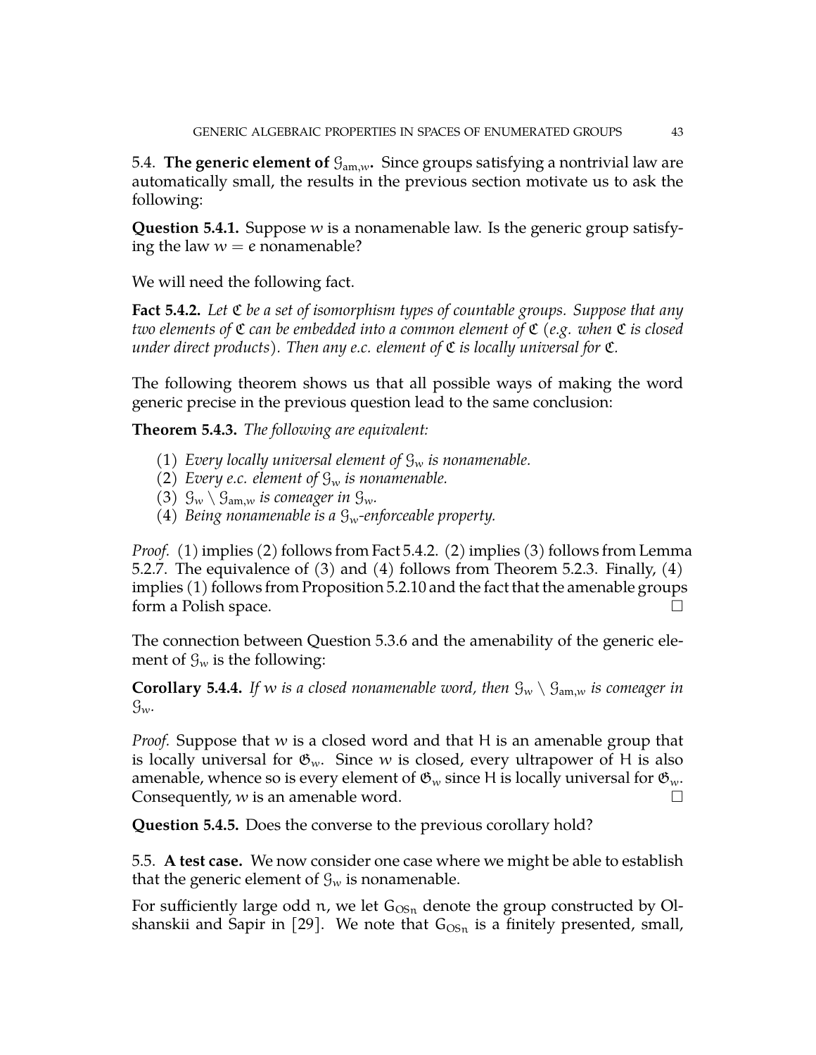5.4. **The generic element of $\mathcal{G}_{\mathrm{am},w}$.** Since groups satisfying a nontrivial law are automatically small, the results in the previous section motivate us to ask the following:

**Question 5.4.1.** Suppose $w$ is a nonamenable law. Is the generic group satisfying the law $w = e$ nonamenable?

We will need the following fact.

**Fact 5.4.2.** *Let $\mathfrak{C}$ be a set of isomorphism types of countable groups. Suppose that any two elements of $\mathfrak{C}$ can be embedded into a common element of $\mathfrak{C}$ (e.g. when $\mathfrak{C}$ is closed under direct products). Then any e.c. element of $\mathfrak{C}$ is locally universal for $\mathfrak{C}$.*

The following theorem shows us that all possible ways of making the word generic precise in the previous question lead to the same conclusion:

**Theorem 5.4.3.** *The following are equivalent:*

1. *Every locally universal element of $\mathcal{G}_w$ is nonamenable.*
2. *Every e.c. element of $\mathcal{G}_w$ is nonamenable.*
3. *$\mathcal{G}_w \setminus \mathcal{G}_{\mathrm{am},w}$ is comeager in $\mathcal{G}_w$.*
4. *Being nonamenable is a $\mathcal{G}_w$-enforceable property.*

*Proof.* (1) implies (2) follows from Fact 5.4.2. (2) implies (3) follows from Lemma 5.2.7. The equivalence of (3) and (4) follows from Theorem 5.2.3. Finally, (4) implies (1) follows from Proposition 5.2.10 and the fact that the amenable groups form a Polish space. □

The connection between Question 5.3.6 and the amenability of the generic element of $\mathcal{G}_w$ is the following:

**Corollary 5.4.4.** *If $w$ is a closed nonamenable word, then $\mathcal{G}_w \setminus \mathcal{G}_{\mathrm{am},w}$ is comeager in $\mathcal{G}_w$.*

*Proof.* Suppose that $w$ is a closed word and that $H$ is an amenable group that is locally universal for $\mathfrak{G}_w$. Since $w$ is closed, every ultrapower of $H$ is also amenable, whence so is every element of $\mathfrak{G}_w$ since $H$ is locally universal for $\mathfrak{G}_w$. Consequently, $w$ is an amenable word. □

**Question 5.4.5.** Does the converse to the previous corollary hold?

5.5. **A test case.** We now consider one case where we might be able to establish that the generic element of $\mathcal{G}_w$ is nonamenable.

For sufficiently large odd $n$, we let $G_{\mathrm{OS}_n}$ denote the group constructed by Olshanskii and Sapir in [29]. We note that $G_{\mathrm{OS}_n}$ is a finitely presented, small,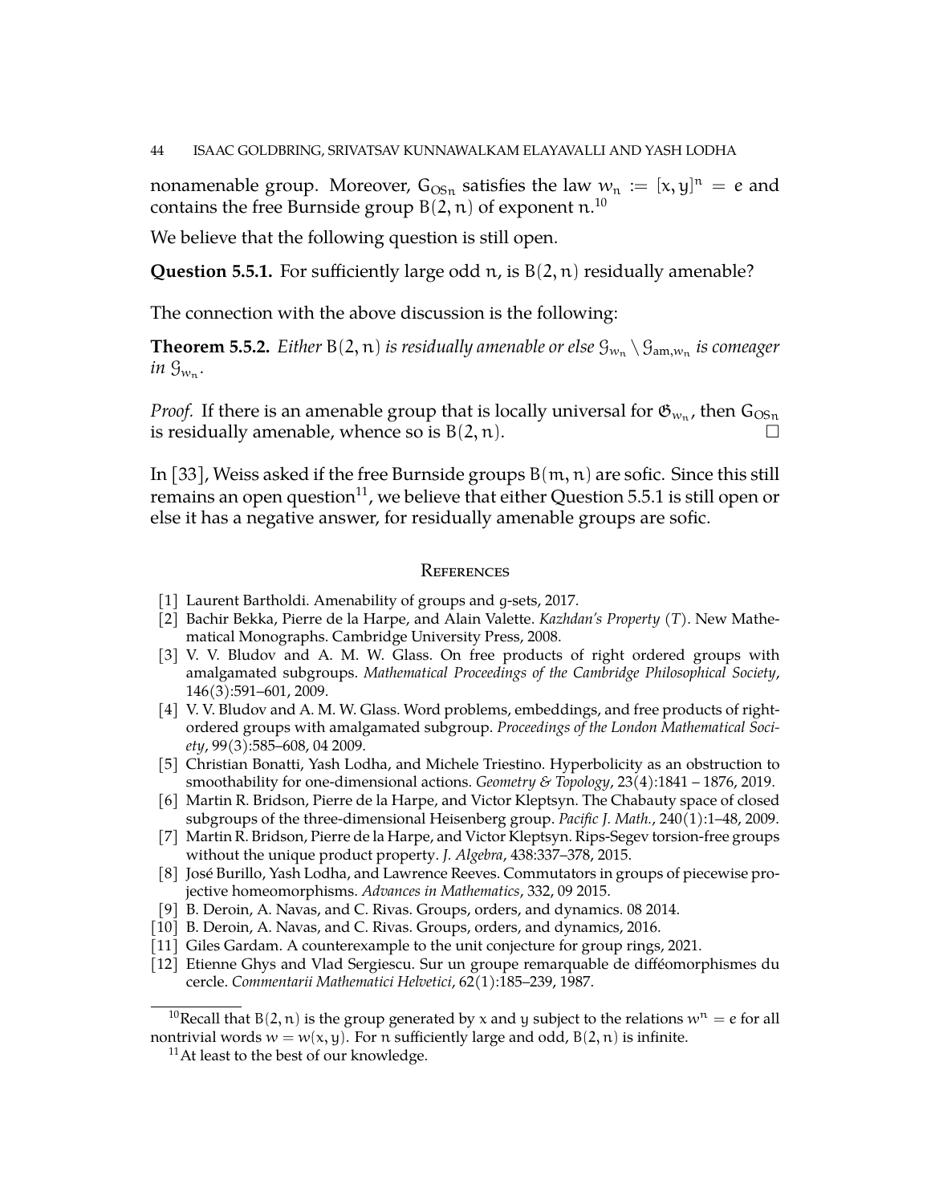nonamenable group. Moreover, $G_{OSn}$ satisfies the law $w_n := [x, y]^n = e$ and contains the free Burnside group $B(2, n)$ of exponent $n$.[10]

We believe that the following question is still open.

**Question 5.5.1.** For sufficiently large odd $n$, is $B(2, n)$ residually amenable?

The connection with the above discussion is the following:

**Theorem 5.5.2.** *Either $B(2, n)$ is residually amenable or else $\mathcal{G}_{w_n} \setminus \mathcal{G}_{\mathrm{am}, w_n}$ is comeager in $\mathcal{G}_{w_n}$.*

*Proof.* If there is an amenable group that is locally universal for $\mathfrak{G}_{w_n}$, then $G_{OSn}$ is residually amenable, whence so is $B(2, n)$. □

In [33], Weiss asked if the free Burnside groups $B(m, n)$ are sofic. Since this still remains an open question[11], we believe that either Question 5.5.1 is still open or else it has a negative answer, for residually amenable groups are sofic.

## References

- [1] Laurent Bartholdi. Amenability of groups and $g$-sets, 2017.
- [2] Bachir Bekka, Pierre de la Harpe, and Alain Valette. *Kazhdan's Property (T)*. New Mathematical Monographs. Cambridge University Press, 2008.
- [3] V. V. Bludov and A. M. W. Glass. On free products of right ordered groups with amalgamated subgroups. *Mathematical Proceedings of the Cambridge Philosophical Society*, 146(3):591–601, 2009.
- [4] V. V. Bludov and A. M. W. Glass. Word problems, embeddings, and free products of right-ordered groups with amalgamated subgroup. *Proceedings of the London Mathematical Society*, 99(3):585–608, 04 2009.
- [5] Christian Bonatti, Yash Lodha, and Michele Triestino. Hyperbolicity as an obstruction to smoothability for one-dimensional actions. *Geometry & Topology*, 23(4):1841 – 1876, 2019.
- [6] Martin R. Bridson, Pierre de la Harpe, and Victor Kleptsyn. The Chabauty space of closed subgroups of the three-dimensional Heisenberg group. *Pacific J. Math.*, 240(1):1–48, 2009.
- [7] Martin R. Bridson, Pierre de la Harpe, and Victor Kleptsyn. Rips-Segev torsion-free groups without the unique product property. *J. Algebra*, 438:337–378, 2015.
- [8] José Burillo, Yash Lodha, and Lawrence Reeves. Commutators in groups of piecewise projective homeomorphisms. *Advances in Mathematics*, 332, 09 2015.
- [9] B. Deroin, A. Navas, and C. Rivas. Groups, orders, and dynamics. 08 2014.
- [10] B. Deroin, A. Navas, and C. Rivas. Groups, orders, and dynamics, 2016.
- [11] Giles Gardam. A counterexample to the unit conjecture for group rings, 2021.
- [12] Etienne Ghys and Vlad Sergiescu. Sur un groupe remarquable de difféomorphismes du cercle. *Commentarii Mathematici Helvetici*, 62(1):185–239, 1987.

[10] Recall that $B(2, n)$ is the group generated by $x$ and $y$ subject to the relations $w^n = e$ for all nontrivial words $w = w(x, y)$. For $n$ sufficiently large and odd, $B(2, n)$ is infinite.

[11] At least to the best of our knowledge.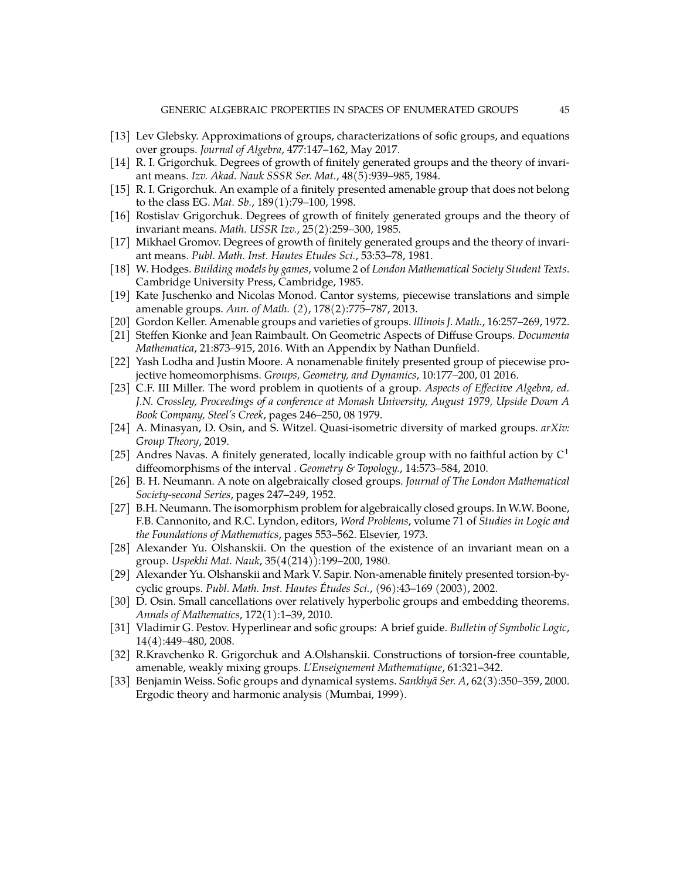[13] Lev Glebsky. Approximations of groups, characterizations of sofic groups, and equations over groups. *Journal of Algebra*, 477:147–162, May 2017.

[14] R. I. Grigorchuk. Degrees of growth of finitely generated groups and the theory of invariant means. *Izv. Akad. Nauk SSSR Ser. Mat.*, 48(5):939–985, 1984.

[15] R. I. Grigorchuk. An example of a finitely presented amenable group that does not belong to the class EG. *Mat. Sb.*, 189(1):79–100, 1998.

[16] Rostislav Grigorchuk. Degrees of growth of finitely generated groups and the theory of invariant means. *Math. USSR Izv.*, 25(2):259–300, 1985.

[17] Mikhael Gromov. Degrees of growth of finitely generated groups and the theory of invariant means. *Publ. Math. Inst. Hautes Etudes Sci.*, 53:53–78, 1981.

[18] W. Hodges. *Building models by games*, volume 2 of *London Mathematical Society Student Texts*. Cambridge University Press, Cambridge, 1985.

[19] Kate Juschenko and Nicolas Monod. Cantor systems, piecewise translations and simple amenable groups. *Ann. of Math. (2)*, 178(2):775–787, 2013.

[20] Gordon Keller. Amenable groups and varieties of groups. *Illinois J. Math.*, 16:257–269, 1972.

[21] Steffen Kionke and Jean Raimbault. On Geometric Aspects of Diffuse Groups. *Documenta Mathematica*, 21:873–915, 2016. With an Appendix by Nathan Dunfield.

[22] Yash Lodha and Justin Moore. A nonamenable finitely presented group of piecewise projective homeomorphisms. *Groups, Geometry, and Dynamics*, 10:177–200, 01 2016.

[23] C.F. III Miller. The word problem in quotients of a group. *Aspects of Effective Algebra, ed. J.N. Crossley, Proceedings of a conference at Monash University, August 1979, Upside Down A Book Company, Steel's Creek*, pages 246–250, 08 1979.

[24] A. Minasyan, D. Osin, and S. Witzel. Quasi-isometric diversity of marked groups. *arXiv: Group Theory*, 2019.

[25] Andres Navas. A finitely generated, locally indicable group with no faithful action by $C^1$ diffeomorphisms of the interval . *Geometry & Topology.*, 14:573–584, 2010.

[26] B. H. Neumann. A note on algebraically closed groups. *Journal of The London Mathematical Society-second Series*, pages 247–249, 1952.

[27] B.H. Neumann. The isomorphism problem for algebraically closed groups. In W.W. Boone, F.B. Cannonito, and R.C. Lyndon, editors, *Word Problems*, volume 71 of *Studies in Logic and the Foundations of Mathematics*, pages 553–562. Elsevier, 1973.

[28] Alexander Yu. Olshanskii. On the question of the existence of an invariant mean on a group. *Uspekhi Mat. Nauk*, 35(4(214)):199–200, 1980.

[29] Alexander Yu. Olshanskii and Mark V. Sapir. Non-amenable finitely presented torsion-by-cyclic groups. *Publ. Math. Inst. Hautes Études Sci.*, (96):43–169 (2003), 2002.

[30] D. Osin. Small cancellations over relatively hyperbolic groups and embedding theorems. *Annals of Mathematics*, 172(1):1–39, 2010.

[31] Vladimir G. Pestov. Hyperlinear and sofic groups: A brief guide. *Bulletin of Symbolic Logic*, 14(4):449–480, 2008.

[32] R.Kravchenko R. Grigorchuk and A.Olshanskii. Constructions of torsion-free countable, amenable, weakly mixing groups. *L'Enseignement Mathematique*, 61:321–342.

[33] Benjamin Weiss. Sofic groups and dynamical systems. *Sankhyā Ser. A*, 62(3):350–359, 2000. Ergodic theory and harmonic analysis (Mumbai, 1999).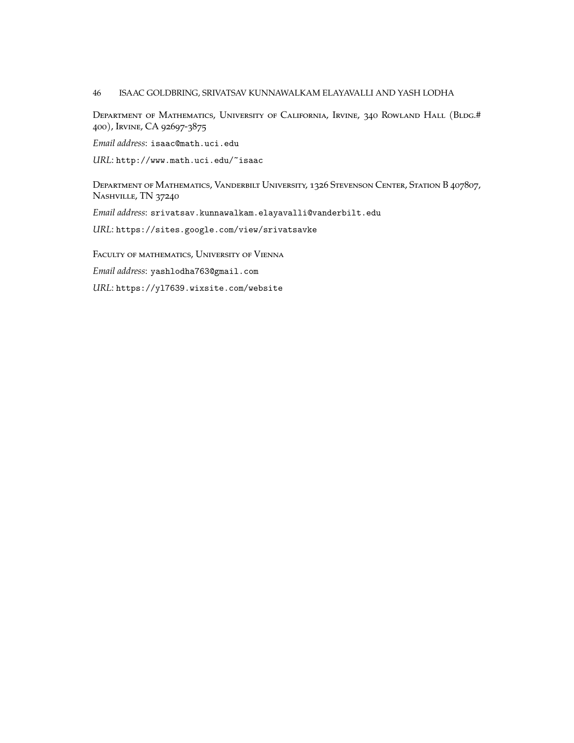Department of Mathematics, University of California, Irvine, 340 Rowland Hall (Bldg.# 400), Irvine, CA 92697-3875

*Email address*: isaac@math.uci.edu

*URL*: http://www.math.uci.edu/~isaac

Department of Mathematics, Vanderbilt University, 1326 Stevenson Center, Station B 407807, Nashville, TN 37240

*Email address*: srivatsav.kunnawalkam.elayavalli@vanderbilt.edu

*URL*: https://sites.google.com/view/srivatsavke

Faculty of mathematics, University of Vienna

*Email address*: yashlodha763@gmail.com

*URL*: https://yl7639.wixsite.com/website